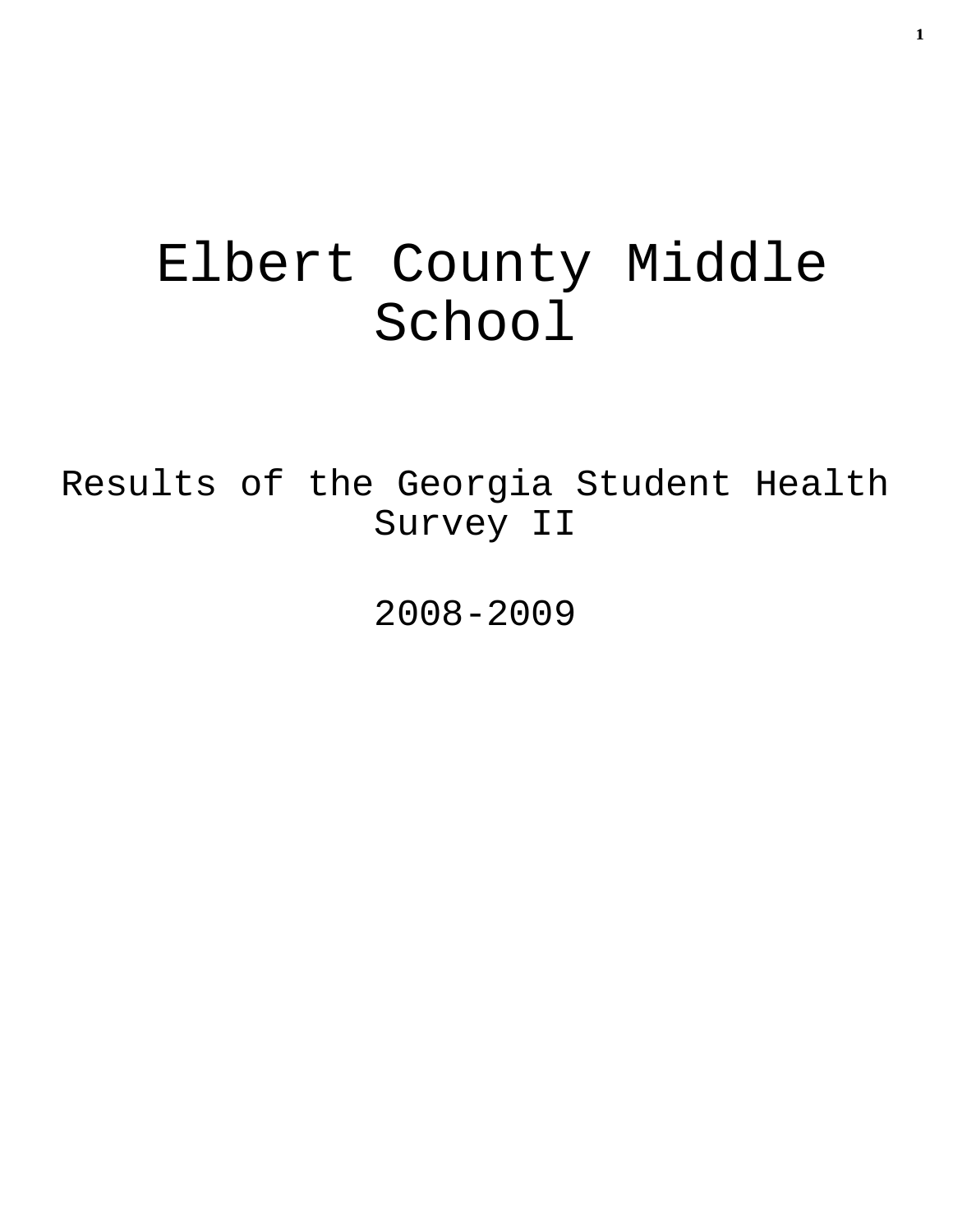# Elbert County Middle School

Results of the Georgia Student Health Survey II

2008-2009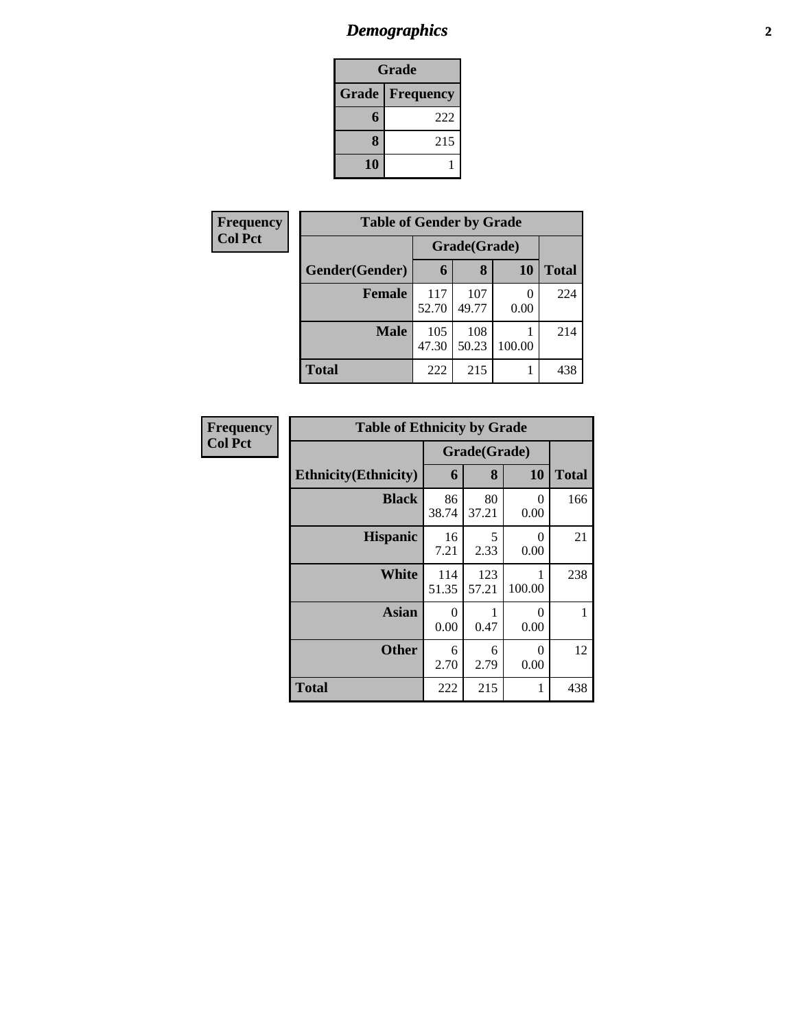# *Demographics*

| Grade | |
|---|---|
| **Grade** | **Frequency** |
| **6** | 222 |
| **8** | 215 |
| **10** | 1 |

**Frequency**
**Col Pct**

| Table of Gender by Grade | | | | |
|---|---|---|---|---|
| | Grade(Grade) | | | |
| **Gender(Gender)** | **6** | **8** | **10** | **Total** |
| **Female** | 117<br>52.70 | 107<br>49.77 | 0<br>0.00 | 224 |
| **Male** | 105<br>47.30 | 108<br>50.23 | 1<br>100.00 | 214 |
| **Total** | 222 | 215 | 1 | 438 |

**Frequency**
**Col Pct**

| Table of Ethnicity by Grade | | | | |
|---|---|---|---|---|
| | Grade(Grade) | | | |
| **Ethnicity(Ethnicity)** | **6** | **8** | **10** | **Total** |
| **Black** | 86<br>38.74 | 80<br>37.21 | 0<br>0.00 | 166 |
| **Hispanic** | 16<br>7.21 | 5<br>2.33 | 0<br>0.00 | 21 |
| **White** | 114<br>51.35 | 123<br>57.21 | 1<br>100.00 | 238 |
| **Asian** | 0<br>0.00 | 1<br>0.47 | 0<br>0.00 | 1 |
| **Other** | 6<br>2.70 | 6<br>2.79 | 0<br>0.00 | 12 |
| **Total** | 222 | 215 | 1 | 438 |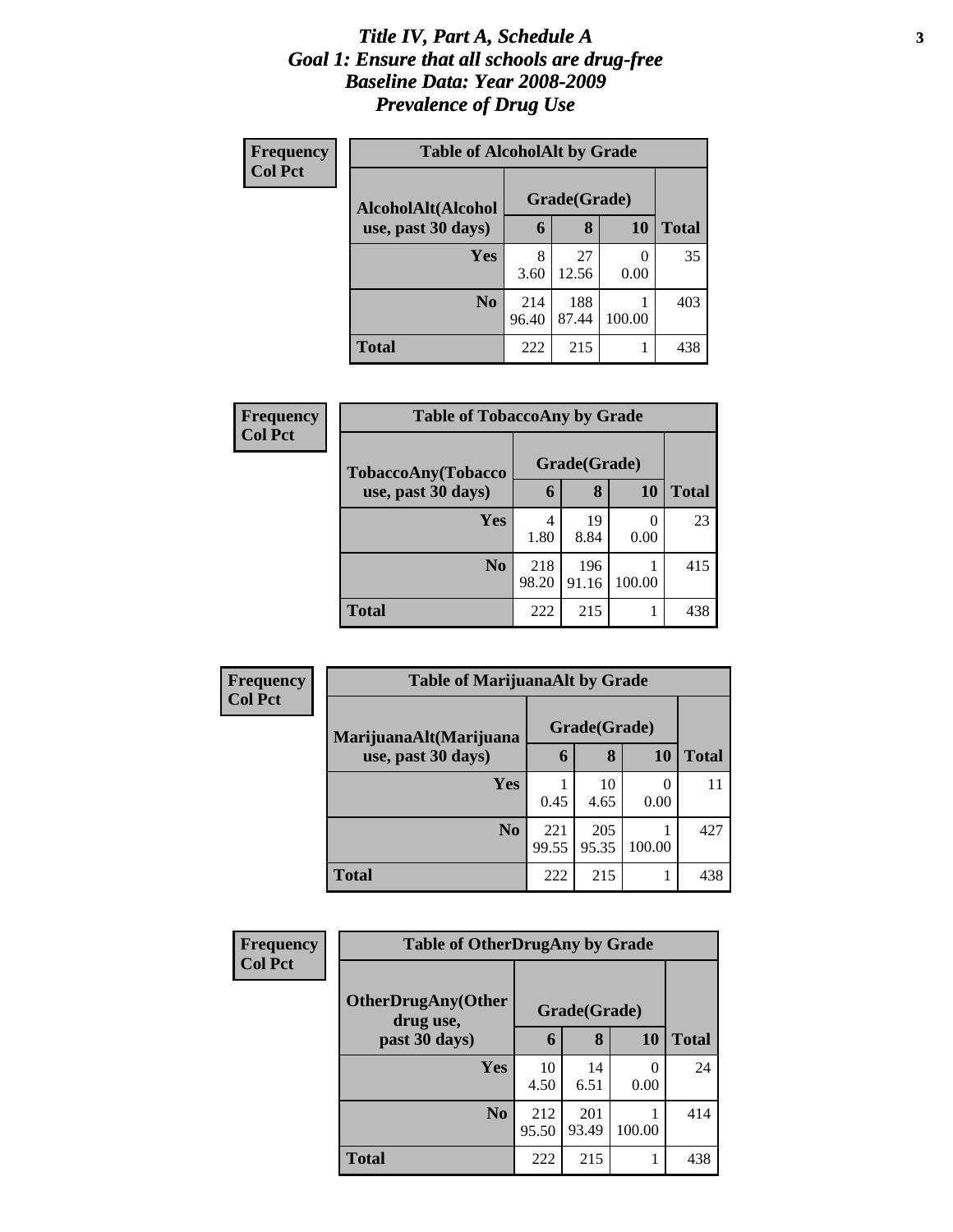# *Title IV, Part A, Schedule A*
# *Goal 1: Ensure that all schools are drug-free*
# *Baseline Data: Year 2008-2009*
# *Prevalence of Drug Use*

**Frequency**
**Col Pct**

**Table of AlcoholAlt by Grade**

| AlcoholAlt(Alcohol use, past 30 days) | Grade(Grade) | | | Total |
|---|---|---|---|---|
| | 6 | 8 | 10 | |
| Yes | 8<br>3.60 | 27<br>12.56 | 0<br>0.00 | 35 |
| No | 214<br>96.40 | 188<br>87.44 | 1<br>100.00 | 403 |
| Total | 222 | 215 | 1 | 438 |

**Frequency**
**Col Pct**

**Table of TobaccoAny by Grade**

| TobaccoAny(Tobacco use, past 30 days) | Grade(Grade) | | | Total |
|---|---|---|---|---|
| | 6 | 8 | 10 | |
| Yes | 4<br>1.80 | 19<br>8.84 | 0<br>0.00 | 23 |
| No | 218<br>98.20 | 196<br>91.16 | 1<br>100.00 | 415 |
| Total | 222 | 215 | 1 | 438 |

**Frequency**
**Col Pct**

**Table of MarijuanaAlt by Grade**

| MarijuanaAlt(Marijuana use, past 30 days) | Grade(Grade) | | | Total |
|---|---|---|---|---|
| | 6 | 8 | 10 | |
| Yes | 1<br>0.45 | 10<br>4.65 | 0<br>0.00 | 11 |
| No | 221<br>99.55 | 205<br>95.35 | 1<br>100.00 | 427 |
| Total | 222 | 215 | 1 | 438 |

**Frequency**
**Col Pct**

**Table of OtherDrugAny by Grade**

| OtherDrugAny(Other drug use, past 30 days) | Grade(Grade) | | | Total |
|---|---|---|---|---|
| | 6 | 8 | 10 | |
| Yes | 10<br>4.50 | 14<br>6.51 | 0<br>0.00 | 24 |
| No | 212<br>95.50 | 201<br>93.49 | 1<br>100.00 | 414 |
| Total | 222 | 215 | 1 | 438 |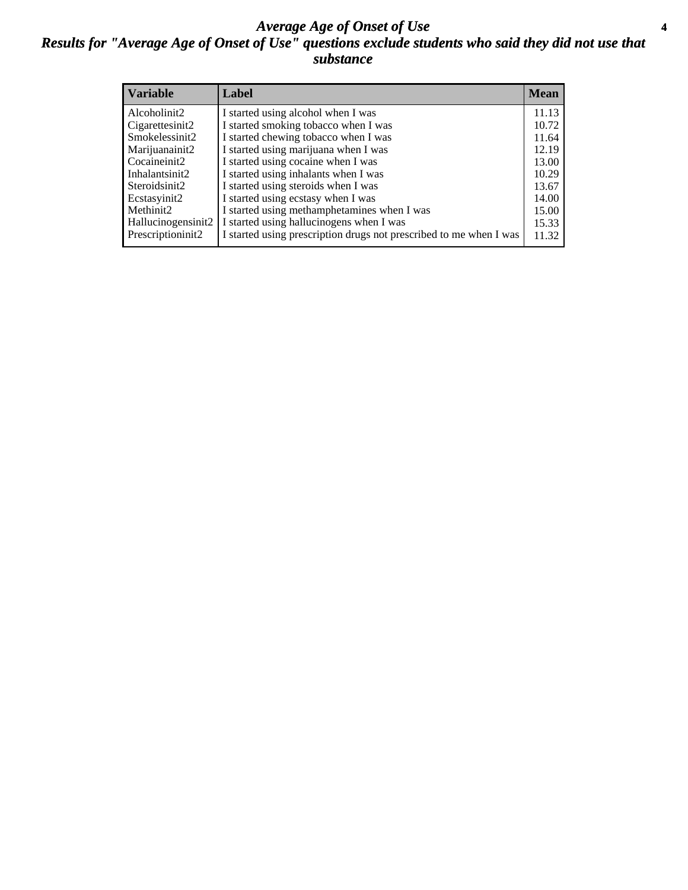# Average Age of Onset of Use

## Results for "Average Age of Onset of Use" questions exclude students who said they did not use that substance

| Variable | Label | Mean |
|---|---|---|
| Alcoholinit2 | I started using alcohol when I was | 11.13 |
| Cigarettesinit2 | I started smoking tobacco when I was | 10.72 |
| Smokelessinit2 | I started chewing tobacco when I was | 11.64 |
| Marijuanainit2 | I started using marijuana when I was | 12.19 |
| Cocaineinit2 | I started using cocaine when I was | 13.00 |
| Inhalantsinit2 | I started using inhalants when I was | 10.29 |
| Steroidsinit2 | I started using steroids when I was | 13.67 |
| Ecstasyinit2 | I started using ecstasy when I was | 14.00 |
| Methinit2 | I started using methamphetamines when I was | 15.00 |
| Hallucinogensinit2 | I started using hallucinogens when I was | 15.33 |
| Prescriptioninit2 | I started using prescription drugs not prescribed to me when I was | 11.32 |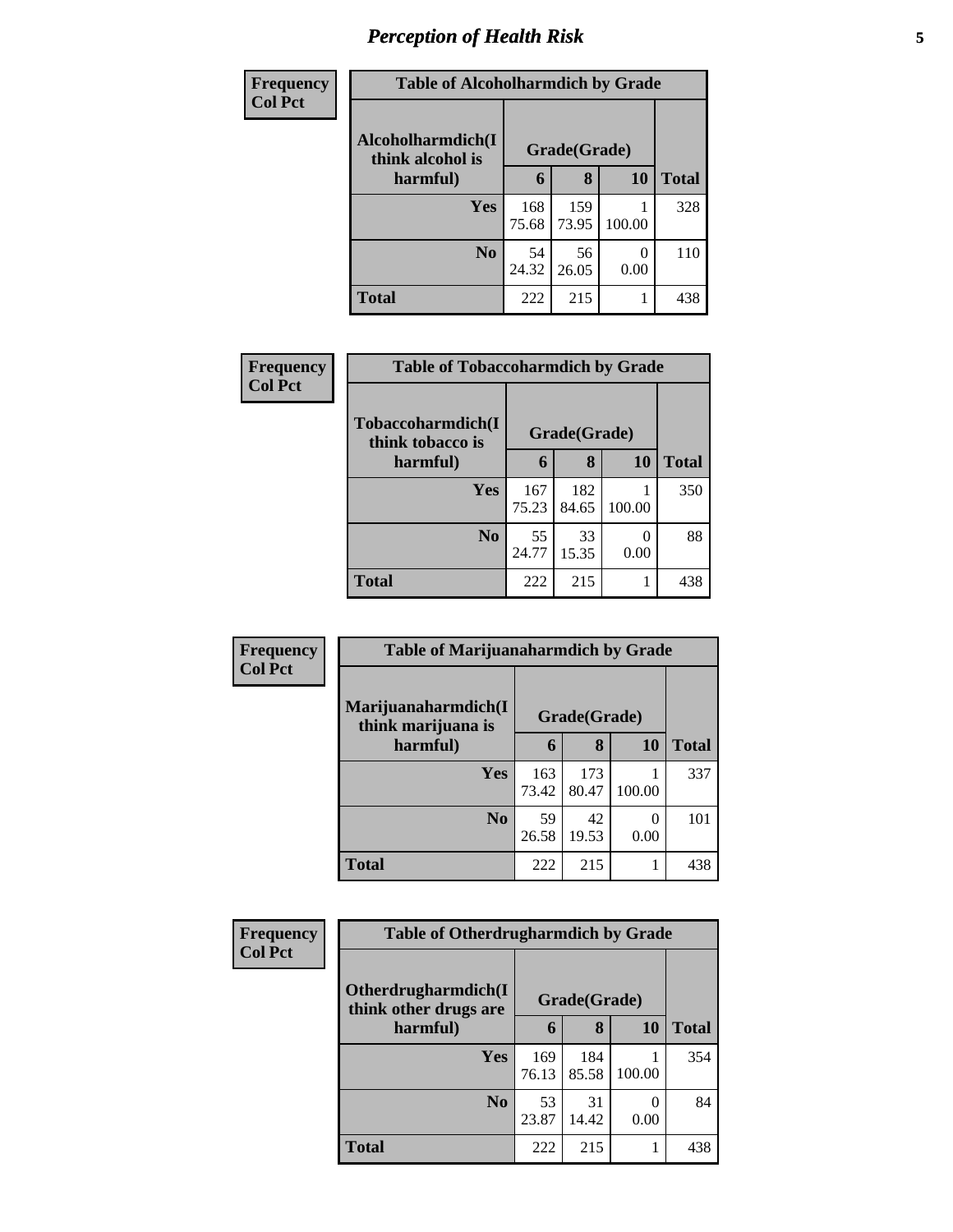## Perception of Health Risk

| Frequency<br>Col Pct | Table of Alcoholharmdich by Grade | | | |
|---|---|---|---|---|
| Alcoholharmdich(I think alcohol is harmful) | Grade(Grade) | | | |
| | 6 | 8 | 10 | Total |
| Yes | 168<br>75.68 | 159<br>73.95 | 1<br>100.00 | 328 |
| No | 54<br>24.32 | 56<br>26.05 | 0<br>0.00 | 110 |
| Total | 222 | 215 | 1 | 438 |

| Frequency<br>Col Pct | Table of Tobaccoharmdich by Grade | | | |
|---|---|---|---|---|
| Tobaccoharmdich(I think tobacco is harmful) | Grade(Grade) | | | |
| | 6 | 8 | 10 | Total |
| Yes | 167<br>75.23 | 182<br>84.65 | 1<br>100.00 | 350 |
| No | 55<br>24.77 | 33<br>15.35 | 0<br>0.00 | 88 |
| Total | 222 | 215 | 1 | 438 |

| Frequency<br>Col Pct | Table of Marijuanaharmdich by Grade | | | |
|---|---|---|---|---|
| Marijuanaharmdich(I think marijuana is harmful) | Grade(Grade) | | | |
| | 6 | 8 | 10 | Total |
| Yes | 163<br>73.42 | 173<br>80.47 | 1<br>100.00 | 337 |
| No | 59<br>26.58 | 42<br>19.53 | 0<br>0.00 | 101 |
| Total | 222 | 215 | 1 | 438 |

| Frequency<br>Col Pct | Table of Otherdrugharmdich by Grade | | | |
|---|---|---|---|---|
| Otherdrugharmdich(I think other drugs are harmful) | Grade(Grade) | | | |
| | 6 | 8 | 10 | Total |
| Yes | 169<br>76.13 | 184<br>85.58 | 1<br>100.00 | 354 |
| No | 53<br>23.87 | 31<br>14.42 | 0<br>0.00 | 84 |
| Total | 222 | 215 | 1 | 438 |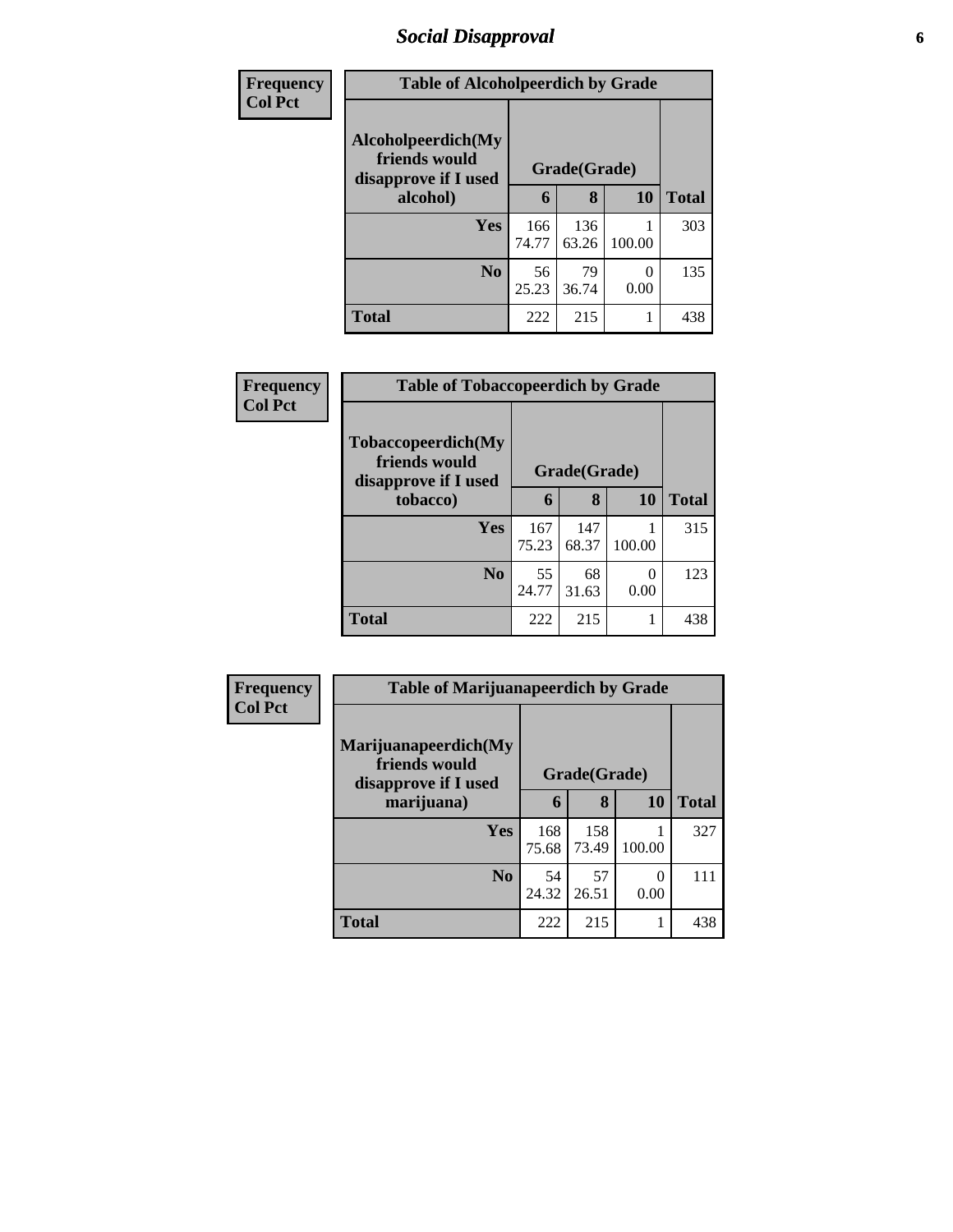## Social Disapproval

| Frequency Col Pct |
|---|

**Table of Alcoholpeerdich by Grade**

| Alcoholpeerdich(My friends would disapprove if I used alcohol) | Grade(Grade) | | | Total |
|---|---|---|---|---|
| | 6 | 8 | 10 | |
| Yes | 166<br>74.77 | 136<br>63.26 | 1<br>100.00 | 303 |
| No | 56<br>25.23 | 79<br>36.74 | 0<br>0.00 | 135 |
| Total | 222 | 215 | 1 | 438 |

| Frequency Col Pct |
|---|

**Table of Tobaccopeerdich by Grade**

| Tobaccopeerdich(My friends would disapprove if I used tobacco) | Grade(Grade) | | | Total |
|---|---|---|---|---|
| | 6 | 8 | 10 | |
| Yes | 167<br>75.23 | 147<br>68.37 | 1<br>100.00 | 315 |
| No | 55<br>24.77 | 68<br>31.63 | 0<br>0.00 | 123 |
| Total | 222 | 215 | 1 | 438 |

| Frequency Col Pct |
|---|

**Table of Marijuanapeerdich by Grade**

| Marijuanapeerdich(My friends would disapprove if I used marijuana) | Grade(Grade) | | | Total |
|---|---|---|---|---|
| | 6 | 8 | 10 | |
| Yes | 168<br>75.68 | 158<br>73.49 | 1<br>100.00 | 327 |
| No | 54<br>24.32 | 57<br>26.51 | 0<br>0.00 | 111 |
| Total | 222 | 215 | 1 | 438 |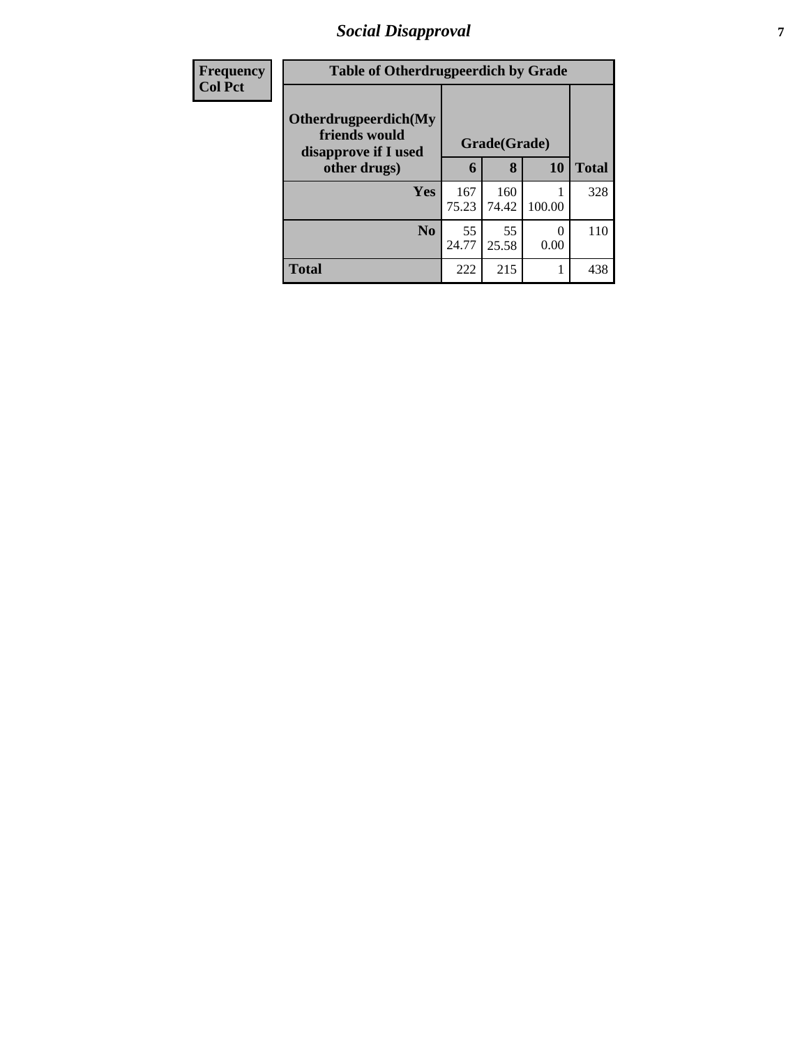| Frequency<br>Col Pct | Table of Otherdrugpeerdich by Grade | | | |
|---|---|---|---|---|
| **Otherdrugpeerdich(My friends would disapprove if I used other drugs)** | **Grade(Grade)** | | | |
| | **6** | **8** | **10** | **Total** |
| **Yes** | 167<br>75.23 | 160<br>74.42 | 1<br>100.00 | 328 |
| **No** | 55<br>24.77 | 55<br>25.58 | 0<br>0.00 | 110 |
| **Total** | 222 | 215 | 1 | 438 |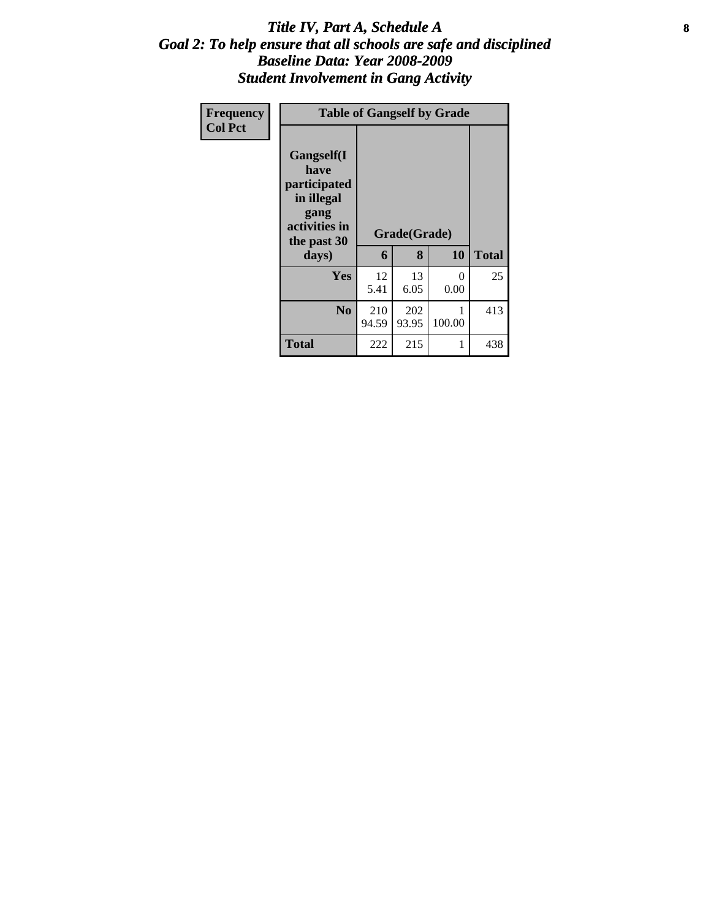# *Title IV, Part A, Schedule A*
## *Goal 2: To help ensure that all schools are safe and disciplined*
## *Baseline Data: Year 2008-2009*
## *Student Involvement in Gang Activity*

| Frequency<br>Col Pct | Table of Gangself by Grade | | | | |
|---|---|---|---|---|---|
| | Gangself(I have participated in illegal gang activities in the past 30 days) | Grade(Grade) | | | |
| | | 6 | 8 | 10 | Total |
| | Yes | 12<br>5.41 | 13<br>6.05 | 0<br>0.00 | 25 |
| | No | 210<br>94.59 | 202<br>93.95 | 1<br>100.00 | 413 |
| | Total | 222 | 215 | 1 | 438 |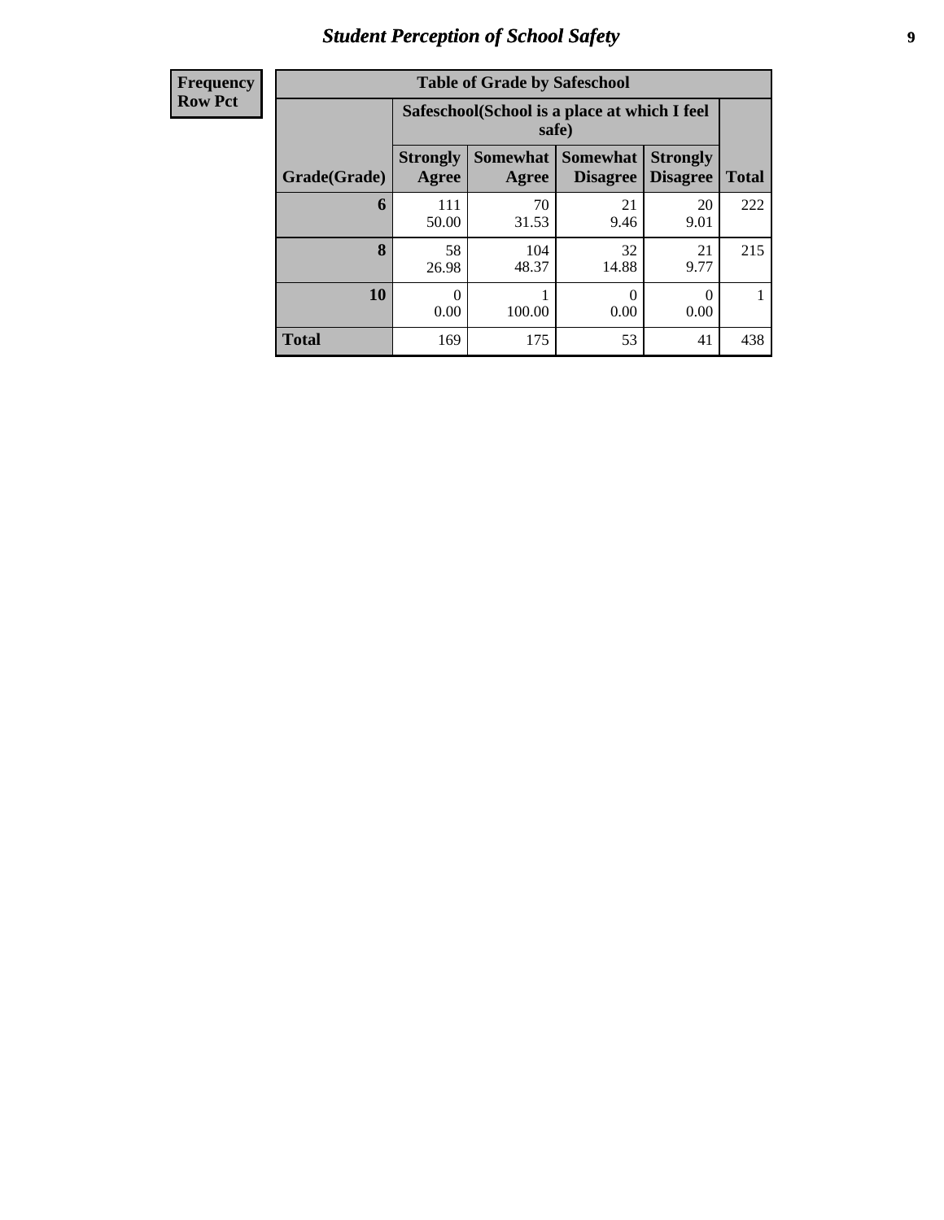| Frequency Row Pct |
|---|

**Table of Grade by Safeschool**

| Grade(Grade) | Safeschool(School is a place at which I feel safe) | | | | Total |
|---|---|---|---|---|---|
| | Strongly Agree | Somewhat Agree | Somewhat Disagree | Strongly Disagree | |
| **6** | 111<br>50.00 | 70<br>31.53 | 21<br>9.46 | 20<br>9.01 | 222 |
| **8** | 58<br>26.98 | 104<br>48.37 | 32<br>14.88 | 21<br>9.77 | 215 |
| **10** | 0<br>0.00 | 1<br>100.00 | 0<br>0.00 | 0<br>0.00 | 1 |
| **Total** | 169 | 175 | 53 | 41 | 438 |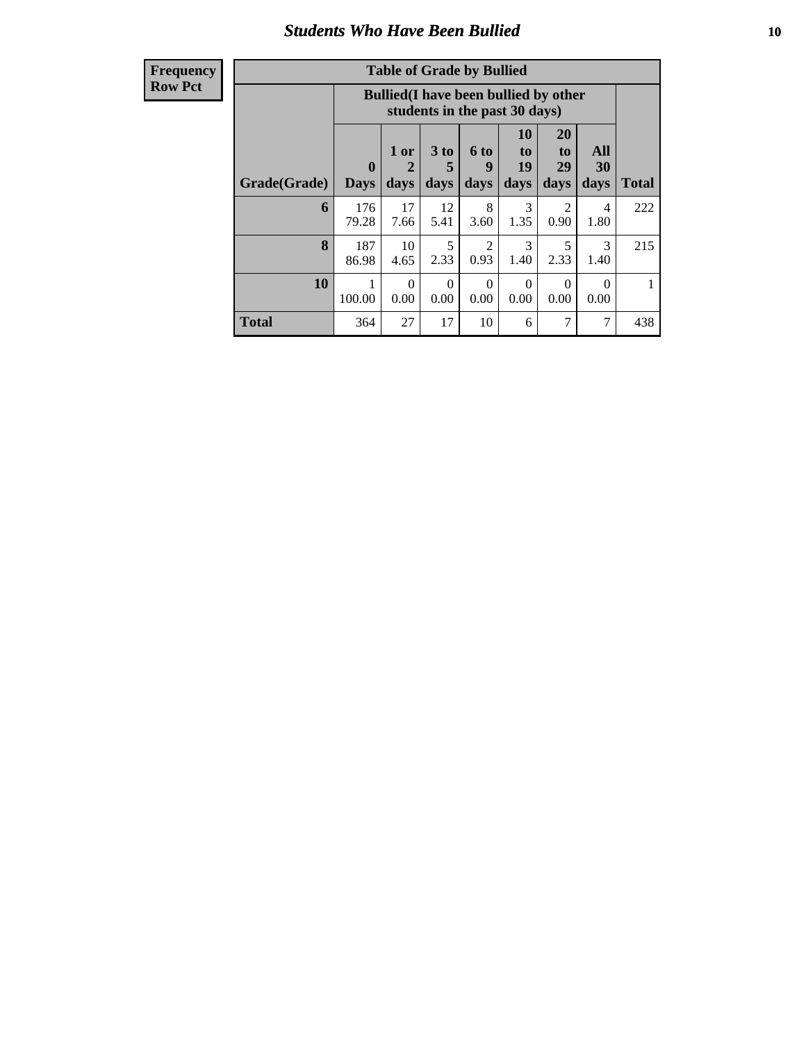## Students Who Have Been Bullied

**Frequency**
**Row Pct**

**Table of Grade by Bullied**

| Grade(Grade) | Bullied(I have been bullied by other students in the past 30 days) | | | | | | | Total |
|---|---|---|---|---|---|---|---|---|
| | 0 Days | 1 or 2 days | 3 to 5 days | 6 to 9 days | 10 to 19 days | 20 to 29 days | All 30 days | |
| **6** | 176<br>79.28 | 17<br>7.66 | 12<br>5.41 | 8<br>3.60 | 3<br>1.35 | 2<br>0.90 | 4<br>1.80 | 222 |
| **8** | 187<br>86.98 | 10<br>4.65 | 5<br>2.33 | 2<br>0.93 | 3<br>1.40 | 5<br>2.33 | 3<br>1.40 | 215 |
| **10** | 1<br>100.00 | 0<br>0.00 | 0<br>0.00 | 0<br>0.00 | 0<br>0.00 | 0<br>0.00 | 0<br>0.00 | 1 |
| **Total** | 364 | 27 | 17 | 10 | 6 | 7 | 7 | 438 |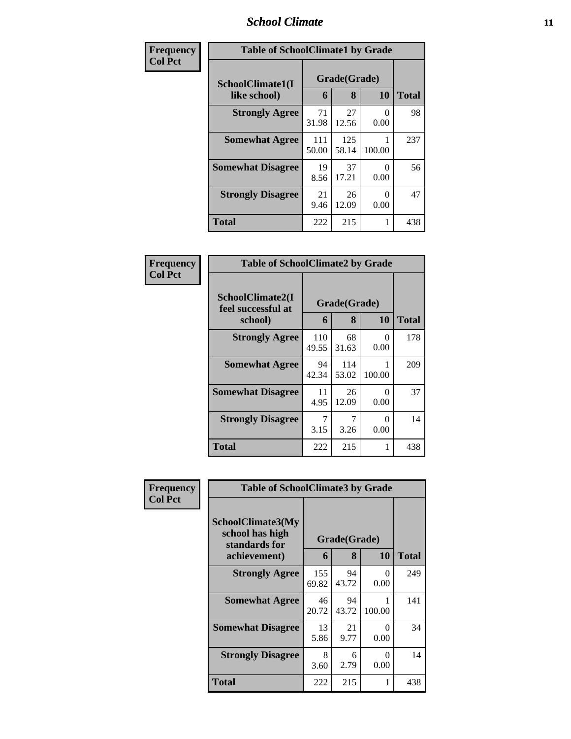| Frequency Col Pct | Table of SchoolClimate1 by Grade | | | |
|---|---|---|---|---|
| SchoolClimate1(I like school) | Grade(Grade) | | | |
| | 6 | 8 | 10 | Total |
| Strongly Agree | 71 31.98 | 27 12.56 | 0 0.00 | 98 |
| Somewhat Agree | 111 50.00 | 125 58.14 | 1 100.00 | 237 |
| Somewhat Disagree | 19 8.56 | 37 17.21 | 0 0.00 | 56 |
| Strongly Disagree | 21 9.46 | 26 12.09 | 0 0.00 | 47 |
| Total | 222 | 215 | 1 | 438 |

| Frequency Col Pct | Table of SchoolClimate2 by Grade | | | |
|---|---|---|---|---|
| SchoolClimate2(I feel successful at school) | Grade(Grade) | | | |
| | 6 | 8 | 10 | Total |
| Strongly Agree | 110 49.55 | 68 31.63 | 0 0.00 | 178 |
| Somewhat Agree | 94 42.34 | 114 53.02 | 1 100.00 | 209 |
| Somewhat Disagree | 11 4.95 | 26 12.09 | 0 0.00 | 37 |
| Strongly Disagree | 7 3.15 | 7 3.26 | 0 0.00 | 14 |
| Total | 222 | 215 | 1 | 438 |

| Frequency Col Pct | Table of SchoolClimate3 by Grade | | | |
|---|---|---|---|---|
| SchoolClimate3(My school has high standards for achievement) | Grade(Grade) | | | |
| | 6 | 8 | 10 | Total |
| Strongly Agree | 155 69.82 | 94 43.72 | 0 0.00 | 249 |
| Somewhat Agree | 46 20.72 | 94 43.72 | 1 100.00 | 141 |
| Somewhat Disagree | 13 5.86 | 21 9.77 | 0 0.00 | 34 |
| Strongly Disagree | 8 3.60 | 6 2.79 | 0 0.00 | 14 |
| Total | 222 | 215 | 1 | 438 |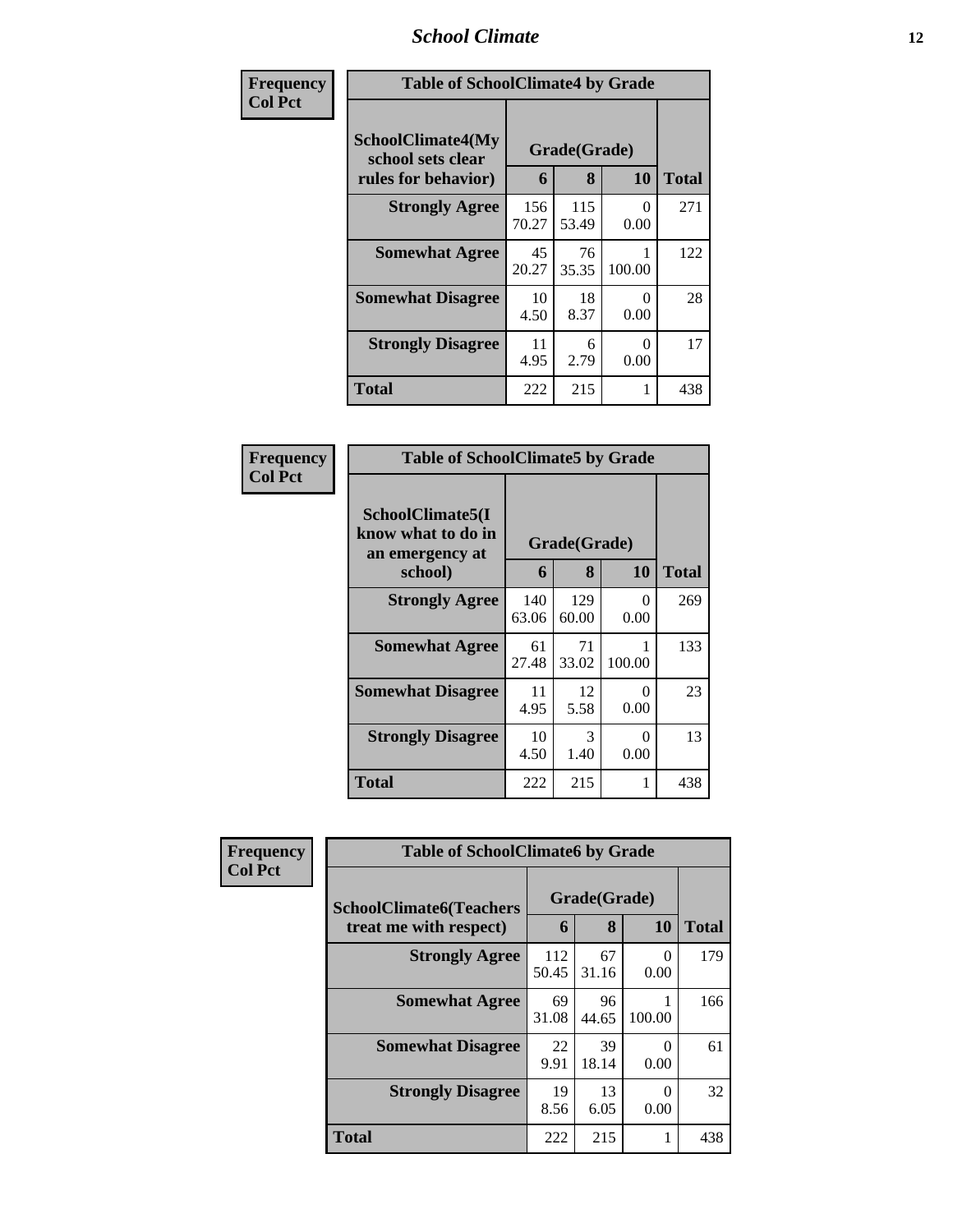| Frequency<br>Col Pct | Table of SchoolClimate4 by Grade | | | |
|---|---|---|---|---|
| SchoolClimate4(My school sets clear rules for behavior) | Grade(Grade) | | | |
| | 6 | 8 | 10 | Total |
| Strongly Agree | 156<br>70.27 | 115<br>53.49 | 0<br>0.00 | 271 |
| Somewhat Agree | 45<br>20.27 | 76<br>35.35 | 1<br>100.00 | 122 |
| Somewhat Disagree | 10<br>4.50 | 18<br>8.37 | 0<br>0.00 | 28 |
| Strongly Disagree | 11<br>4.95 | 6<br>2.79 | 0<br>0.00 | 17 |
| Total | 222 | 215 | 1 | 438 |

| Frequency<br>Col Pct | Table of SchoolClimate5 by Grade | | | |
|---|---|---|---|---|
| SchoolClimate5(I know what to do in an emergency at school) | Grade(Grade) | | | |
| | 6 | 8 | 10 | Total |
| Strongly Agree | 140<br>63.06 | 129<br>60.00 | 0<br>0.00 | 269 |
| Somewhat Agree | 61<br>27.48 | 71<br>33.02 | 1<br>100.00 | 133 |
| Somewhat Disagree | 11<br>4.95 | 12<br>5.58 | 0<br>0.00 | 23 |
| Strongly Disagree | 10<br>4.50 | 3<br>1.40 | 0<br>0.00 | 13 |
| Total | 222 | 215 | 1 | 438 |

| Frequency<br>Col Pct | Table of SchoolClimate6 by Grade | | | |
|---|---|---|---|---|
| SchoolClimate6(Teachers treat me with respect) | Grade(Grade) | | | |
| | 6 | 8 | 10 | Total |
| Strongly Agree | 112<br>50.45 | 67<br>31.16 | 0<br>0.00 | 179 |
| Somewhat Agree | 69<br>31.08 | 96<br>44.65 | 1<br>100.00 | 166 |
| Somewhat Disagree | 22<br>9.91 | 39<br>18.14 | 0<br>0.00 | 61 |
| Strongly Disagree | 19<br>8.56 | 13<br>6.05 | 0<br>0.00 | 32 |
| Total | 222 | 215 | 1 | 438 |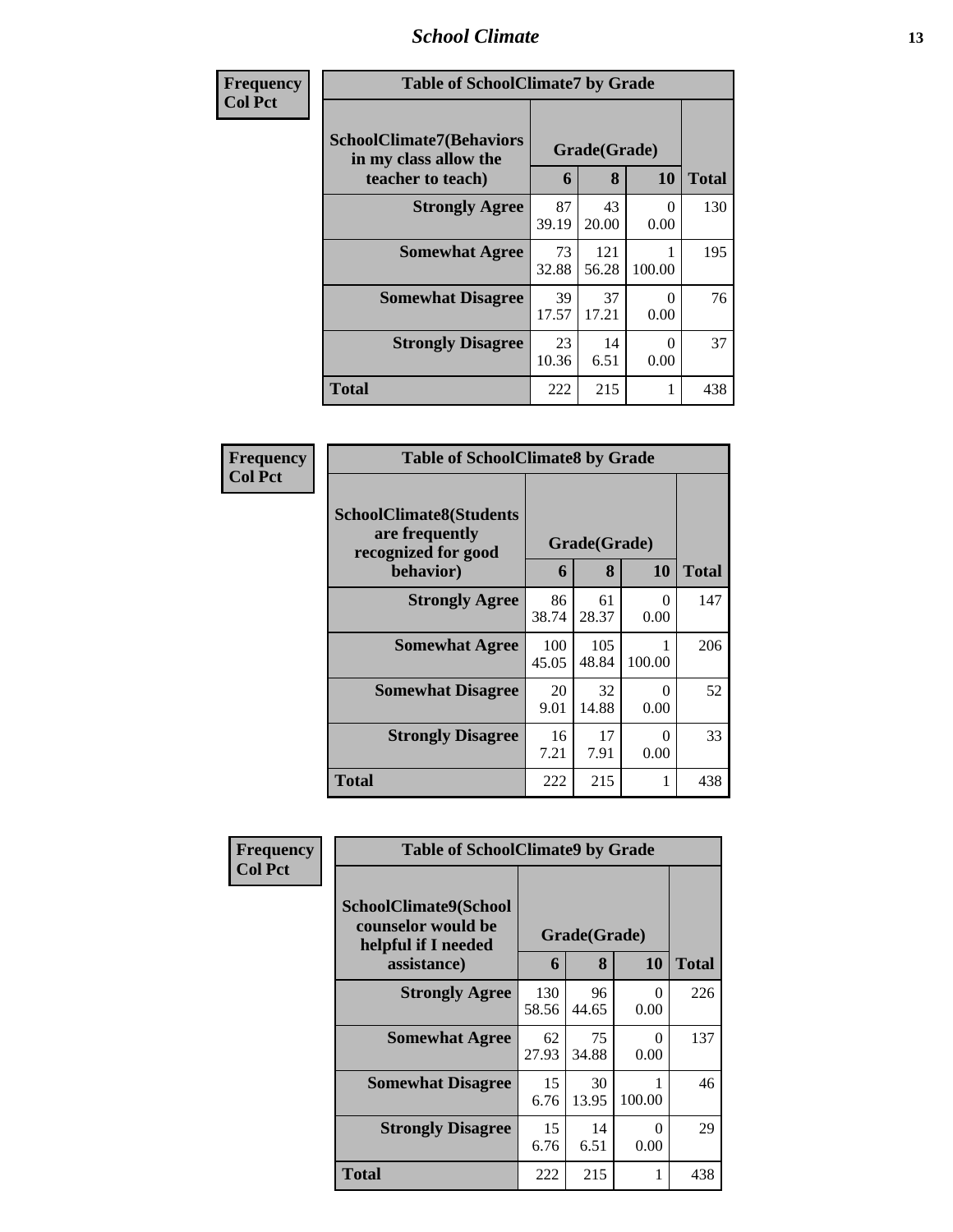| Frequency<br>Col Pct |
|---|

**Table of SchoolClimate7 by Grade**

| SchoolClimate7(Behaviors in my class allow the teacher to teach) | Grade(Grade) 6 | 8 | 10 | Total |
|---|---|---|---|---|
| Strongly Agree | 87<br>39.19 | 43<br>20.00 | 0<br>0.00 | 130 |
| Somewhat Agree | 73<br>32.88 | 121<br>56.28 | 1<br>100.00 | 195 |
| Somewhat Disagree | 39<br>17.57 | 37<br>17.21 | 0<br>0.00 | 76 |
| Strongly Disagree | 23<br>10.36 | 14<br>6.51 | 0<br>0.00 | 37 |
| Total | 222 | 215 | 1 | 438 |

| Frequency<br>Col Pct |
|---|

**Table of SchoolClimate8 by Grade**

| SchoolClimate8(Students are frequently recognized for good behavior) | Grade(Grade) 6 | 8 | 10 | Total |
|---|---|---|---|---|
| Strongly Agree | 86<br>38.74 | 61<br>28.37 | 0<br>0.00 | 147 |
| Somewhat Agree | 100<br>45.05 | 105<br>48.84 | 1<br>100.00 | 206 |
| Somewhat Disagree | 20<br>9.01 | 32<br>14.88 | 0<br>0.00 | 52 |
| Strongly Disagree | 16<br>7.21 | 17<br>7.91 | 0<br>0.00 | 33 |
| Total | 222 | 215 | 1 | 438 |

| Frequency<br>Col Pct |
|---|

**Table of SchoolClimate9 by Grade**

| SchoolClimate9(School counselor would be helpful if I needed assistance) | Grade(Grade) 6 | 8 | 10 | Total |
|---|---|---|---|---|
| Strongly Agree | 130<br>58.56 | 96<br>44.65 | 0<br>0.00 | 226 |
| Somewhat Agree | 62<br>27.93 | 75<br>34.88 | 0<br>0.00 | 137 |
| Somewhat Disagree | 15<br>6.76 | 30<br>13.95 | 1<br>100.00 | 46 |
| Strongly Disagree | 15<br>6.76 | 14<br>6.51 | 0<br>0.00 | 29 |
| Total | 222 | 215 | 1 | 438 |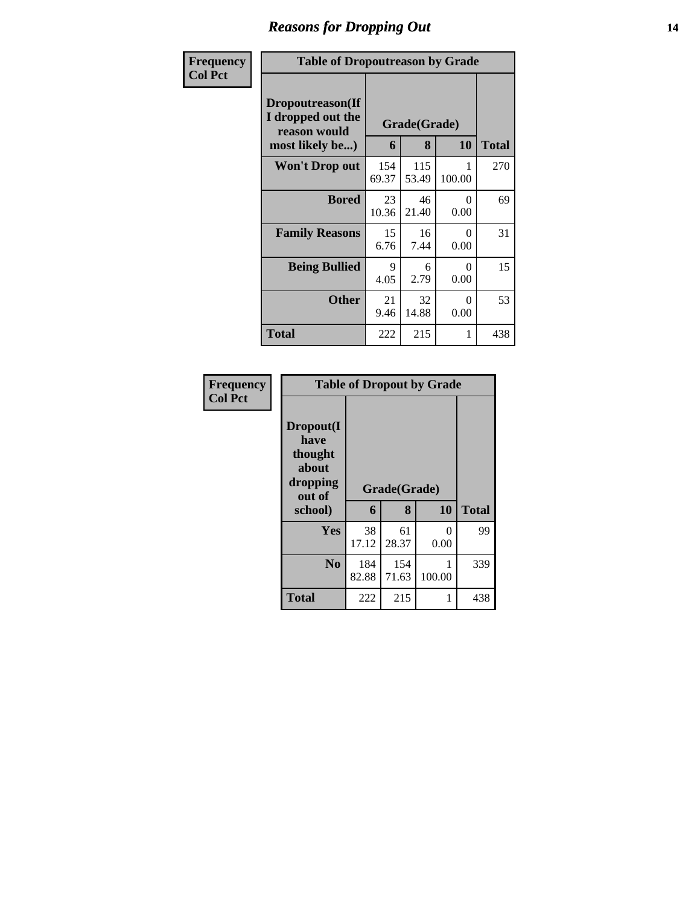# Reasons for Dropping Out

**Frequency**
**Col Pct**

**Table of Dropoutreason by Grade**

| Dropoutreason(If I dropped out the reason would most likely be...) | Grade(Grade) | | | Total |
|---|---|---|---|---|
| | 6 | 8 | 10 | |
| **Won't Drop out** | 154<br>69.37 | 115<br>53.49 | 1<br>100.00 | 270 |
| **Bored** | 23<br>10.36 | 46<br>21.40 | 0<br>0.00 | 69 |
| **Family Reasons** | 15<br>6.76 | 16<br>7.44 | 0<br>0.00 | 31 |
| **Being Bullied** | 9<br>4.05 | 6<br>2.79 | 0<br>0.00 | 15 |
| **Other** | 21<br>9.46 | 32<br>14.88 | 0<br>0.00 | 53 |
| **Total** | 222 | 215 | 1 | 438 |

**Frequency**
**Col Pct**

**Table of Dropout by Grade**

| Dropout(I have thought about dropping out of school) | Grade(Grade) | | | Total |
|---|---|---|---|---|
| | 6 | 8 | 10 | |
| **Yes** | 38<br>17.12 | 61<br>28.37 | 0<br>0.00 | 99 |
| **No** | 184<br>82.88 | 154<br>71.63 | 1<br>100.00 | 339 |
| **Total** | 222 | 215 | 1 | 438 |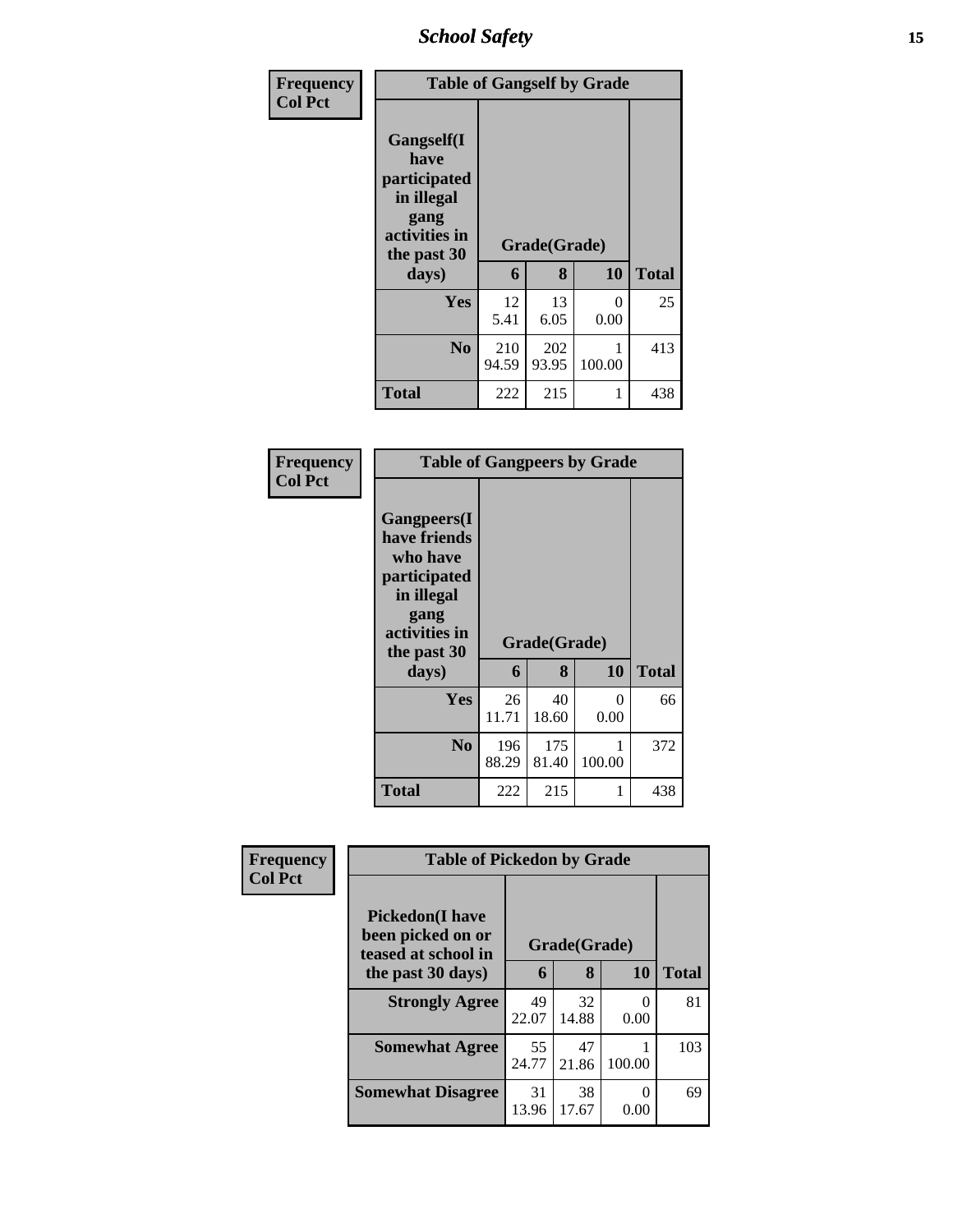| Frequency<br>Col Pct | Table of Gangself by Grade | | | |
|---|---|---|---|---|
| **Gangself(I have participated in illegal gang activities in the past 30 days)** | **Grade(Grade)** | | | |
| | **6** | **8** | **10** | **Total** |
| **Yes** | 12<br>5.41 | 13<br>6.05 | 0<br>0.00 | 25 |
| **No** | 210<br>94.59 | 202<br>93.95 | 1<br>100.00 | 413 |
| **Total** | 222 | 215 | 1 | 438 |

| Frequency<br>Col Pct | Table of Gangpeers by Grade | | | |
|---|---|---|---|---|
| **Gangpeers(I have friends who have participated in illegal gang activities in the past 30 days)** | **Grade(Grade)** | | | |
| | **6** | **8** | **10** | **Total** |
| **Yes** | 26<br>11.71 | 40<br>18.60 | 0<br>0.00 | 66 |
| **No** | 196<br>88.29 | 175<br>81.40 | 1<br>100.00 | 372 |
| **Total** | 222 | 215 | 1 | 438 |

| Frequency<br>Col Pct | Table of Pickedon by Grade | | | |
|---|---|---|---|---|
| **Pickedon(I have been picked on or teased at school in the past 30 days)** | **Grade(Grade)** | | | |
| | **6** | **8** | **10** | **Total** |
| **Strongly Agree** | 49<br>22.07 | 32<br>14.88 | 0<br>0.00 | 81 |
| **Somewhat Agree** | 55<br>24.77 | 47<br>21.86 | 1<br>100.00 | 103 |
| **Somewhat Disagree** | 31<br>13.96 | 38<br>17.67 | 0<br>0.00 | 69 |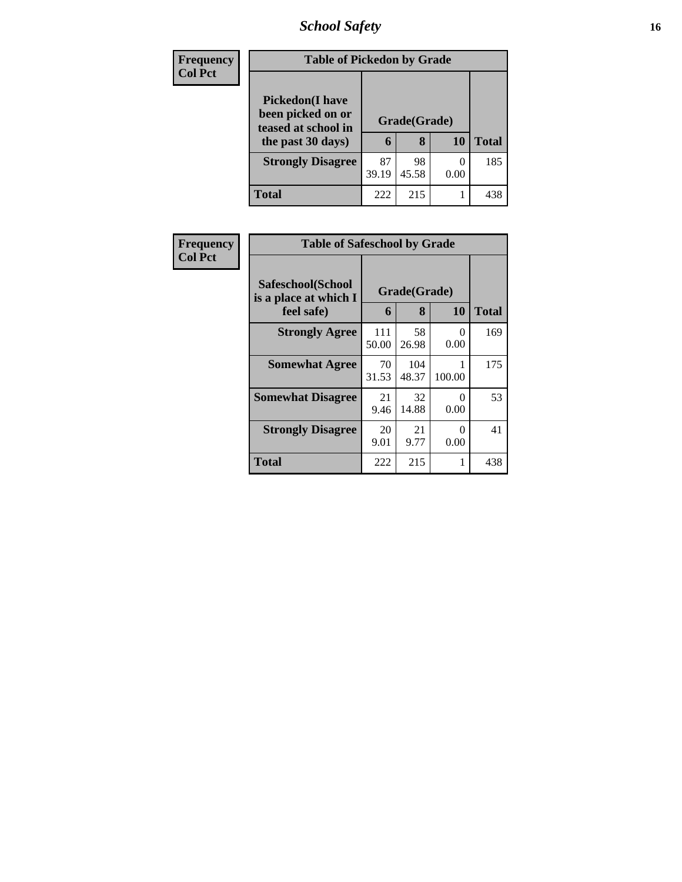| Frequency |
|---|
| Col Pct |

**Table of Pickedon by Grade**

| Pickedon(I have been picked on or teased at school in the past 30 days) | Grade(Grade) | | | Total |
|---|---|---|---|---|
| | 6 | 8 | 10 | |
| Strongly Disagree | 87<br>39.19 | 98<br>45.58 | 0<br>0.00 | 185 |
| Total | 222 | 215 | 1 | 438 |

| Frequency |
|---|
| Col Pct |

**Table of Safeschool by Grade**

| Safeschool(School is a place at which I feel safe) | Grade(Grade) | | | Total |
|---|---|---|---|---|
| | 6 | 8 | 10 | |
| Strongly Agree | 111<br>50.00 | 58<br>26.98 | 0<br>0.00 | 169 |
| Somewhat Agree | 70<br>31.53 | 104<br>48.37 | 1<br>100.00 | 175 |
| Somewhat Disagree | 21<br>9.46 | 32<br>14.88 | 0<br>0.00 | 53 |
| Strongly Disagree | 20<br>9.01 | 21<br>9.77 | 0<br>0.00 | 41 |
| Total | 222 | 215 | 1 | 438 |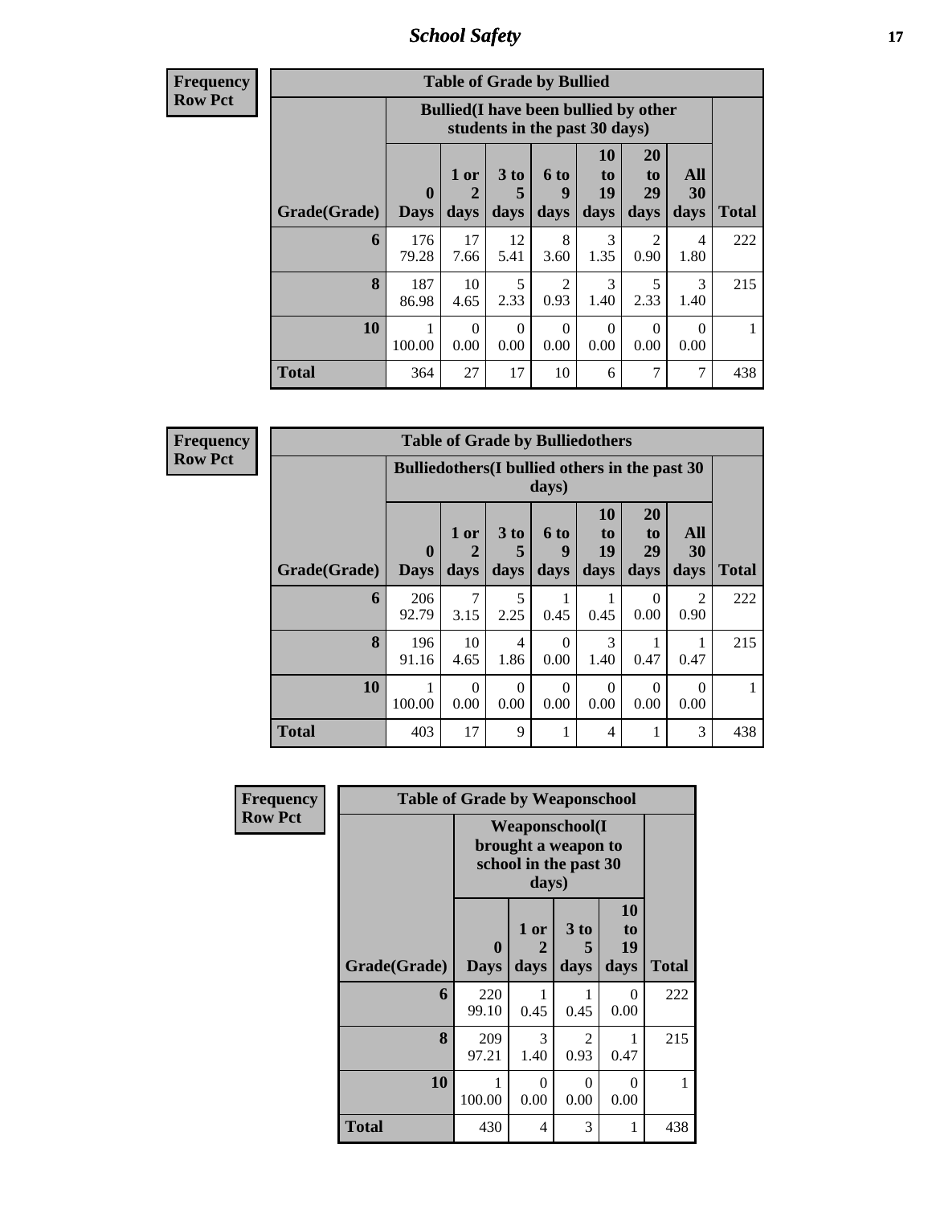**Frequency**
**Row Pct**

| Table of Grade by Bullied | | | | | | | | |
|---|---|---|---|---|---|---|---|---|
| | Bullied(I have been bullied by other students in the past 30 days) | | | | | | | |
| Grade(Grade) | 0 Days | 1 or 2 days | 3 to 5 days | 6 to 9 days | 10 to 19 days | 20 to 29 days | All 30 days | Total |
| 6 | 176 79.28 | 17 7.66 | 12 5.41 | 8 3.60 | 3 1.35 | 2 0.90 | 4 1.80 | 222 |
| 8 | 187 86.98 | 10 4.65 | 5 2.33 | 2 0.93 | 3 1.40 | 5 2.33 | 3 1.40 | 215 |
| 10 | 1 100.00 | 0 0.00 | 0 0.00 | 0 0.00 | 0 0.00 | 0 0.00 | 0 0.00 | 1 |
| Total | 364 | 27 | 17 | 10 | 6 | 7 | 7 | 438 |

**Frequency**
**Row Pct**

| Table of Grade by Bulliedothers | | | | | | | | |
|---|---|---|---|---|---|---|---|---|
| | Bulliedothers(I bullied others in the past 30 days) | | | | | | | |
| Grade(Grade) | 0 Days | 1 or 2 days | 3 to 5 days | 6 to 9 days | 10 to 19 days | 20 to 29 days | All 30 days | Total |
| 6 | 206 92.79 | 7 3.15 | 5 2.25 | 1 0.45 | 1 0.45 | 0 0.00 | 2 0.90 | 222 |
| 8 | 196 91.16 | 10 4.65 | 4 1.86 | 0 0.00 | 3 1.40 | 1 0.47 | 1 0.47 | 215 |
| 10 | 1 100.00 | 0 0.00 | 0 0.00 | 0 0.00 | 0 0.00 | 0 0.00 | 0 0.00 | 1 |
| Total | 403 | 17 | 9 | 1 | 4 | 1 | 3 | 438 |

**Frequency**
**Row Pct**

| Table of Grade by Weaponschool | | | | | |
|---|---|---|---|---|---|
| | Weaponschool(I brought a weapon to school in the past 30 days) | | | | |
| Grade(Grade) | 0 Days | 1 or 2 days | 3 to 5 days | 10 to 19 days | Total |
| 6 | 220 99.10 | 1 0.45 | 1 0.45 | 0 0.00 | 222 |
| 8 | 209 97.21 | 3 1.40 | 2 0.93 | 1 0.47 | 215 |
| 10 | 1 100.00 | 0 0.00 | 0 0.00 | 0 0.00 | 1 |
| Total | 430 | 4 | 3 | 1 | 438 |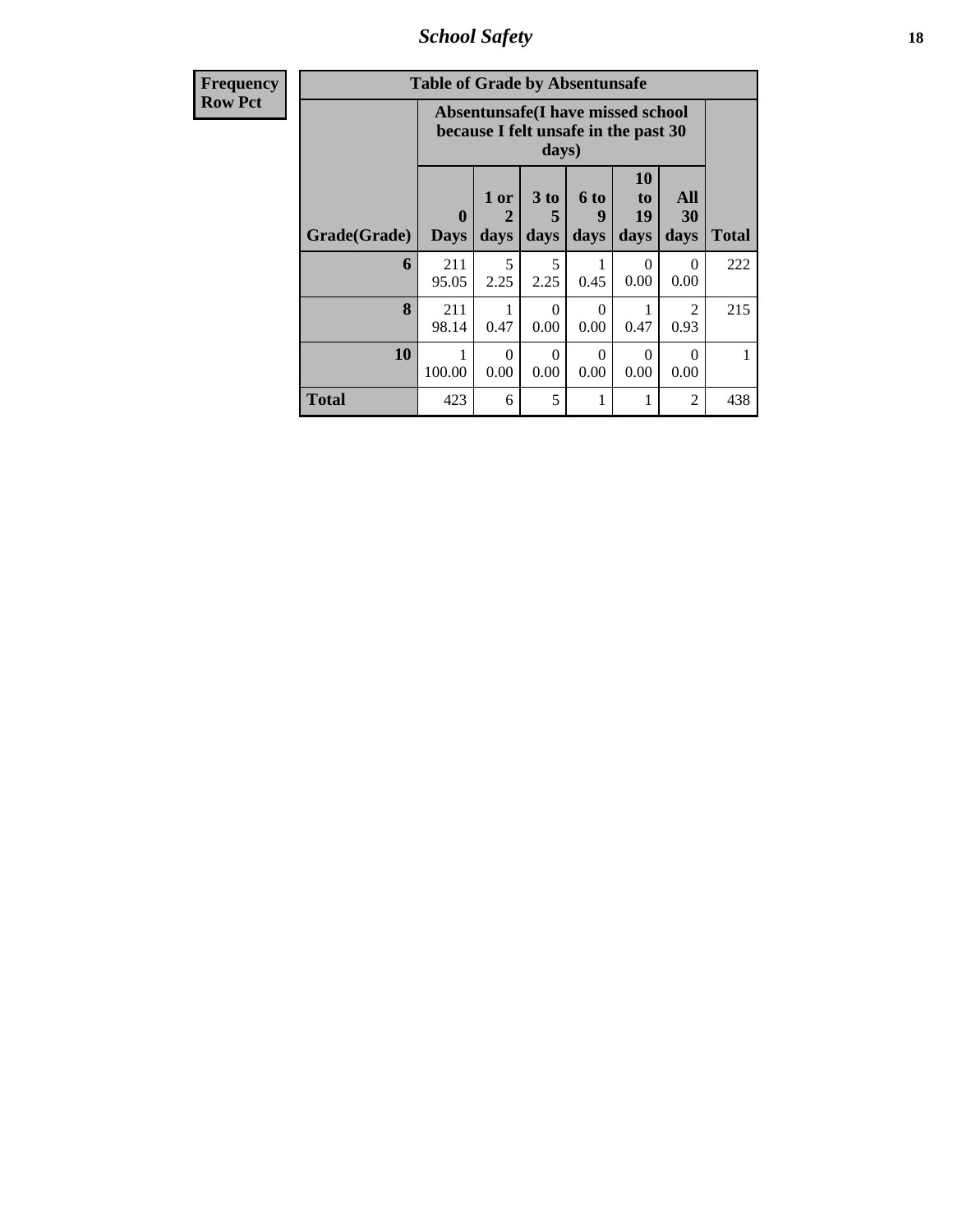**Frequency**
**Row Pct**

| Table of Grade by Absentunsafe | | | | | | | |
|---|---|---|---|---|---|---|---|
| | Absentunsafe(I have missed school because I felt unsafe in the past 30 days) | | | | | | |
| Grade(Grade) | 0 Days | 1 or 2 days | 3 to 5 days | 6 to 9 days | 10 to 19 days | All 30 days | Total |
| **6** | 211<br>95.05 | 5<br>2.25 | 5<br>2.25 | 1<br>0.45 | 0<br>0.00 | 0<br>0.00 | 222 |
| **8** | 211<br>98.14 | 1<br>0.47 | 0<br>0.00 | 0<br>0.00 | 1<br>0.47 | 2<br>0.93 | 215 |
| **10** | 1<br>100.00 | 0<br>0.00 | 0<br>0.00 | 0<br>0.00 | 0<br>0.00 | 0<br>0.00 | 1 |
| **Total** | 423 | 6 | 5 | 1 | 1 | 2 | 438 |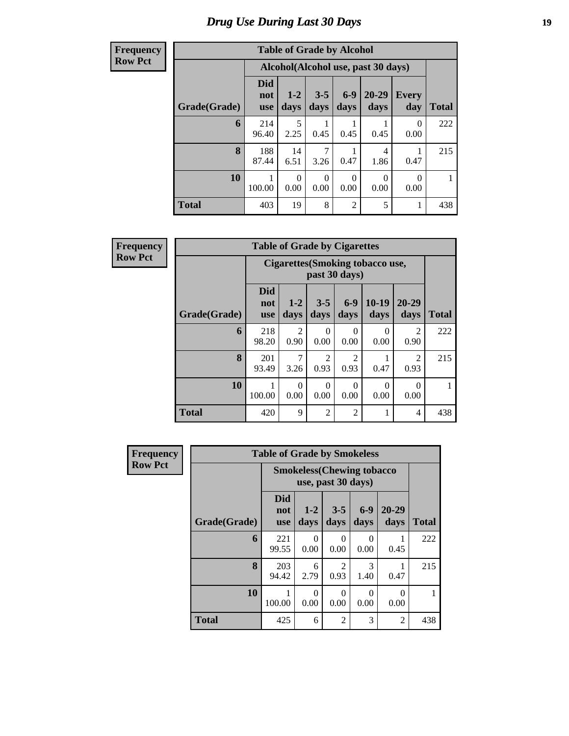# Drug Use During Last 30 Days

**Frequency**
**Row Pct**

| Table of Grade by Alcohol | | | | | | | |
|---|---|---|---|---|---|---|---|
| | Alcohol(Alcohol use, past 30 days) | | | | | | |
| Grade(Grade) | Did not use | 1-2 days | 3-5 days | 6-9 days | 20-29 days | Every day | Total |
| 6 | 214<br>96.40 | 5<br>2.25 | 1<br>0.45 | 1<br>0.45 | 1<br>0.45 | 0<br>0.00 | 222 |
| 8 | 188<br>87.44 | 14<br>6.51 | 7<br>3.26 | 1<br>0.47 | 4<br>1.86 | 1<br>0.47 | 215 |
| 10 | 1<br>100.00 | 0<br>0.00 | 0<br>0.00 | 0<br>0.00 | 0<br>0.00 | 0<br>0.00 | 1 |
| Total | 403 | 19 | 8 | 2 | 5 | 1 | 438 |

**Frequency**
**Row Pct**

| Table of Grade by Cigarettes | | | | | | | |
|---|---|---|---|---|---|---|---|
| | Cigarettes(Smoking tobacco use, past 30 days) | | | | | | |
| Grade(Grade) | Did not use | 1-2 days | 3-5 days | 6-9 days | 10-19 days | 20-29 days | Total |
| 6 | 218<br>98.20 | 2<br>0.90 | 0<br>0.00 | 0<br>0.00 | 0<br>0.00 | 2<br>0.90 | 222 |
| 8 | 201<br>93.49 | 7<br>3.26 | 2<br>0.93 | 2<br>0.93 | 1<br>0.47 | 2<br>0.93 | 215 |
| 10 | 1<br>100.00 | 0<br>0.00 | 0<br>0.00 | 0<br>0.00 | 0<br>0.00 | 0<br>0.00 | 1 |
| Total | 420 | 9 | 2 | 2 | 1 | 4 | 438 |

**Frequency**
**Row Pct**

| Table of Grade by Smokeless | | | | | | |
|---|---|---|---|---|---|---|
| | Smokeless(Chewing tobacco use, past 30 days) | | | | | |
| Grade(Grade) | Did not use | 1-2 days | 3-5 days | 6-9 days | 20-29 days | Total |
| 6 | 221<br>99.55 | 0<br>0.00 | 0<br>0.00 | 0<br>0.00 | 1<br>0.45 | 222 |
| 8 | 203<br>94.42 | 6<br>2.79 | 2<br>0.93 | 3<br>1.40 | 1<br>0.47 | 215 |
| 10 | 1<br>100.00 | 0<br>0.00 | 0<br>0.00 | 0<br>0.00 | 0<br>0.00 | 1 |
| Total | 425 | 6 | 2 | 3 | 2 | 438 |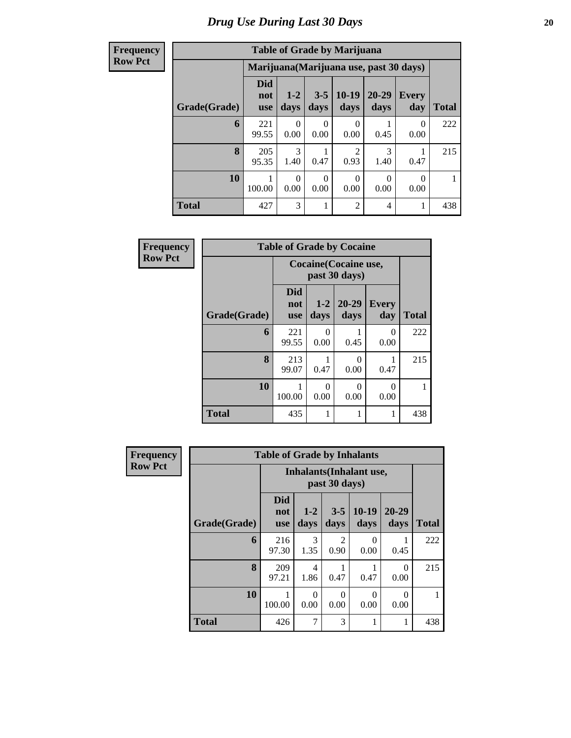# Drug Use During Last 30 Days

**Frequency**
**Row Pct**

| Table of Grade by Marijuana | | | | | | | |
|---|---|---|---|---|---|---|---|
| | Marijuana(Marijuana use, past 30 days) | | | | | | |
| Grade(Grade) | Did not use | 1-2 days | 3-5 days | 10-19 days | 20-29 days | Every day | Total |
| 6 | 221<br>99.55 | 0<br>0.00 | 0<br>0.00 | 0<br>0.00 | 1<br>0.45 | 0<br>0.00 | 222 |
| 8 | 205<br>95.35 | 3<br>1.40 | 1<br>0.47 | 2<br>0.93 | 3<br>1.40 | 1<br>0.47 | 215 |
| 10 | 1<br>100.00 | 0<br>0.00 | 0<br>0.00 | 0<br>0.00 | 0<br>0.00 | 0<br>0.00 | 1 |
| Total | 427 | 3 | 1 | 2 | 4 | 1 | 438 |

**Frequency**
**Row Pct**

| Table of Grade by Cocaine | | | | | |
|---|---|---|---|---|---|
| | Cocaine(Cocaine use, past 30 days) | | | | |
| Grade(Grade) | Did not use | 1-2 days | 20-29 days | Every day | Total |
| 6 | 221<br>99.55 | 0<br>0.00 | 1<br>0.45 | 0<br>0.00 | 222 |
| 8 | 213<br>99.07 | 1<br>0.47 | 0<br>0.00 | 1<br>0.47 | 215 |
| 10 | 1<br>100.00 | 0<br>0.00 | 0<br>0.00 | 0<br>0.00 | 1 |
| Total | 435 | 1 | 1 | 1 | 438 |

**Frequency**
**Row Pct**

| Table of Grade by Inhalants | | | | | | |
|---|---|---|---|---|---|---|
| | Inhalants(Inhalant use, past 30 days) | | | | | |
| Grade(Grade) | Did not use | 1-2 days | 3-5 days | 10-19 days | 20-29 days | Total |
| 6 | 216<br>97.30 | 3<br>1.35 | 2<br>0.90 | 0<br>0.00 | 1<br>0.45 | 222 |
| 8 | 209<br>97.21 | 4<br>1.86 | 1<br>0.47 | 1<br>0.47 | 0<br>0.00 | 215 |
| 10 | 1<br>100.00 | 0<br>0.00 | 0<br>0.00 | 0<br>0.00 | 0<br>0.00 | 1 |
| Total | 426 | 7 | 3 | 1 | 1 | 438 |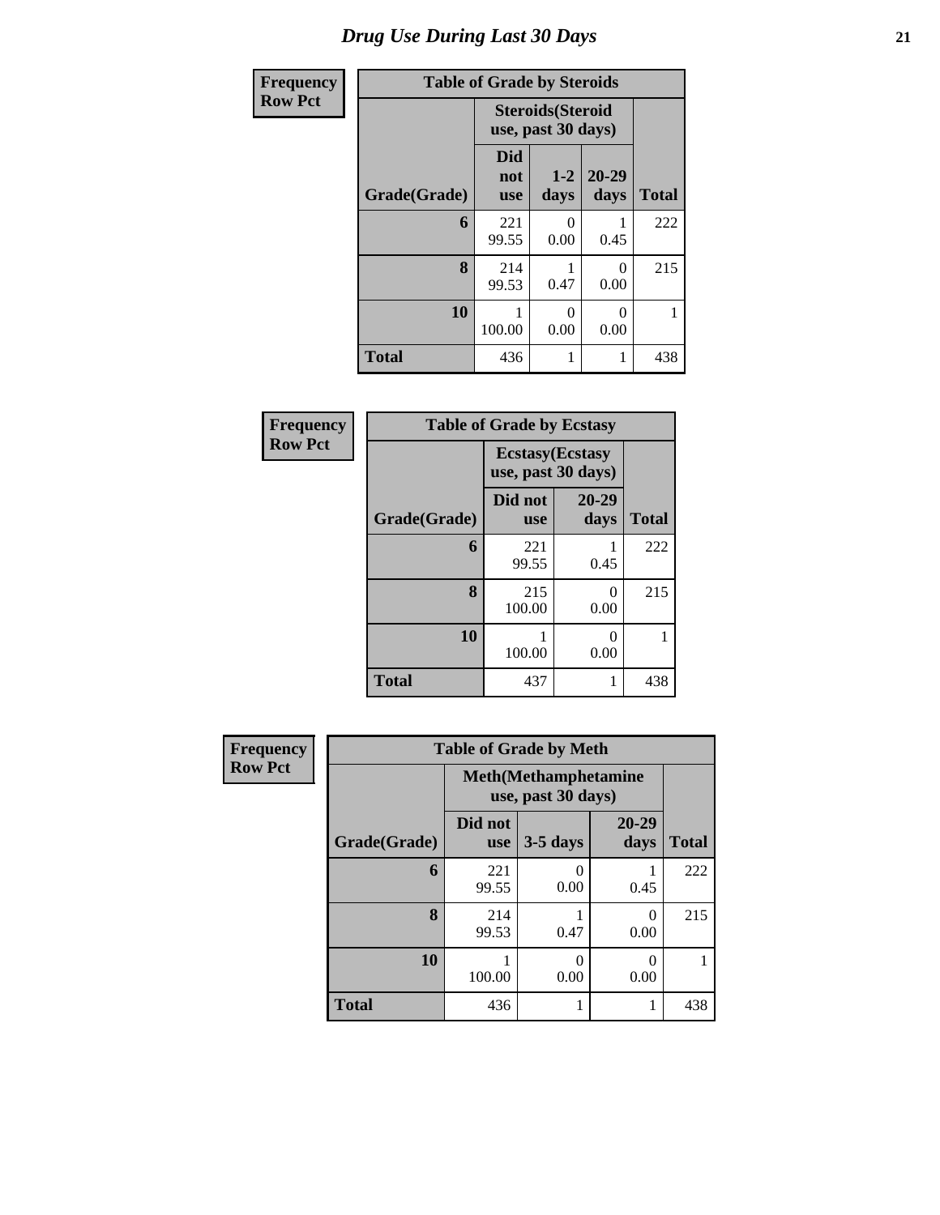# Drug Use During Last 30 Days

| Frequency Row Pct |
|---|

**Table of Grade by Steroids**

| Grade(Grade) | Steroids(Steroid use, past 30 days) | | | Total |
|---|---|---|---|---|
| | Did not use | 1-2 days | 20-29 days | |
| 6 | 221<br>99.55 | 0<br>0.00 | 1<br>0.45 | 222 |
| 8 | 214<br>99.53 | 1<br>0.47 | 0<br>0.00 | 215 |
| 10 | 1<br>100.00 | 0<br>0.00 | 0<br>0.00 | 1 |
| Total | 436 | 1 | 1 | 438 |

| Frequency Row Pct |
|---|

**Table of Grade by Ecstasy**

| Grade(Grade) | Ecstasy(Ecstasy use, past 30 days) | | Total |
|---|---|---|---|
| | Did not use | 20-29 days | |
| 6 | 221<br>99.55 | 1<br>0.45 | 222 |
| 8 | 215<br>100.00 | 0<br>0.00 | 215 |
| 10 | 1<br>100.00 | 0<br>0.00 | 1 |
| Total | 437 | 1 | 438 |

| Frequency Row Pct |
|---|

**Table of Grade by Meth**

| Grade(Grade) | Meth(Methamphetamine use, past 30 days) | | | Total |
|---|---|---|---|---|
| | Did not use | 3-5 days | 20-29 days | |
| 6 | 221<br>99.55 | 0<br>0.00 | 1<br>0.45 | 222 |
| 8 | 214<br>99.53 | 1<br>0.47 | 0<br>0.00 | 215 |
| 10 | 1<br>100.00 | 0<br>0.00 | 0<br>0.00 | 1 |
| Total | 436 | 1 | 1 | 438 |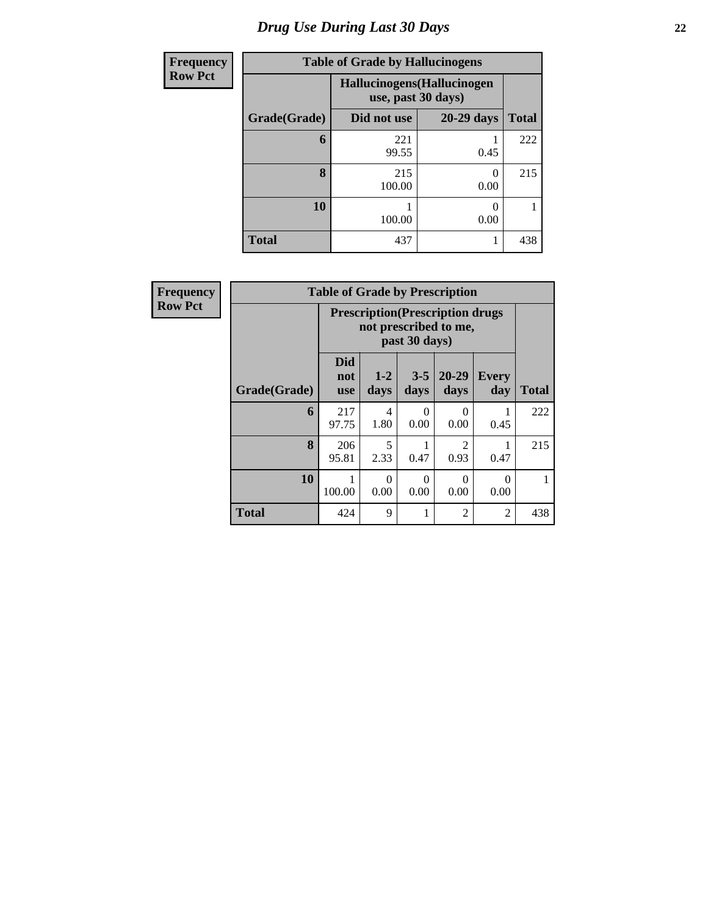# Drug Use During Last 30 Days

**Frequency**
**Row Pct**

| Table of Grade by Hallucinogens | | | |
|---|---|---|---|
| | Hallucinogens(Hallucinogen use, past 30 days) | | |
| Grade(Grade) | Did not use | 20-29 days | Total |
| **6** | 221<br>99.55 | 1<br>0.45 | 222 |
| **8** | 215<br>100.00 | 0<br>0.00 | 215 |
| **10** | 1<br>100.00 | 0<br>0.00 | 1 |
| **Total** | 437 | 1 | 438 |

**Frequency**
**Row Pct**

| Table of Grade by Prescription | | | | | | |
|---|---|---|---|---|---|---|
| | Prescription(Prescription drugs not prescribed to me, past 30 days) | | | | | |
| Grade(Grade) | Did not use | 1-2 days | 3-5 days | 20-29 days | Every day | Total |
| **6** | 217<br>97.75 | 4<br>1.80 | 0<br>0.00 | 0<br>0.00 | 1<br>0.45 | 222 |
| **8** | 206<br>95.81 | 5<br>2.33 | 1<br>0.47 | 2<br>0.93 | 1<br>0.47 | 215 |
| **10** | 1<br>100.00 | 0<br>0.00 | 0<br>0.00 | 0<br>0.00 | 0<br>0.00 | 1 |
| **Total** | 424 | 9 | 1 | 2 | 2 | 438 |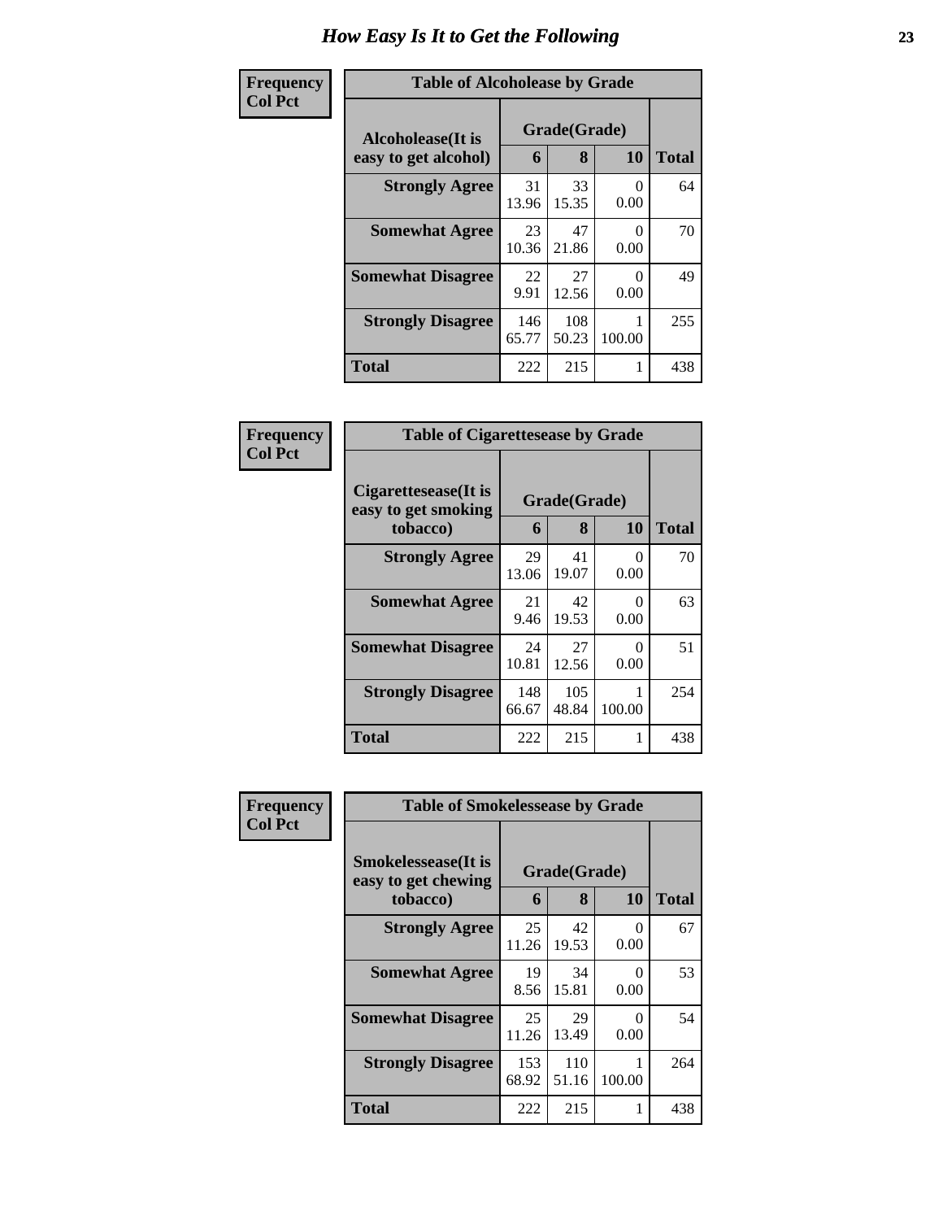# How Easy Is It to Get the Following

**Frequency Col Pct**

**Table of Alcoholease by Grade**

| Alcoholease(It is easy to get alcohol) | Grade(Grade) 6 | 8 | 10 | Total |
|---|---|---|---|---|
| **Strongly Agree** | 31<br>13.96 | 33<br>15.35 | 0<br>0.00 | 64 |
| **Somewhat Agree** | 23<br>10.36 | 47<br>21.86 | 0<br>0.00 | 70 |
| **Somewhat Disagree** | 22<br>9.91 | 27<br>12.56 | 0<br>0.00 | 49 |
| **Strongly Disagree** | 146<br>65.77 | 108<br>50.23 | 1<br>100.00 | 255 |
| **Total** | 222 | 215 | 1 | 438 |

**Frequency Col Pct**

**Table of Cigarettesease by Grade**

| Cigarettesease(It is easy to get smoking tobacco) | Grade(Grade) 6 | 8 | 10 | Total |
|---|---|---|---|---|
| **Strongly Agree** | 29<br>13.06 | 41<br>19.07 | 0<br>0.00 | 70 |
| **Somewhat Agree** | 21<br>9.46 | 42<br>19.53 | 0<br>0.00 | 63 |
| **Somewhat Disagree** | 24<br>10.81 | 27<br>12.56 | 0<br>0.00 | 51 |
| **Strongly Disagree** | 148<br>66.67 | 105<br>48.84 | 1<br>100.00 | 254 |
| **Total** | 222 | 215 | 1 | 438 |

**Frequency Col Pct**

**Table of Smokelessease by Grade**

| Smokelessease(It is easy to get chewing tobacco) | Grade(Grade) 6 | 8 | 10 | Total |
|---|---|---|---|---|
| **Strongly Agree** | 25<br>11.26 | 42<br>19.53 | 0<br>0.00 | 67 |
| **Somewhat Agree** | 19<br>8.56 | 34<br>15.81 | 0<br>0.00 | 53 |
| **Somewhat Disagree** | 25<br>11.26 | 29<br>13.49 | 0<br>0.00 | 54 |
| **Strongly Disagree** | 153<br>68.92 | 110<br>51.16 | 1<br>100.00 | 264 |
| **Total** | 222 | 215 | 1 | 438 |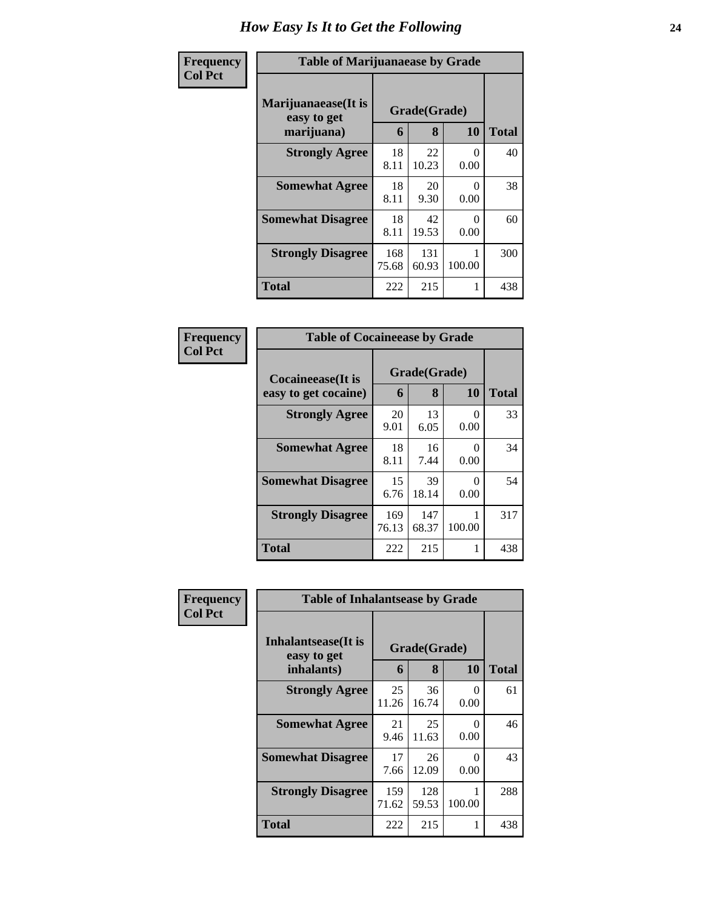# How Easy Is It to Get the Following

**Frequency**
**Col Pct**

| Table of Marijuanaease by Grade | | | | |
|---|---|---|---|---|
| **Marijuanaease(It is easy to get marijuana)** | **Grade(Grade)** | | | **Total** |
| | **6** | **8** | **10** | |
| **Strongly Agree** | 18<br>8.11 | 22<br>10.23 | 0<br>0.00 | 40 |
| **Somewhat Agree** | 18<br>8.11 | 20<br>9.30 | 0<br>0.00 | 38 |
| **Somewhat Disagree** | 18<br>8.11 | 42<br>19.53 | 0<br>0.00 | 60 |
| **Strongly Disagree** | 168<br>75.68 | 131<br>60.93 | 1<br>100.00 | 300 |
| **Total** | 222 | 215 | 1 | 438 |

**Frequency**
**Col Pct**

| Table of Cocaineease by Grade | | | | |
|---|---|---|---|---|
| **Cocaineease(It is easy to get cocaine)** | **Grade(Grade)** | | | **Total** |
| | **6** | **8** | **10** | |
| **Strongly Agree** | 20<br>9.01 | 13<br>6.05 | 0<br>0.00 | 33 |
| **Somewhat Agree** | 18<br>8.11 | 16<br>7.44 | 0<br>0.00 | 34 |
| **Somewhat Disagree** | 15<br>6.76 | 39<br>18.14 | 0<br>0.00 | 54 |
| **Strongly Disagree** | 169<br>76.13 | 147<br>68.37 | 1<br>100.00 | 317 |
| **Total** | 222 | 215 | 1 | 438 |

**Frequency**
**Col Pct**

| Table of Inhalantsease by Grade | | | | |
|---|---|---|---|---|
| **Inhalantsease(It is easy to get inhalants)** | **Grade(Grade)** | | | **Total** |
| | **6** | **8** | **10** | |
| **Strongly Agree** | 25<br>11.26 | 36<br>16.74 | 0<br>0.00 | 61 |
| **Somewhat Agree** | 21<br>9.46 | 25<br>11.63 | 0<br>0.00 | 46 |
| **Somewhat Disagree** | 17<br>7.66 | 26<br>12.09 | 0<br>0.00 | 43 |
| **Strongly Disagree** | 159<br>71.62 | 128<br>59.53 | 1<br>100.00 | 288 |
| **Total** | 222 | 215 | 1 | 438 |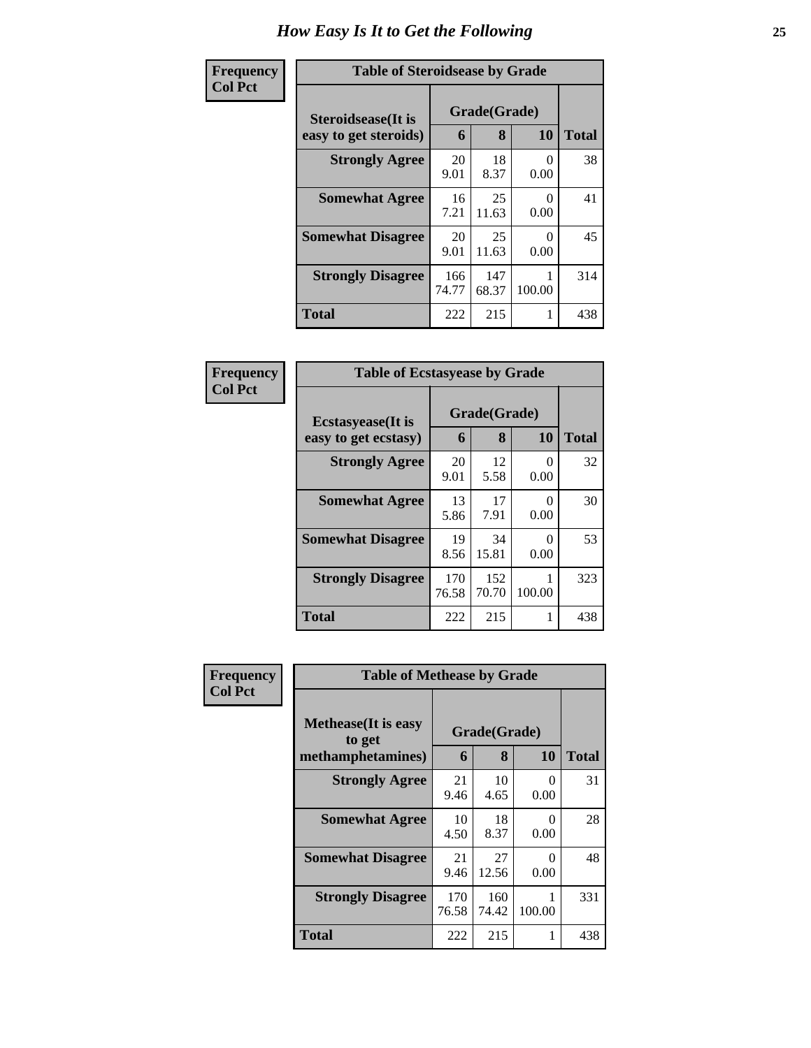# How Easy Is It to Get the Following

**Frequency**
**Col Pct**

**Table of Steroidsease by Grade**

| Steroidsease(It is easy to get steroids) | Grade(Grade) | | | Total |
|---|---|---|---|---|
| | 6 | 8 | 10 | |
| **Strongly Agree** | 20<br>9.01 | 18<br>8.37 | 0<br>0.00 | 38 |
| **Somewhat Agree** | 16<br>7.21 | 25<br>11.63 | 0<br>0.00 | 41 |
| **Somewhat Disagree** | 20<br>9.01 | 25<br>11.63 | 0<br>0.00 | 45 |
| **Strongly Disagree** | 166<br>74.77 | 147<br>68.37 | 1<br>100.00 | 314 |
| **Total** | 222 | 215 | 1 | 438 |

**Frequency**
**Col Pct**

**Table of Ecstasyease by Grade**

| Ecstasyease(It is easy to get ecstasy) | Grade(Grade) | | | Total |
|---|---|---|---|---|
| | 6 | 8 | 10 | |
| **Strongly Agree** | 20<br>9.01 | 12<br>5.58 | 0<br>0.00 | 32 |
| **Somewhat Agree** | 13<br>5.86 | 17<br>7.91 | 0<br>0.00 | 30 |
| **Somewhat Disagree** | 19<br>8.56 | 34<br>15.81 | 0<br>0.00 | 53 |
| **Strongly Disagree** | 170<br>76.58 | 152<br>70.70 | 1<br>100.00 | 323 |
| **Total** | 222 | 215 | 1 | 438 |

**Frequency**
**Col Pct**

**Table of Methease by Grade**

| Methease(It is easy to get methamphetamines) | Grade(Grade) | | | Total |
|---|---|---|---|---|
| | 6 | 8 | 10 | |
| **Strongly Agree** | 21<br>9.46 | 10<br>4.65 | 0<br>0.00 | 31 |
| **Somewhat Agree** | 10<br>4.50 | 18<br>8.37 | 0<br>0.00 | 28 |
| **Somewhat Disagree** | 21<br>9.46 | 27<br>12.56 | 0<br>0.00 | 48 |
| **Strongly Disagree** | 170<br>76.58 | 160<br>74.42 | 1<br>100.00 | 331 |
| **Total** | 222 | 215 | 1 | 438 |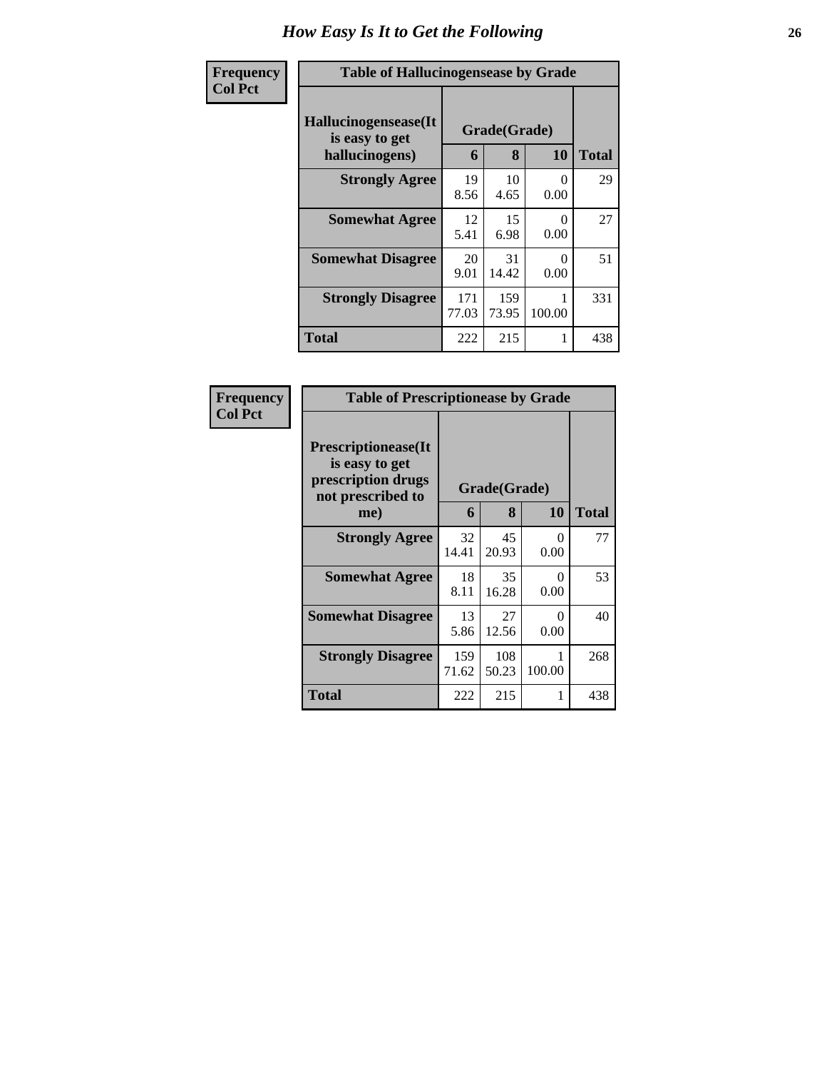# How Easy Is It to Get the Following

**Frequency**
**Col Pct**

**Table of Hallucinogensease by Grade**

| Hallucinogensease(It is easy to get hallucinogens) | Grade(Grade) | | | Total |
|---|---|---|---|---|
| | 6 | 8 | 10 | |
| **Strongly Agree** | 19<br>8.56 | 10<br>4.65 | 0<br>0.00 | 29 |
| **Somewhat Agree** | 12<br>5.41 | 15<br>6.98 | 0<br>0.00 | 27 |
| **Somewhat Disagree** | 20<br>9.01 | 31<br>14.42 | 0<br>0.00 | 51 |
| **Strongly Disagree** | 171<br>77.03 | 159<br>73.95 | 1<br>100.00 | 331 |
| **Total** | 222 | 215 | 1 | 438 |

**Frequency**
**Col Pct**

**Table of Prescriptionease by Grade**

| Prescriptionease(It is easy to get prescription drugs not prescribed to me) | Grade(Grade) | | | Total |
|---|---|---|---|---|
| | 6 | 8 | 10 | |
| **Strongly Agree** | 32<br>14.41 | 45<br>20.93 | 0<br>0.00 | 77 |
| **Somewhat Agree** | 18<br>8.11 | 35<br>16.28 | 0<br>0.00 | 53 |
| **Somewhat Disagree** | 13<br>5.86 | 27<br>12.56 | 0<br>0.00 | 40 |
| **Strongly Disagree** | 159<br>71.62 | 108<br>50.23 | 1<br>100.00 | 268 |
| **Total** | 222 | 215 | 1 | 438 |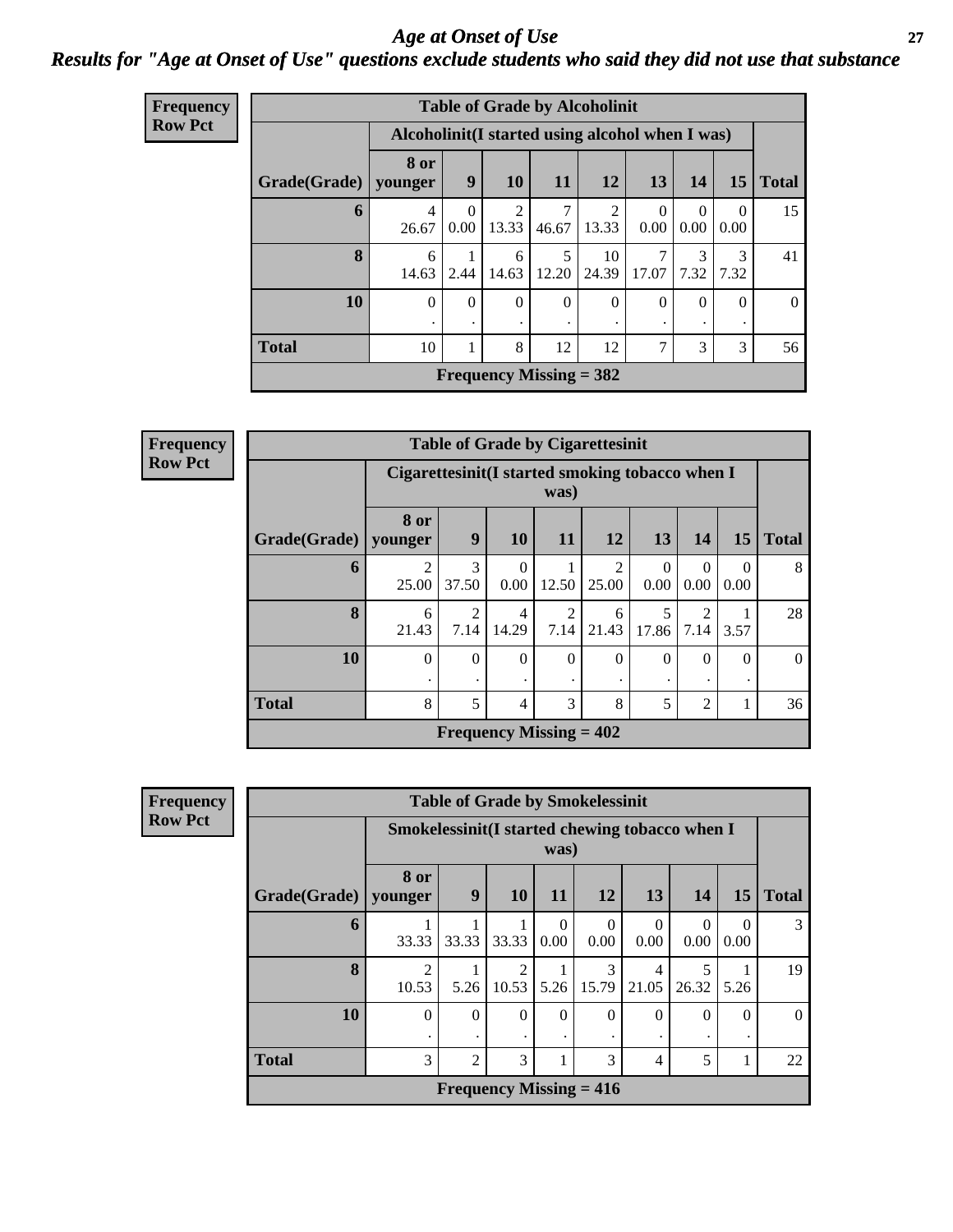# Age at Onset of Use

***Results for "Age at Onset of Use" questions exclude students who said they did not use that substance***

**Frequency Row Pct**

**Table of Grade by Alcoholinit**

| Grade(Grade) | Alcoholinit(I started using alcohol when I was) | | | | | | | | Total |
|---|---|---|---|---|---|---|---|---|---|
| | 8 or younger | 9 | 10 | 11 | 12 | 13 | 14 | 15 | |
| **6** | 4<br>26.67 | 0<br>0.00 | 2<br>13.33 | 7<br>46.67 | 2<br>13.33 | 0<br>0.00 | 0<br>0.00 | 0<br>0.00 | 15 |
| **8** | 6<br>14.63 | 1<br>2.44 | 6<br>14.63 | 5<br>12.20 | 10<br>24.39 | 7<br>17.07 | 3<br>7.32 | 3<br>7.32 | 41 |
| **10** | 0<br>. | 0<br>. | 0<br>. | 0<br>. | 0<br>. | 0<br>. | 0<br>. | 0<br>. | 0 |
| **Total** | 10 | 1 | 8 | 12 | 12 | 7 | 3 | 3 | 56 |

**Frequency Missing = 382**

**Frequency Row Pct**

**Table of Grade by Cigarettesinit**

| Grade(Grade) | Cigarettesinit(I started smoking tobacco when I was) | | | | | | | | Total |
|---|---|---|---|---|---|---|---|---|---|
| | 8 or younger | 9 | 10 | 11 | 12 | 13 | 14 | 15 | |
| **6** | 2<br>25.00 | 3<br>37.50 | 0<br>0.00 | 1<br>12.50 | 2<br>25.00 | 0<br>0.00 | 0<br>0.00 | 0<br>0.00 | 8 |
| **8** | 6<br>21.43 | 2<br>7.14 | 4<br>14.29 | 2<br>7.14 | 6<br>21.43 | 5<br>17.86 | 2<br>7.14 | 1<br>3.57 | 28 |
| **10** | 0<br>. | 0<br>. | 0<br>. | 0<br>. | 0<br>. | 0<br>. | 0<br>. | 0<br>. | 0 |
| **Total** | 8 | 5 | 4 | 3 | 8 | 5 | 2 | 1 | 36 |

**Frequency Missing = 402**

**Frequency Row Pct**

**Table of Grade by Smokelessinit**

| Grade(Grade) | Smokelessinit(I started chewing tobacco when I was) | | | | | | | | Total |
|---|---|---|---|---|---|---|---|---|---|
| | 8 or younger | 9 | 10 | 11 | 12 | 13 | 14 | 15 | |
| **6** | 1<br>33.33 | 1<br>33.33 | 1<br>33.33 | 0<br>0.00 | 0<br>0.00 | 0<br>0.00 | 0<br>0.00 | 0<br>0.00 | 3 |
| **8** | 2<br>10.53 | 1<br>5.26 | 2<br>10.53 | 1<br>5.26 | 3<br>15.79 | 4<br>21.05 | 5<br>26.32 | 1<br>5.26 | 19 |
| **10** | 0<br>. | 0<br>. | 0<br>. | 0<br>. | 0<br>. | 0<br>. | 0<br>. | 0<br>. | 0 |
| **Total** | 3 | 2 | 3 | 1 | 3 | 4 | 5 | 1 | 22 |

**Frequency Missing = 416**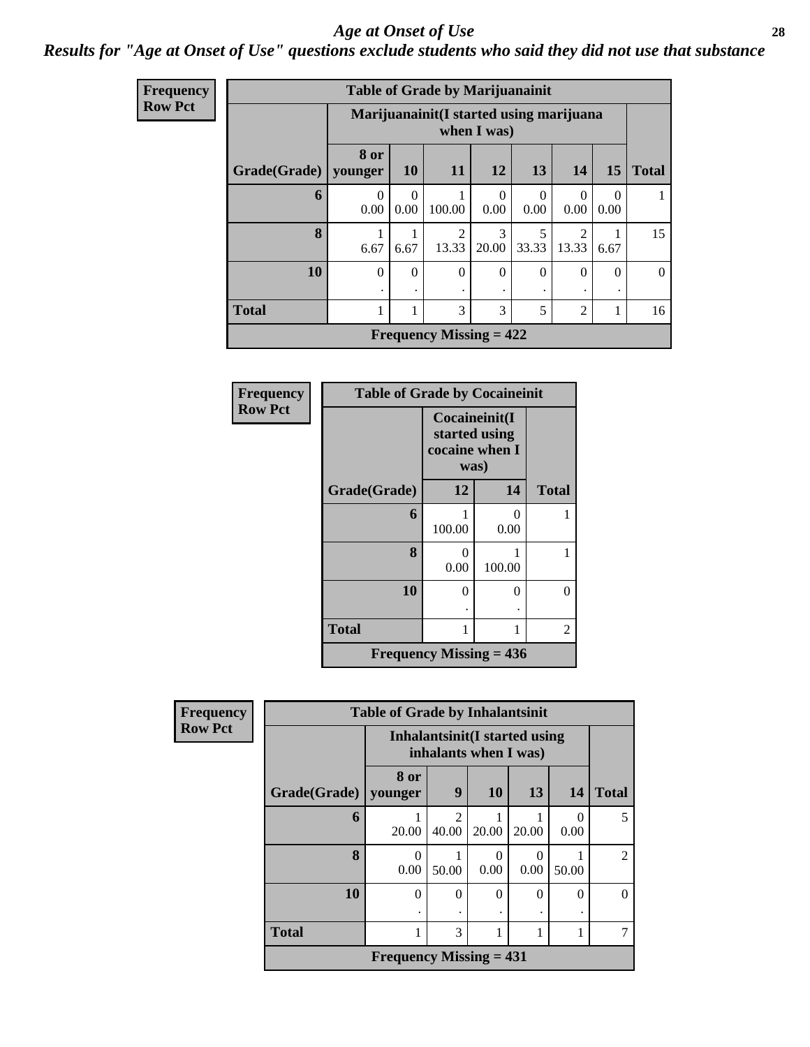# Age at Onset of Use

***Results for "Age at Onset of Use" questions exclude students who said they did not use that substance***

**Frequency**
**Row Pct**

| Table of Grade by Marijuanainit | | | | | | | | |
|---|---|---|---|---|---|---|---|---|
| | Marijuanainit(I started using marijuana when I was) | | | | | | | |
| Grade(Grade) | 8 or younger | 10 | 11 | 12 | 13 | 14 | 15 | Total |
| 6 | 0<br>0.00 | 0<br>0.00 | 1<br>100.00 | 0<br>0.00 | 0<br>0.00 | 0<br>0.00 | 0<br>0.00 | 1 |
| 8 | 1<br>6.67 | 1<br>6.67 | 2<br>13.33 | 3<br>20.00 | 5<br>33.33 | 2<br>13.33 | 1<br>6.67 | 15 |
| 10 | 0<br>. | 0<br>. | 0<br>. | 0<br>. | 0<br>. | 0<br>. | 0<br>. | 0 |
| Total | 1 | 1 | 3 | 3 | 5 | 2 | 1 | 16 |
| Frequency Missing = 422 | | | | | | | | |

**Frequency**
**Row Pct**

| Table of Grade by Cocaineinit | | | |
|---|---|---|---|
| | Cocaineinit(I started using cocaine when I was) | | |
| Grade(Grade) | 12 | 14 | Total |
| 6 | 1<br>100.00 | 0<br>0.00 | 1 |
| 8 | 0<br>0.00 | 1<br>100.00 | 1 |
| 10 | 0<br>. | 0<br>. | 0 |
| Total | 1 | 1 | 2 |
| Frequency Missing = 436 | | | |

**Frequency**
**Row Pct**

| Table of Grade by Inhalantsinit | | | | | | |
|---|---|---|---|---|---|---|
| | Inhalantsinit(I started using inhalants when I was) | | | | | |
| Grade(Grade) | 8 or younger | 9 | 10 | 13 | 14 | Total |
| 6 | 1<br>20.00 | 2<br>40.00 | 1<br>20.00 | 1<br>20.00 | 0<br>0.00 | 5 |
| 8 | 0<br>0.00 | 1<br>50.00 | 0<br>0.00 | 0<br>0.00 | 1<br>50.00 | 2 |
| 10 | 0<br>. | 0<br>. | 0<br>. | 0<br>. | 0<br>. | 0 |
| Total | 1 | 3 | 1 | 1 | 1 | 7 |
| Frequency Missing = 431 | | | | | | |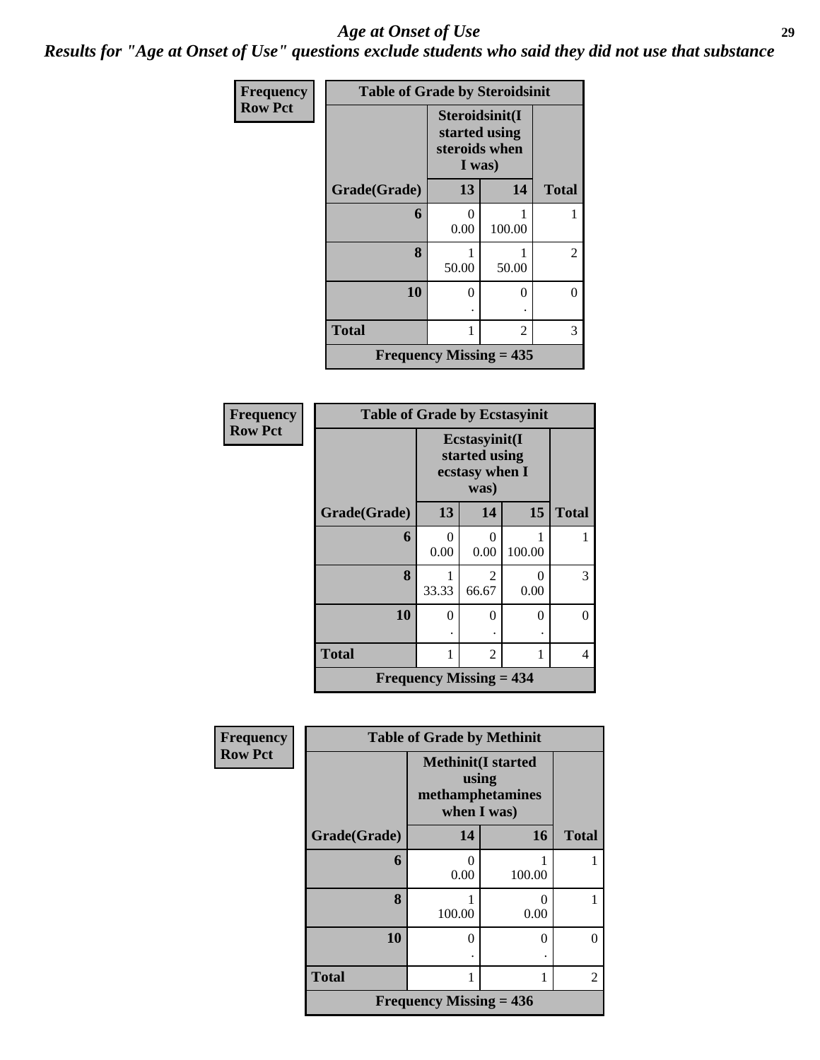# Age at Onset of Use

***Results for "Age at Onset of Use" questions exclude students who said they did not use that substance***

**Frequency**
**Row Pct**

| Table of Grade by Steroidsinit | | | |
|---|---|---|---|
| | Steroidsinit(I started using steroids when I was) | | |
| Grade(Grade) | 13 | 14 | Total |
| 6 | 0<br>0.00 | 1<br>100.00 | 1 |
| 8 | 1<br>50.00 | 1<br>50.00 | 2 |
| 10 | 0<br>. | 0<br>. | 0 |
| Total | 1 | 2 | 3 |
| Frequency Missing = 435 | | | |

**Frequency**
**Row Pct**

| Table of Grade by Ecstasyinit | | | | |
|---|---|---|---|---|
| | Ecstasyinit(I started using ecstasy when I was) | | | |
| Grade(Grade) | 13 | 14 | 15 | Total |
| 6 | 0<br>0.00 | 0<br>0.00 | 1<br>100.00 | 1 |
| 8 | 1<br>33.33 | 2<br>66.67 | 0<br>0.00 | 3 |
| 10 | 0<br>. | 0<br>. | 0<br>. | 0 |
| Total | 1 | 2 | 1 | 4 |
| Frequency Missing = 434 | | | | |

**Frequency**
**Row Pct**

| Table of Grade by Methinit | | | |
|---|---|---|---|
| | Methinit(I started using methamphetamines when I was) | | |
| Grade(Grade) | 14 | 16 | Total |
| 6 | 0<br>0.00 | 1<br>100.00 | 1 |
| 8 | 1<br>100.00 | 0<br>0.00 | 1 |
| 10 | 0<br>. | 0<br>. | 0 |
| Total | 1 | 1 | 2 |
| Frequency Missing = 436 | | | |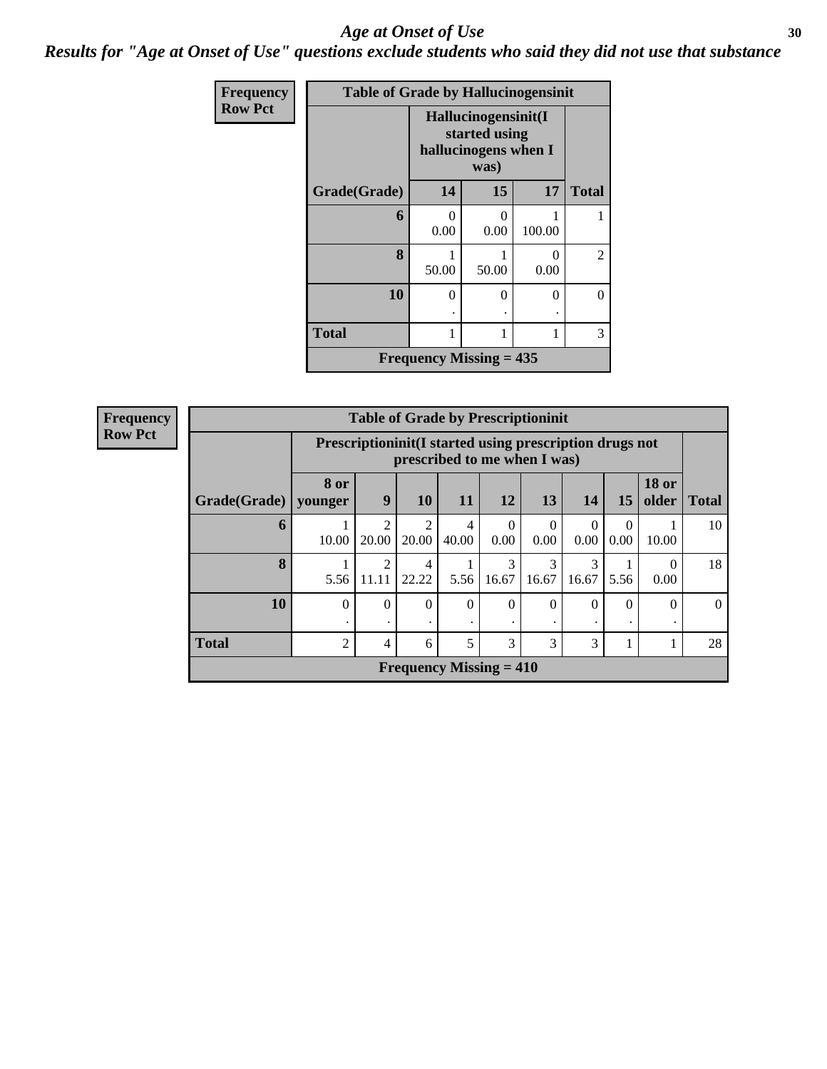# Age at Onset of Use

## *Results for "Age at Onset of Use" questions exclude students who said they did not use that substance*

**Frequency**
**Row Pct**

| Table of Grade by Hallucinogensinit | | | | |
|---|---|---|---|---|
| | Hallucinogensinit(I started using hallucinogens when I was) | | | |
| Grade(Grade) | 14 | 15 | 17 | Total |
| 6 | 0<br>0.00 | 0<br>0.00 | 1<br>100.00 | 1 |
| 8 | 1<br>50.00 | 1<br>50.00 | 0<br>0.00 | 2 |
| 10 | 0<br>. | 0<br>. | 0<br>. | 0 |
| Total | 1 | 1 | 1 | 3 |
| Frequency Missing = 435 | | | | |

**Frequency**
**Row Pct**

| Table of Grade by Prescriptioninit | | | | | | | | | | |
|---|---|---|---|---|---|---|---|---|---|---|
| | Prescriptioninit(I started using prescription drugs not prescribed to me when I was) | | | | | | | | | |
| Grade(Grade) | 8 or younger | 9 | 10 | 11 | 12 | 13 | 14 | 15 | 18 or older | Total |
| 6 | 1<br>10.00 | 2<br>20.00 | 2<br>20.00 | 4<br>40.00 | 0<br>0.00 | 0<br>0.00 | 0<br>0.00 | 0<br>0.00 | 1<br>10.00 | 10 |
| 8 | 1<br>5.56 | 2<br>11.11 | 4<br>22.22 | 1<br>5.56 | 3<br>16.67 | 3<br>16.67 | 3<br>16.67 | 1<br>5.56 | 0<br>0.00 | 18 |
| 10 | 0<br>. | 0<br>. | 0<br>. | 0<br>. | 0<br>. | 0<br>. | 0<br>. | 0<br>. | 0<br>. | 0 |
| Total | 2 | 4 | 6 | 5 | 3 | 3 | 3 | 1 | 1 | 28 |
| Frequency Missing = 410 | | | | | | | | | | |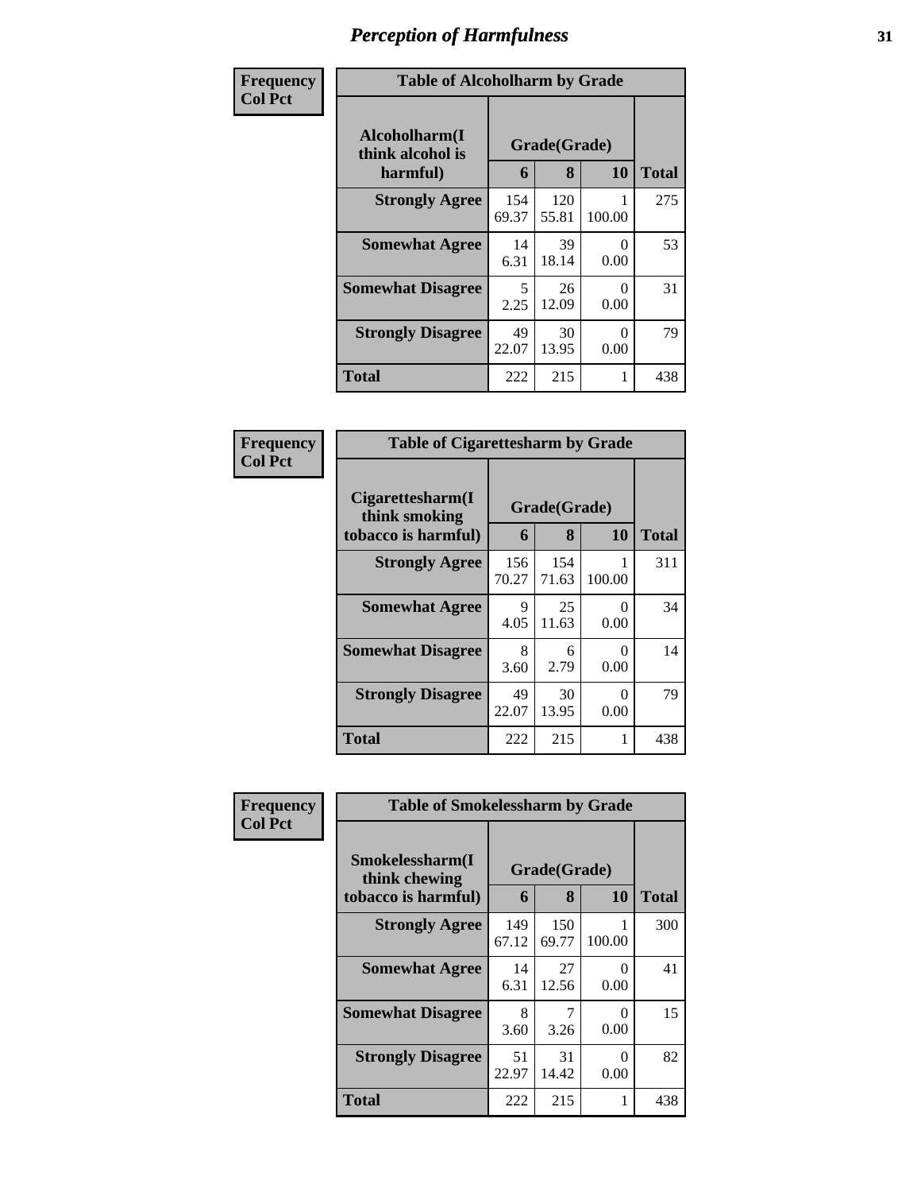# Perception of Harmfulness

| Frequency<br>Col Pct | Table of Alcoholharm by Grade | | | |
|---|---|---|---|---|
| **Alcoholharm(I think alcohol is harmful)** | **Grade(Grade)** | | | **Total** |
| | **6** | **8** | **10** | |
| **Strongly Agree** | 154<br>69.37 | 120<br>55.81 | 1<br>100.00 | 275 |
| **Somewhat Agree** | 14<br>6.31 | 39<br>18.14 | 0<br>0.00 | 53 |
| **Somewhat Disagree** | 5<br>2.25 | 26<br>12.09 | 0<br>0.00 | 31 |
| **Strongly Disagree** | 49<br>22.07 | 30<br>13.95 | 0<br>0.00 | 79 |
| **Total** | 222 | 215 | 1 | 438 |

| Frequency<br>Col Pct | Table of Cigarettesharm by Grade | | | |
|---|---|---|---|---|
| **Cigarettesharm(I think smoking tobacco is harmful)** | **Grade(Grade)** | | | **Total** |
| | **6** | **8** | **10** | |
| **Strongly Agree** | 156<br>70.27 | 154<br>71.63 | 1<br>100.00 | 311 |
| **Somewhat Agree** | 9<br>4.05 | 25<br>11.63 | 0<br>0.00 | 34 |
| **Somewhat Disagree** | 8<br>3.60 | 6<br>2.79 | 0<br>0.00 | 14 |
| **Strongly Disagree** | 49<br>22.07 | 30<br>13.95 | 0<br>0.00 | 79 |
| **Total** | 222 | 215 | 1 | 438 |

| Frequency<br>Col Pct | Table of Smokelessharm by Grade | | | |
|---|---|---|---|---|
| **Smokelessharm(I think chewing tobacco is harmful)** | **Grade(Grade)** | | | **Total** |
| | **6** | **8** | **10** | |
| **Strongly Agree** | 149<br>67.12 | 150<br>69.77 | 1<br>100.00 | 300 |
| **Somewhat Agree** | 14<br>6.31 | 27<br>12.56 | 0<br>0.00 | 41 |
| **Somewhat Disagree** | 8<br>3.60 | 7<br>3.26 | 0<br>0.00 | 15 |
| **Strongly Disagree** | 51<br>22.97 | 31<br>14.42 | 0<br>0.00 | 82 |
| **Total** | 222 | 215 | 1 | 438 |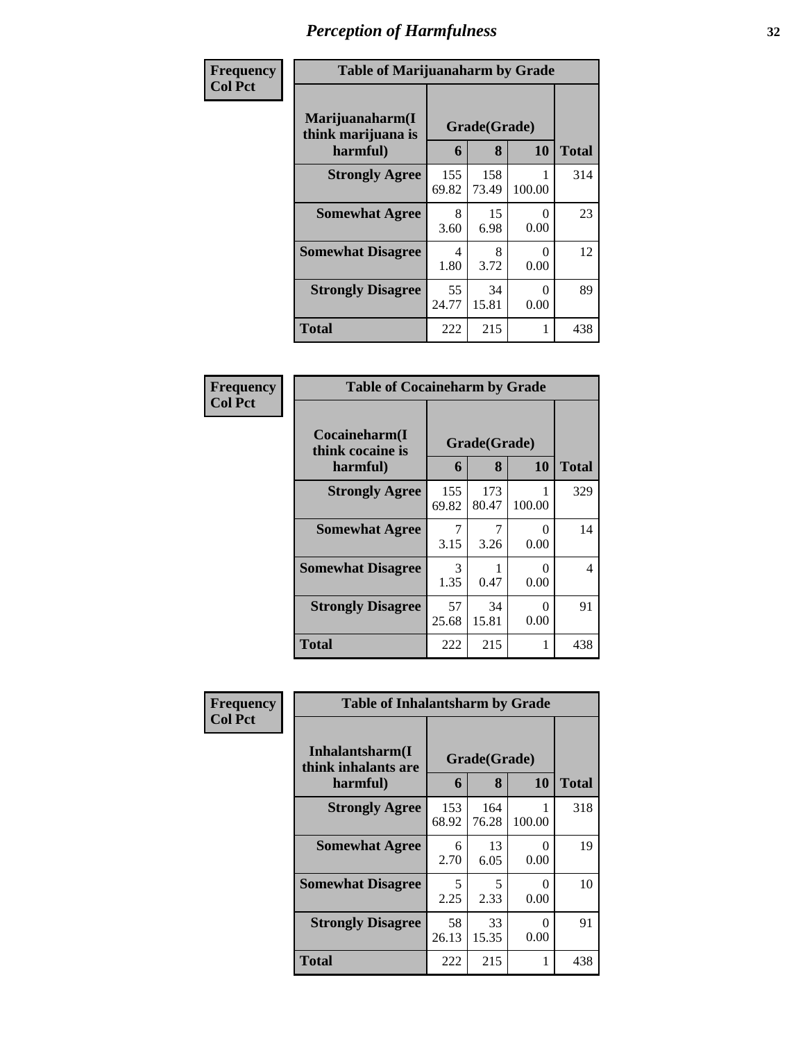# Perception of Harmfulness

**Frequency**
**Col Pct**

| Table of Marijuanaharm by Grade | | | | |
|---|---|---|---|---|
| Marijuanaharm(I think marijuana is harmful) | Grade(Grade) | | | |
| | 6 | 8 | 10 | Total |
| **Strongly Agree** | 155<br>69.82 | 158<br>73.49 | 1<br>100.00 | 314 |
| **Somewhat Agree** | 8<br>3.60 | 15<br>6.98 | 0<br>0.00 | 23 |
| **Somewhat Disagree** | 4<br>1.80 | 8<br>3.72 | 0<br>0.00 | 12 |
| **Strongly Disagree** | 55<br>24.77 | 34<br>15.81 | 0<br>0.00 | 89 |
| **Total** | 222 | 215 | 1 | 438 |

**Frequency**
**Col Pct**

| Table of Cocaineharm by Grade | | | | |
|---|---|---|---|---|
| Cocaineharm(I think cocaine is harmful) | Grade(Grade) | | | |
| | 6 | 8 | 10 | Total |
| **Strongly Agree** | 155<br>69.82 | 173<br>80.47 | 1<br>100.00 | 329 |
| **Somewhat Agree** | 7<br>3.15 | 7<br>3.26 | 0<br>0.00 | 14 |
| **Somewhat Disagree** | 3<br>1.35 | 1<br>0.47 | 0<br>0.00 | 4 |
| **Strongly Disagree** | 57<br>25.68 | 34<br>15.81 | 0<br>0.00 | 91 |
| **Total** | 222 | 215 | 1 | 438 |

**Frequency**
**Col Pct**

| Table of Inhalantsharm by Grade | | | | |
|---|---|---|---|---|
| Inhalantsharm(I think inhalants are harmful) | Grade(Grade) | | | |
| | 6 | 8 | 10 | Total |
| **Strongly Agree** | 153<br>68.92 | 164<br>76.28 | 1<br>100.00 | 318 |
| **Somewhat Agree** | 6<br>2.70 | 13<br>6.05 | 0<br>0.00 | 19 |
| **Somewhat Disagree** | 5<br>2.25 | 5<br>2.33 | 0<br>0.00 | 10 |
| **Strongly Disagree** | 58<br>26.13 | 33<br>15.35 | 0<br>0.00 | 91 |
| **Total** | 222 | 215 | 1 | 438 |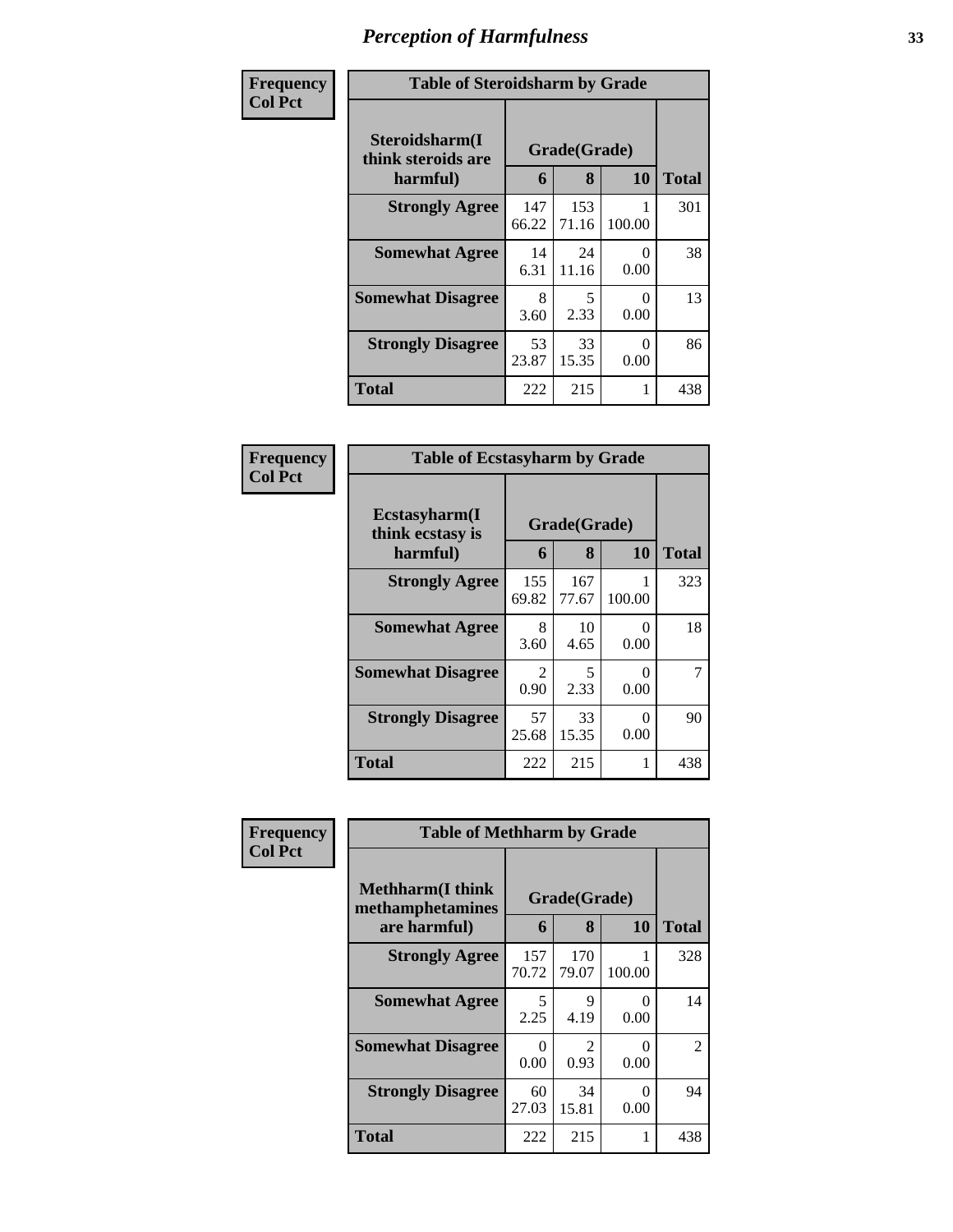# Perception of Harmfulness

| Frequency Col Pct |
|---|

**Table of Steroidsharm by Grade**

| Steroidsharm(I think steroids are harmful) | Grade(Grade) 6 | 8 | 10 | Total |
|---|---|---|---|---|
| **Strongly Agree** | 147<br>66.22 | 153<br>71.16 | 1<br>100.00 | 301 |
| **Somewhat Agree** | 14<br>6.31 | 24<br>11.16 | 0<br>0.00 | 38 |
| **Somewhat Disagree** | 8<br>3.60 | 5<br>2.33 | 0<br>0.00 | 13 |
| **Strongly Disagree** | 53<br>23.87 | 33<br>15.35 | 0<br>0.00 | 86 |
| **Total** | 222 | 215 | 1 | 438 |

| Frequency Col Pct |
|---|

**Table of Ecstasyharm by Grade**

| Ecstasyharm(I think ecstasy is harmful) | Grade(Grade) 6 | 8 | 10 | Total |
|---|---|---|---|---|
| **Strongly Agree** | 155<br>69.82 | 167<br>77.67 | 1<br>100.00 | 323 |
| **Somewhat Agree** | 8<br>3.60 | 10<br>4.65 | 0<br>0.00 | 18 |
| **Somewhat Disagree** | 2<br>0.90 | 5<br>2.33 | 0<br>0.00 | 7 |
| **Strongly Disagree** | 57<br>25.68 | 33<br>15.35 | 0<br>0.00 | 90 |
| **Total** | 222 | 215 | 1 | 438 |

| Frequency Col Pct |
|---|

**Table of Methharm by Grade**

| Methharm(I think methamphetamines are harmful) | Grade(Grade) 6 | 8 | 10 | Total |
|---|---|---|---|---|
| **Strongly Agree** | 157<br>70.72 | 170<br>79.07 | 1<br>100.00 | 328 |
| **Somewhat Agree** | 5<br>2.25 | 9<br>4.19 | 0<br>0.00 | 14 |
| **Somewhat Disagree** | 0<br>0.00 | 2<br>0.93 | 0<br>0.00 | 2 |
| **Strongly Disagree** | 60<br>27.03 | 34<br>15.81 | 0<br>0.00 | 94 |
| **Total** | 222 | 215 | 1 | 438 |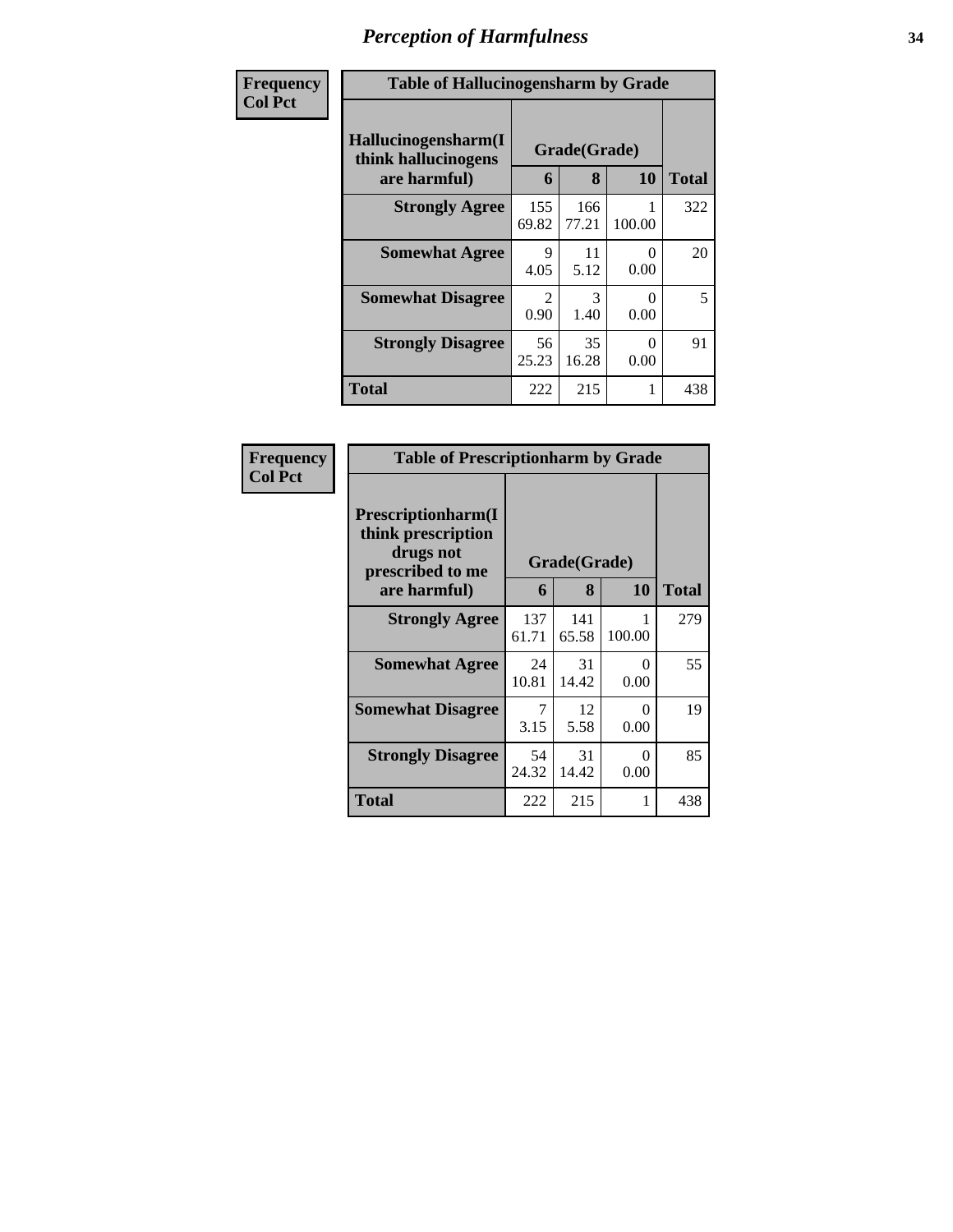# Perception of Harmfulness

**Frequency**
**Col Pct**

| Table of Hallucinogensharm by Grade | | | | |
|---|---|---|---|---|
| Hallucinogensharm(I think hallucinogens are harmful) | Grade(Grade) | | | Total |
| | 6 | 8 | 10 | |
| **Strongly Agree** | 155<br>69.82 | 166<br>77.21 | 1<br>100.00 | 322 |
| **Somewhat Agree** | 9<br>4.05 | 11<br>5.12 | 0<br>0.00 | 20 |
| **Somewhat Disagree** | 2<br>0.90 | 3<br>1.40 | 0<br>0.00 | 5 |
| **Strongly Disagree** | 56<br>25.23 | 35<br>16.28 | 0<br>0.00 | 91 |
| **Total** | 222 | 215 | 1 | 438 |

**Frequency**
**Col Pct**

| Table of Prescriptionharm by Grade | | | | |
|---|---|---|---|---|
| Prescriptionharm(I think prescription drugs not prescribed to me are harmful) | Grade(Grade) | | | Total |
| | 6 | 8 | 10 | |
| **Strongly Agree** | 137<br>61.71 | 141<br>65.58 | 1<br>100.00 | 279 |
| **Somewhat Agree** | 24<br>10.81 | 31<br>14.42 | 0<br>0.00 | 55 |
| **Somewhat Disagree** | 7<br>3.15 | 12<br>5.58 | 0<br>0.00 | 19 |
| **Strongly Disagree** | 54<br>24.32 | 31<br>14.42 | 0<br>0.00 | 85 |
| **Total** | 222 | 215 | 1 | 438 |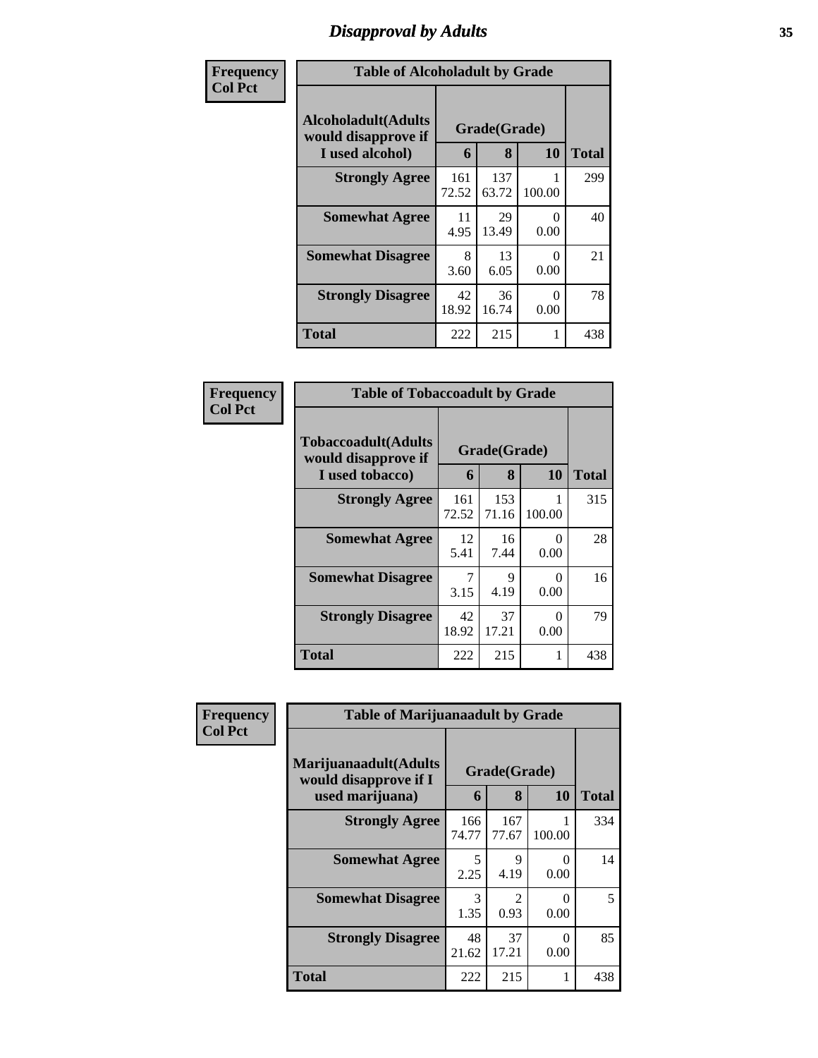# Disapproval by Adults

| Frequency Col Pct | | | | |
|---|---|---|---|---|

**Table of Alcoholadult by Grade**

| Alcoholadult(Adults would disapprove if I used alcohol) | Grade(Grade) | | | Total |
|---|---|---|---|---|
| | 6 | 8 | 10 | |
| Strongly Agree | 161<br>72.52 | 137<br>63.72 | 1<br>100.00 | 299 |
| Somewhat Agree | 11<br>4.95 | 29<br>13.49 | 0<br>0.00 | 40 |
| Somewhat Disagree | 8<br>3.60 | 13<br>6.05 | 0<br>0.00 | 21 |
| Strongly Disagree | 42<br>18.92 | 36<br>16.74 | 0<br>0.00 | 78 |
| Total | 222 | 215 | 1 | 438 |

**Table of Tobaccoadult by Grade**

| Tobaccoadult(Adults would disapprove if I used tobacco) | Grade(Grade) | | | Total |
|---|---|---|---|---|
| | 6 | 8 | 10 | |
| Strongly Agree | 161<br>72.52 | 153<br>71.16 | 1<br>100.00 | 315 |
| Somewhat Agree | 12<br>5.41 | 16<br>7.44 | 0<br>0.00 | 28 |
| Somewhat Disagree | 7<br>3.15 | 9<br>4.19 | 0<br>0.00 | 16 |
| Strongly Disagree | 42<br>18.92 | 37<br>17.21 | 0<br>0.00 | 79 |
| Total | 222 | 215 | 1 | 438 |

**Table of Marijuanaadult by Grade**

| Marijuanaadult(Adults would disapprove if I used marijuana) | Grade(Grade) | | | Total |
|---|---|---|---|---|
| | 6 | 8 | 10 | |
| Strongly Agree | 166<br>74.77 | 167<br>77.67 | 1<br>100.00 | 334 |
| Somewhat Agree | 5<br>2.25 | 9<br>4.19 | 0<br>0.00 | 14 |
| Somewhat Disagree | 3<br>1.35 | 2<br>0.93 | 0<br>0.00 | 5 |
| Strongly Disagree | 48<br>21.62 | 37<br>17.21 | 0<br>0.00 | 85 |
| Total | 222 | 215 | 1 | 438 |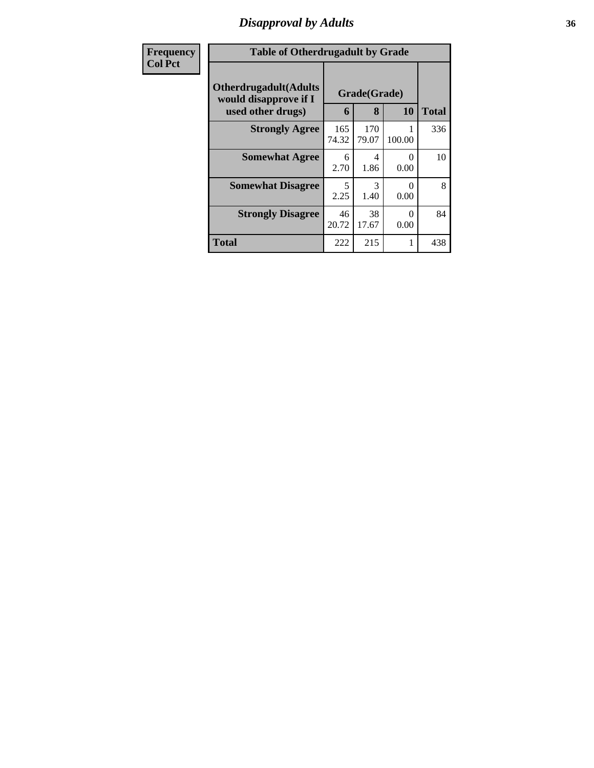## Disapproval by Adults

| Frequency Col Pct | Table of Otherdrugadult by Grade | | | |
|---|---|---|---|---|
| Otherdrugadult(Adults would disapprove if I used other drugs) | Grade(Grade) | | | Total |
| | 6 | 8 | 10 | |
| **Strongly Agree** | 165<br>74.32 | 170<br>79.07 | 1<br>100.00 | 336 |
| **Somewhat Agree** | 6<br>2.70 | 4<br>1.86 | 0<br>0.00 | 10 |
| **Somewhat Disagree** | 5<br>2.25 | 3<br>1.40 | 0<br>0.00 | 8 |
| **Strongly Disagree** | 46<br>20.72 | 38<br>17.67 | 0<br>0.00 | 84 |
| **Total** | 222 | 215 | 1 | 438 |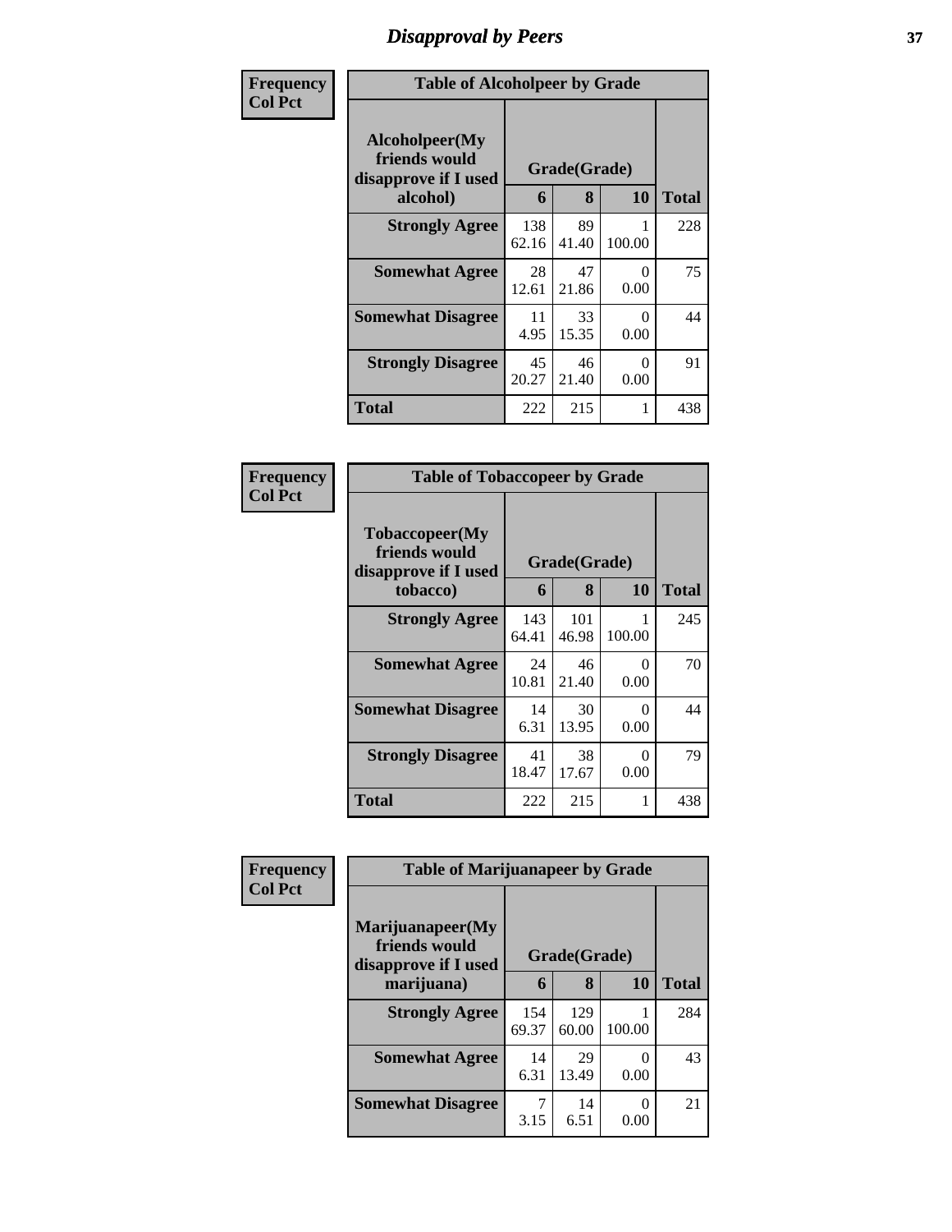# Disapproval by Peers

| Frequency<br>Col Pct | Table of Alcoholpeer by Grade | | | |
|---|---|---|---|---|
| **Alcoholpeer(My friends would disapprove if I used alcohol)** | **Grade(Grade)** | | | **Total** |
| | **6** | **8** | **10** | |
| **Strongly Agree** | 138<br>62.16 | 89<br>41.40 | 1<br>100.00 | 228 |
| **Somewhat Agree** | 28<br>12.61 | 47<br>21.86 | 0<br>0.00 | 75 |
| **Somewhat Disagree** | 11<br>4.95 | 33<br>15.35 | 0<br>0.00 | 44 |
| **Strongly Disagree** | 45<br>20.27 | 46<br>21.40 | 0<br>0.00 | 91 |
| **Total** | 222 | 215 | 1 | 438 |

| Frequency<br>Col Pct | Table of Tobaccopeer by Grade | | | |
|---|---|---|---|---|
| **Tobaccopeer(My friends would disapprove if I used tobacco)** | **Grade(Grade)** | | | **Total** |
| | **6** | **8** | **10** | |
| **Strongly Agree** | 143<br>64.41 | 101<br>46.98 | 1<br>100.00 | 245 |
| **Somewhat Agree** | 24<br>10.81 | 46<br>21.40 | 0<br>0.00 | 70 |
| **Somewhat Disagree** | 14<br>6.31 | 30<br>13.95 | 0<br>0.00 | 44 |
| **Strongly Disagree** | 41<br>18.47 | 38<br>17.67 | 0<br>0.00 | 79 |
| **Total** | 222 | 215 | 1 | 438 |

| Frequency<br>Col Pct | Table of Marijuanapeer by Grade | | | |
|---|---|---|---|---|
| **Marijuanapeer(My friends would disapprove if I used marijuana)** | **Grade(Grade)** | | | **Total** |
| | **6** | **8** | **10** | |
| **Strongly Agree** | 154<br>69.37 | 129<br>60.00 | 1<br>100.00 | 284 |
| **Somewhat Agree** | 14<br>6.31 | 29<br>13.49 | 0<br>0.00 | 43 |
| **Somewhat Disagree** | 7<br>3.15 | 14<br>6.51 | 0<br>0.00 | 21 |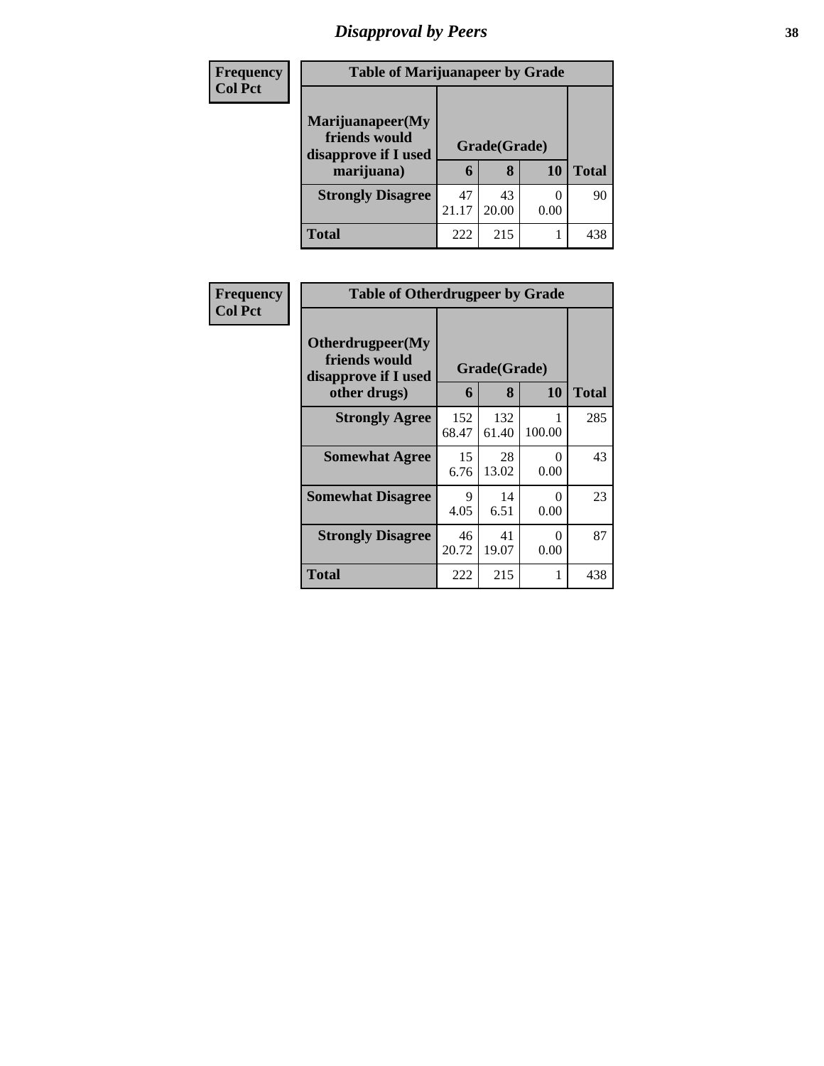# Disapproval by Peers

**Frequency**
**Col Pct**

| Table of Marijuanapeer by Grade | | | | |
|---|---|---|---|---|
| **Marijuanapeer(My friends would disapprove if I used marijuana)** | **Grade(Grade)** | | | **Total** |
| | **6** | **8** | **10** | |
| **Strongly Disagree** | 47<br>21.17 | 43<br>20.00 | 0<br>0.00 | 90 |
| **Total** | 222 | 215 | 1 | 438 |

**Frequency**
**Col Pct**

| Table of Otherdrugpeer by Grade | | | | |
|---|---|---|---|---|
| **Otherdrugpeer(My friends would disapprove if I used other drugs)** | **Grade(Grade)** | | | **Total** |
| | **6** | **8** | **10** | |
| **Strongly Agree** | 152<br>68.47 | 132<br>61.40 | 1<br>100.00 | 285 |
| **Somewhat Agree** | 15<br>6.76 | 28<br>13.02 | 0<br>0.00 | 43 |
| **Somewhat Disagree** | 9<br>4.05 | 14<br>6.51 | 0<br>0.00 | 23 |
| **Strongly Disagree** | 46<br>20.72 | 41<br>19.07 | 0<br>0.00 | 87 |
| **Total** | 222 | 215 | 1 | 438 |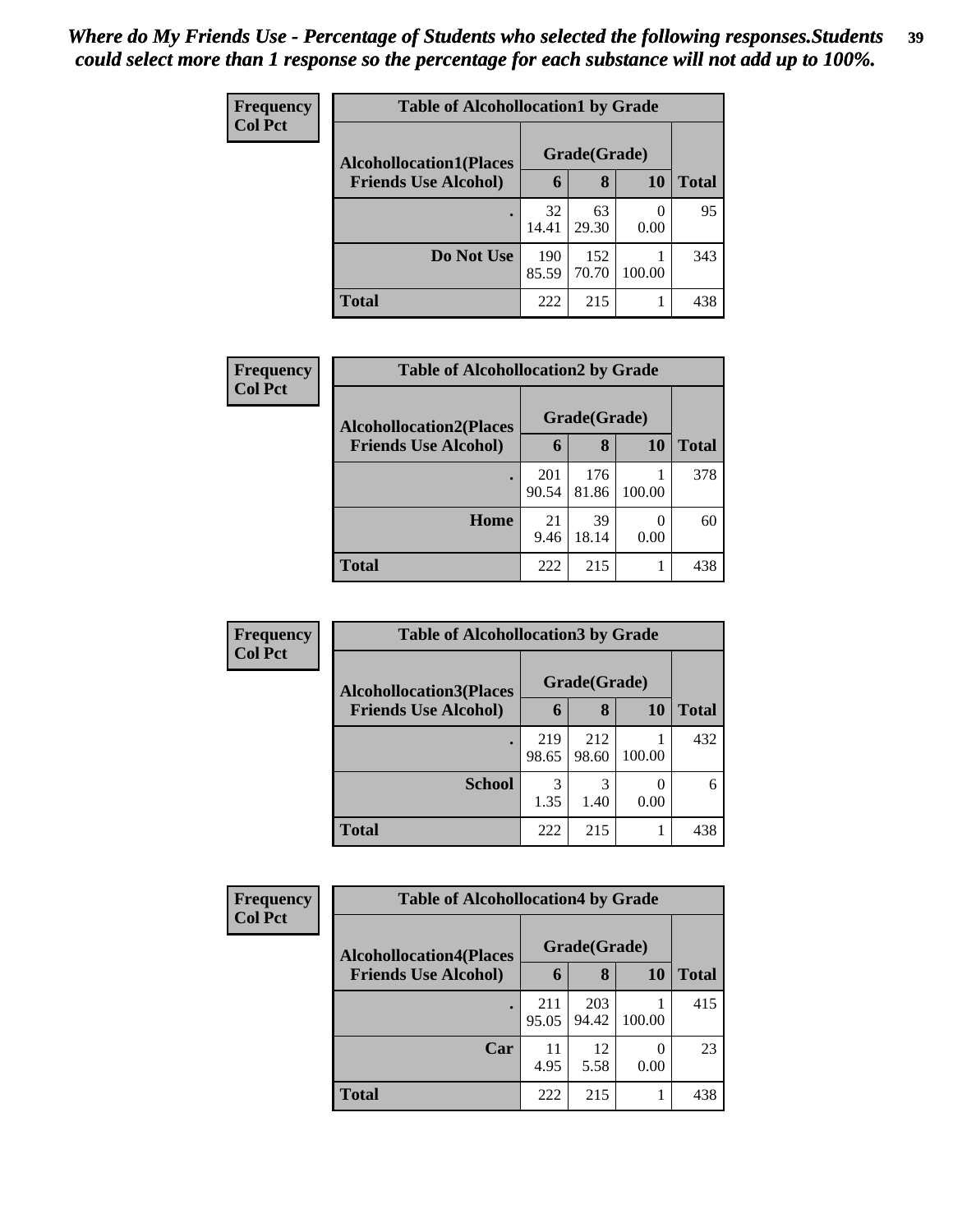*Where do My Friends Use - Percentage of Students who selected the following responses.Students could select more than 1 response so the percentage for each substance will not add up to 100%.*

**Frequency**
**Col Pct**

**Table of Alcohollocation1 by Grade**

| Alcohollocation1(Places Friends Use Alcohol) | Grade(Grade) 6 | 8 | 10 | Total |
|---|---|---|---|---|
| . | 32<br>14.41 | 63<br>29.30 | 0<br>0.00 | 95 |
| Do Not Use | 190<br>85.59 | 152<br>70.70 | 1<br>100.00 | 343 |
| Total | 222 | 215 | 1 | 438 |

**Frequency**
**Col Pct**

**Table of Alcohollocation2 by Grade**

| Alcohollocation2(Places Friends Use Alcohol) | Grade(Grade) 6 | 8 | 10 | Total |
|---|---|---|---|---|
| . | 201<br>90.54 | 176<br>81.86 | 1<br>100.00 | 378 |
| Home | 21<br>9.46 | 39<br>18.14 | 0<br>0.00 | 60 |
| Total | 222 | 215 | 1 | 438 |

**Frequency**
**Col Pct**

**Table of Alcohollocation3 by Grade**

| Alcohollocation3(Places Friends Use Alcohol) | Grade(Grade) 6 | 8 | 10 | Total |
|---|---|---|---|---|
| . | 219<br>98.65 | 212<br>98.60 | 1<br>100.00 | 432 |
| School | 3<br>1.35 | 3<br>1.40 | 0<br>0.00 | 6 |
| Total | 222 | 215 | 1 | 438 |

**Frequency**
**Col Pct**

**Table of Alcohollocation4 by Grade**

| Alcohollocation4(Places Friends Use Alcohol) | Grade(Grade) 6 | 8 | 10 | Total |
|---|---|---|---|---|
| . | 211<br>95.05 | 203<br>94.42 | 1<br>100.00 | 415 |
| Car | 11<br>4.95 | 12<br>5.58 | 0<br>0.00 | 23 |
| Total | 222 | 215 | 1 | 438 |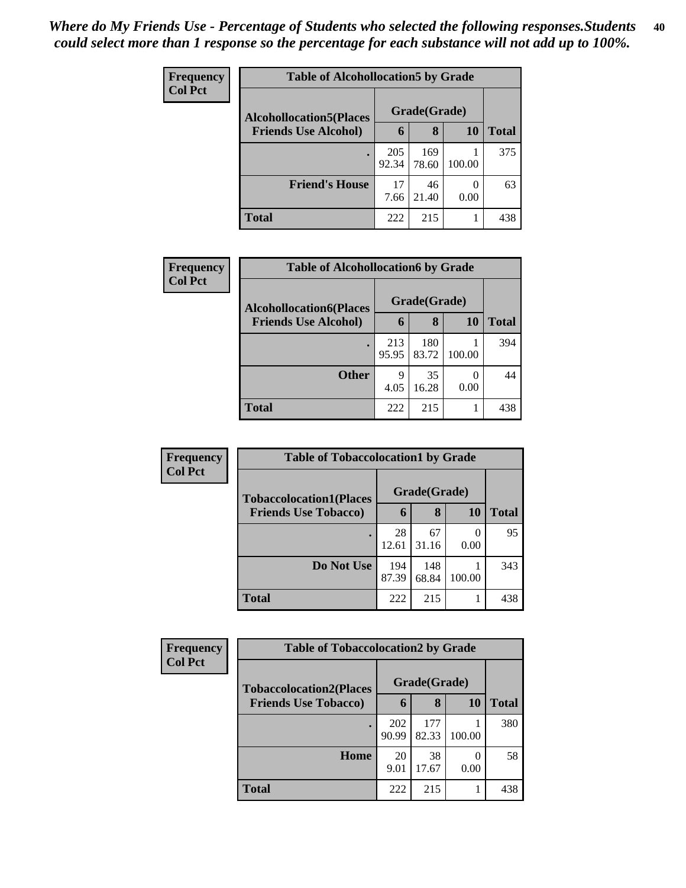*Where do My Friends Use - Percentage of Students who selected the following responses.Students could select more than 1 response so the percentage for each substance will not add up to 100%.*

**Frequency**
**Col Pct**

**Table of Alcohollocation5 by Grade**

| Alcohollocation5(Places Friends Use Alcohol) | Grade(Grade) | | | Total |
|---|---|---|---|---|
| | 6 | 8 | 10 | |
| . | 205<br>92.34 | 169<br>78.60 | 1<br>100.00 | 375 |
| Friend's House | 17<br>7.66 | 46<br>21.40 | 0<br>0.00 | 63 |
| Total | 222 | 215 | 1 | 438 |

**Frequency**
**Col Pct**

**Table of Alcohollocation6 by Grade**

| Alcohollocation6(Places Friends Use Alcohol) | Grade(Grade) | | | Total |
|---|---|---|---|---|
| | 6 | 8 | 10 | |
| . | 213<br>95.95 | 180<br>83.72 | 1<br>100.00 | 394 |
| Other | 9<br>4.05 | 35<br>16.28 | 0<br>0.00 | 44 |
| Total | 222 | 215 | 1 | 438 |

**Frequency**
**Col Pct**

**Table of Tobaccolocation1 by Grade**

| Tobaccolocation1(Places Friends Use Tobacco) | Grade(Grade) | | | Total |
|---|---|---|---|---|
| | 6 | 8 | 10 | |
| . | 28<br>12.61 | 67<br>31.16 | 0<br>0.00 | 95 |
| Do Not Use | 194<br>87.39 | 148<br>68.84 | 1<br>100.00 | 343 |
| Total | 222 | 215 | 1 | 438 |

**Frequency**
**Col Pct**

**Table of Tobaccolocation2 by Grade**

| Tobaccolocation2(Places Friends Use Tobacco) | Grade(Grade) | | | Total |
|---|---|---|---|---|
| | 6 | 8 | 10 | |
| . | 202<br>90.99 | 177<br>82.33 | 1<br>100.00 | 380 |
| Home | 20<br>9.01 | 38<br>17.67 | 0<br>0.00 | 58 |
| Total | 222 | 215 | 1 | 438 |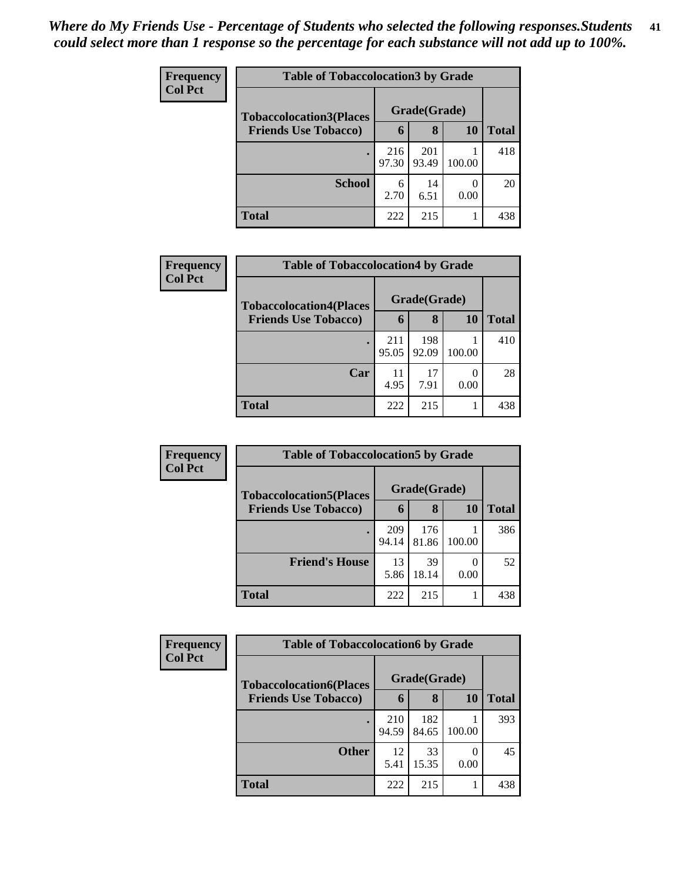*Where do My Friends Use - Percentage of Students who selected the following responses.Students could select more than 1 response so the percentage for each substance will not add up to 100%.*

**Frequency**
**Col Pct**

| Table of Tobaccolocation3 by Grade | | | | |
|---|---|---|---|---|
| **Tobaccolocation3(Places Friends Use Tobacco)** | **Grade(Grade)** | | | **Total** |
| | **6** | **8** | **10** | |
| **.** | 216<br>97.30 | 201<br>93.49 | 1<br>100.00 | 418 |
| **School** | 6<br>2.70 | 14<br>6.51 | 0<br>0.00 | 20 |
| **Total** | 222 | 215 | 1 | 438 |

**Frequency**
**Col Pct**

| Table of Tobaccolocation4 by Grade | | | | |
|---|---|---|---|---|
| **Tobaccolocation4(Places Friends Use Tobacco)** | **Grade(Grade)** | | | **Total** |
| | **6** | **8** | **10** | |
| **.** | 211<br>95.05 | 198<br>92.09 | 1<br>100.00 | 410 |
| **Car** | 11<br>4.95 | 17<br>7.91 | 0<br>0.00 | 28 |
| **Total** | 222 | 215 | 1 | 438 |

**Frequency**
**Col Pct**

| Table of Tobaccolocation5 by Grade | | | | |
|---|---|---|---|---|
| **Tobaccolocation5(Places Friends Use Tobacco)** | **Grade(Grade)** | | | **Total** |
| | **6** | **8** | **10** | |
| **.** | 209<br>94.14 | 176<br>81.86 | 1<br>100.00 | 386 |
| **Friend's House** | 13<br>5.86 | 39<br>18.14 | 0<br>0.00 | 52 |
| **Total** | 222 | 215 | 1 | 438 |

**Frequency**
**Col Pct**

| Table of Tobaccolocation6 by Grade | | | | |
|---|---|---|---|---|
| **Tobaccolocation6(Places Friends Use Tobacco)** | **Grade(Grade)** | | | **Total** |
| | **6** | **8** | **10** | |
| **.** | 210<br>94.59 | 182<br>84.65 | 1<br>100.00 | 393 |
| **Other** | 12<br>5.41 | 33<br>15.35 | 0<br>0.00 | 45 |
| **Total** | 222 | 215 | 1 | 438 |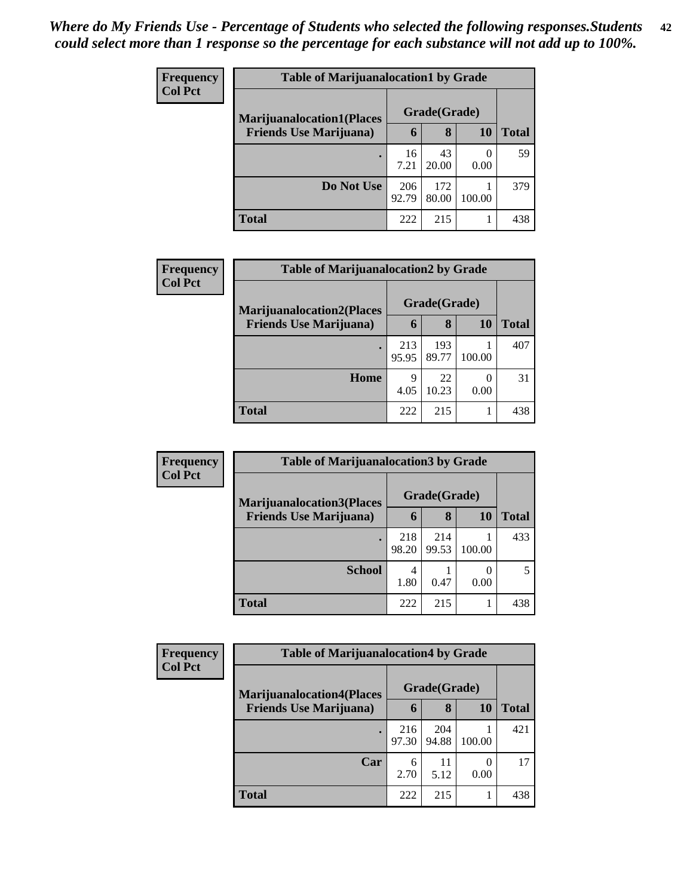*Where do My Friends Use - Percentage of Students who selected the following responses.Students could select more than 1 response so the percentage for each substance will not add up to 100%.*

**Frequency**
**Col Pct**

| Table of Marijuanalocation1 by Grade | | | | |
|---|---|---|---|---|
| **Marijuanalocation1(Places Friends Use Marijuana)** | **Grade(Grade)** | | | **Total** |
| | **6** | **8** | **10** | |
| **.** | 16<br>7.21 | 43<br>20.00 | 0<br>0.00 | 59 |
| **Do Not Use** | 206<br>92.79 | 172<br>80.00 | 1<br>100.00 | 379 |
| **Total** | 222 | 215 | 1 | 438 |

**Frequency**
**Col Pct**

| Table of Marijuanalocation2 by Grade | | | | |
|---|---|---|---|---|
| **Marijuanalocation2(Places Friends Use Marijuana)** | **Grade(Grade)** | | | **Total** |
| | **6** | **8** | **10** | |
| **.** | 213<br>95.95 | 193<br>89.77 | 1<br>100.00 | 407 |
| **Home** | 9<br>4.05 | 22<br>10.23 | 0<br>0.00 | 31 |
| **Total** | 222 | 215 | 1 | 438 |

**Frequency**
**Col Pct**

| Table of Marijuanalocation3 by Grade | | | | |
|---|---|---|---|---|
| **Marijuanalocation3(Places Friends Use Marijuana)** | **Grade(Grade)** | | | **Total** |
| | **6** | **8** | **10** | |
| **.** | 218<br>98.20 | 214<br>99.53 | 1<br>100.00 | 433 |
| **School** | 4<br>1.80 | 1<br>0.47 | 0<br>0.00 | 5 |
| **Total** | 222 | 215 | 1 | 438 |

**Frequency**
**Col Pct**

| Table of Marijuanalocation4 by Grade | | | | |
|---|---|---|---|---|
| **Marijuanalocation4(Places Friends Use Marijuana)** | **Grade(Grade)** | | | **Total** |
| | **6** | **8** | **10** | |
| **.** | 216<br>97.30 | 204<br>94.88 | 1<br>100.00 | 421 |
| **Car** | 6<br>2.70 | 11<br>5.12 | 0<br>0.00 | 17 |
| **Total** | 222 | 215 | 1 | 438 |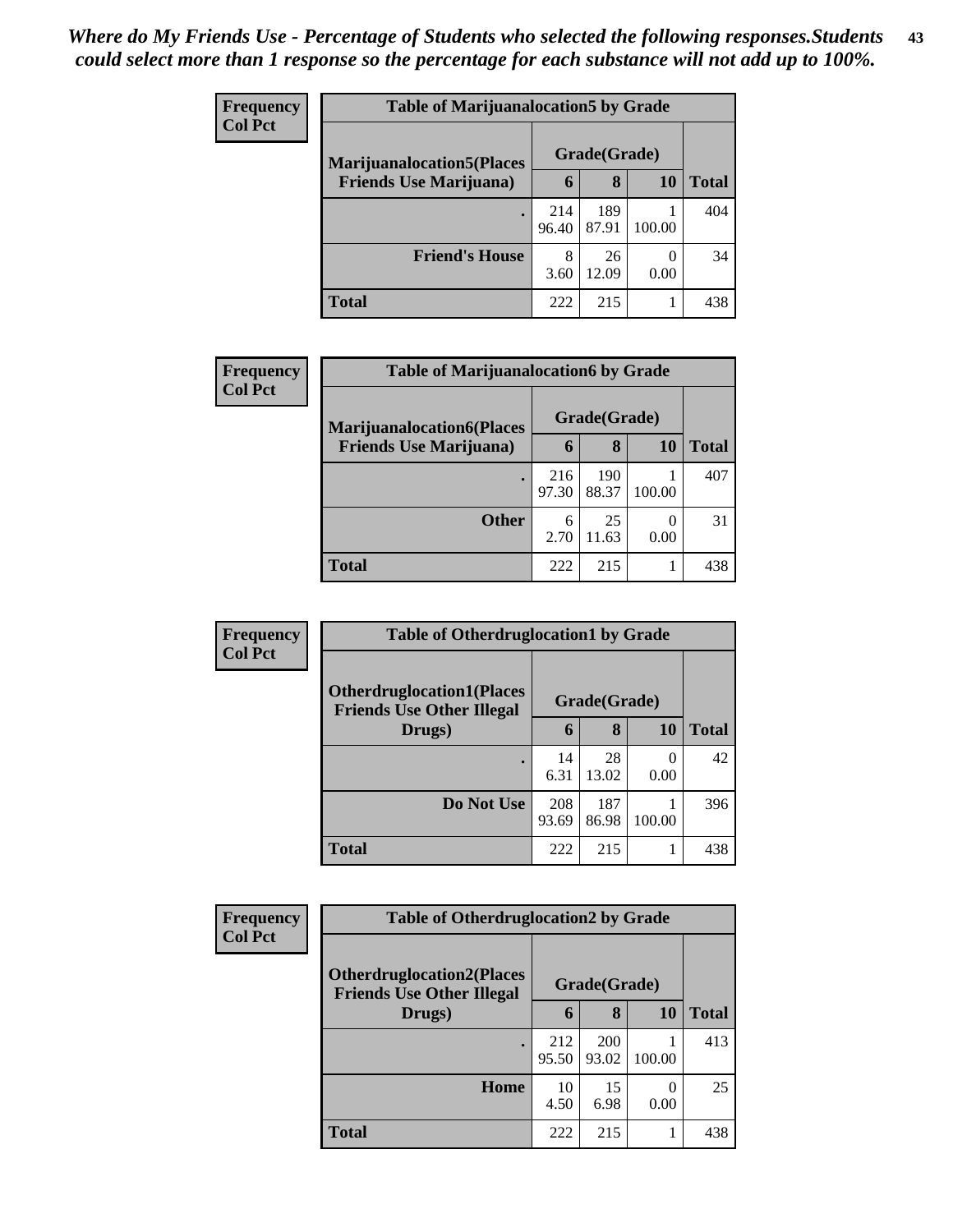*Where do My Friends Use - Percentage of Students who selected the following responses.Students could select more than 1 response so the percentage for each substance will not add up to 100%.*

**Frequency**
**Col Pct**

| Table of Marijuanalocation5 by Grade | | | | |
|---|---|---|---|---|
| **Marijuanalocation5(Places Friends Use Marijuana)** | **Grade(Grade)** | | | **Total** |
| | **6** | **8** | **10** | |
| **.** | 214<br>96.40 | 189<br>87.91 | 1<br>100.00 | 404 |
| **Friend's House** | 8<br>3.60 | 26<br>12.09 | 0<br>0.00 | 34 |
| **Total** | 222 | 215 | 1 | 438 |

**Frequency**
**Col Pct**

| Table of Marijuanalocation6 by Grade | | | | |
|---|---|---|---|---|
| **Marijuanalocation6(Places Friends Use Marijuana)** | **Grade(Grade)** | | | **Total** |
| | **6** | **8** | **10** | |
| **.** | 216<br>97.30 | 190<br>88.37 | 1<br>100.00 | 407 |
| **Other** | 6<br>2.70 | 25<br>11.63 | 0<br>0.00 | 31 |
| **Total** | 222 | 215 | 1 | 438 |

**Frequency**
**Col Pct**

| Table of Otherdruglocation1 by Grade | | | | |
|---|---|---|---|---|
| **Otherdruglocation1(Places Friends Use Other Illegal Drugs)** | **Grade(Grade)** | | | **Total** |
| | **6** | **8** | **10** | |
| **.** | 14<br>6.31 | 28<br>13.02 | 0<br>0.00 | 42 |
| **Do Not Use** | 208<br>93.69 | 187<br>86.98 | 1<br>100.00 | 396 |
| **Total** | 222 | 215 | 1 | 438 |

**Frequency**
**Col Pct**

| Table of Otherdruglocation2 by Grade | | | | |
|---|---|---|---|---|
| **Otherdruglocation2(Places Friends Use Other Illegal Drugs)** | **Grade(Grade)** | | | **Total** |
| | **6** | **8** | **10** | |
| **.** | 212<br>95.50 | 200<br>93.02 | 1<br>100.00 | 413 |
| **Home** | 10<br>4.50 | 15<br>6.98 | 0<br>0.00 | 25 |
| **Total** | 222 | 215 | 1 | 438 |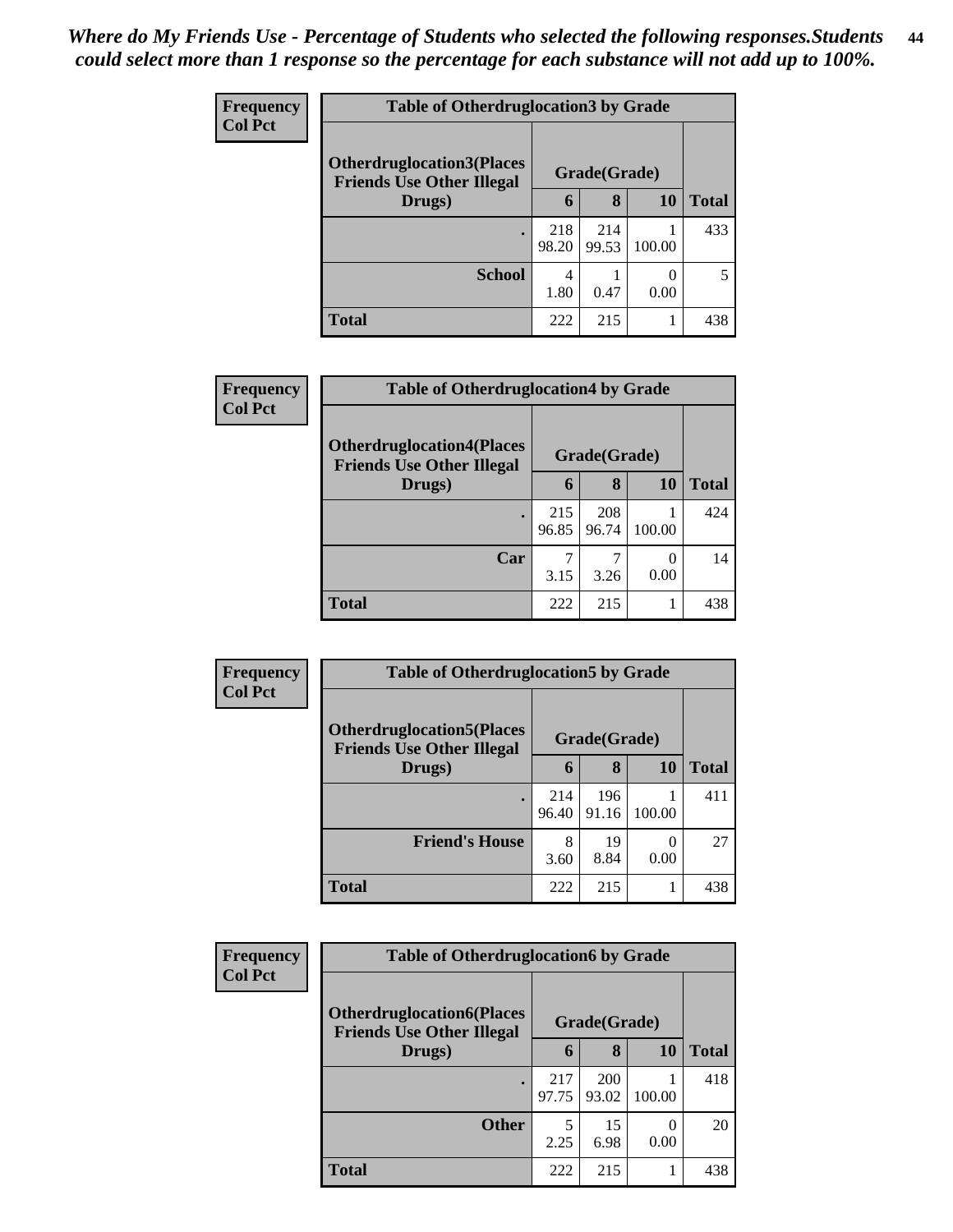*Where do My Friends Use - Percentage of Students who selected the following responses.Students could select more than 1 response so the percentage for each substance will not add up to 100%.*

**Frequency**
**Col Pct**

| Table of Otherdruglocation3 by Grade | | | | |
|---|---|---|---|---|
| Otherdruglocation3(Places Friends Use Other Illegal Drugs) | Grade(Grade) | | | Total |
| | 6 | 8 | 10 | |
| . | 218<br>98.20 | 214<br>99.53 | 1<br>100.00 | 433 |
| School | 4<br>1.80 | 1<br>0.47 | 0<br>0.00 | 5 |
| Total | 222 | 215 | 1 | 438 |

**Frequency**
**Col Pct**

| Table of Otherdruglocation4 by Grade | | | | |
|---|---|---|---|---|
| Otherdruglocation4(Places Friends Use Other Illegal Drugs) | Grade(Grade) | | | Total |
| | 6 | 8 | 10 | |
| . | 215<br>96.85 | 208<br>96.74 | 1<br>100.00 | 424 |
| Car | 7<br>3.15 | 7<br>3.26 | 0<br>0.00 | 14 |
| Total | 222 | 215 | 1 | 438 |

**Frequency**
**Col Pct**

| Table of Otherdruglocation5 by Grade | | | | |
|---|---|---|---|---|
| Otherdruglocation5(Places Friends Use Other Illegal Drugs) | Grade(Grade) | | | Total |
| | 6 | 8 | 10 | |
| . | 214<br>96.40 | 196<br>91.16 | 1<br>100.00 | 411 |
| Friend's House | 8<br>3.60 | 19<br>8.84 | 0<br>0.00 | 27 |
| Total | 222 | 215 | 1 | 438 |

**Frequency**
**Col Pct**

| Table of Otherdruglocation6 by Grade | | | | |
|---|---|---|---|---|
| Otherdruglocation6(Places Friends Use Other Illegal Drugs) | Grade(Grade) | | | Total |
| | 6 | 8 | 10 | |
| . | 217<br>97.75 | 200<br>93.02 | 1<br>100.00 | 418 |
| Other | 5<br>2.25 | 15<br>6.98 | 0<br>0.00 | 20 |
| Total | 222 | 215 | 1 | 438 |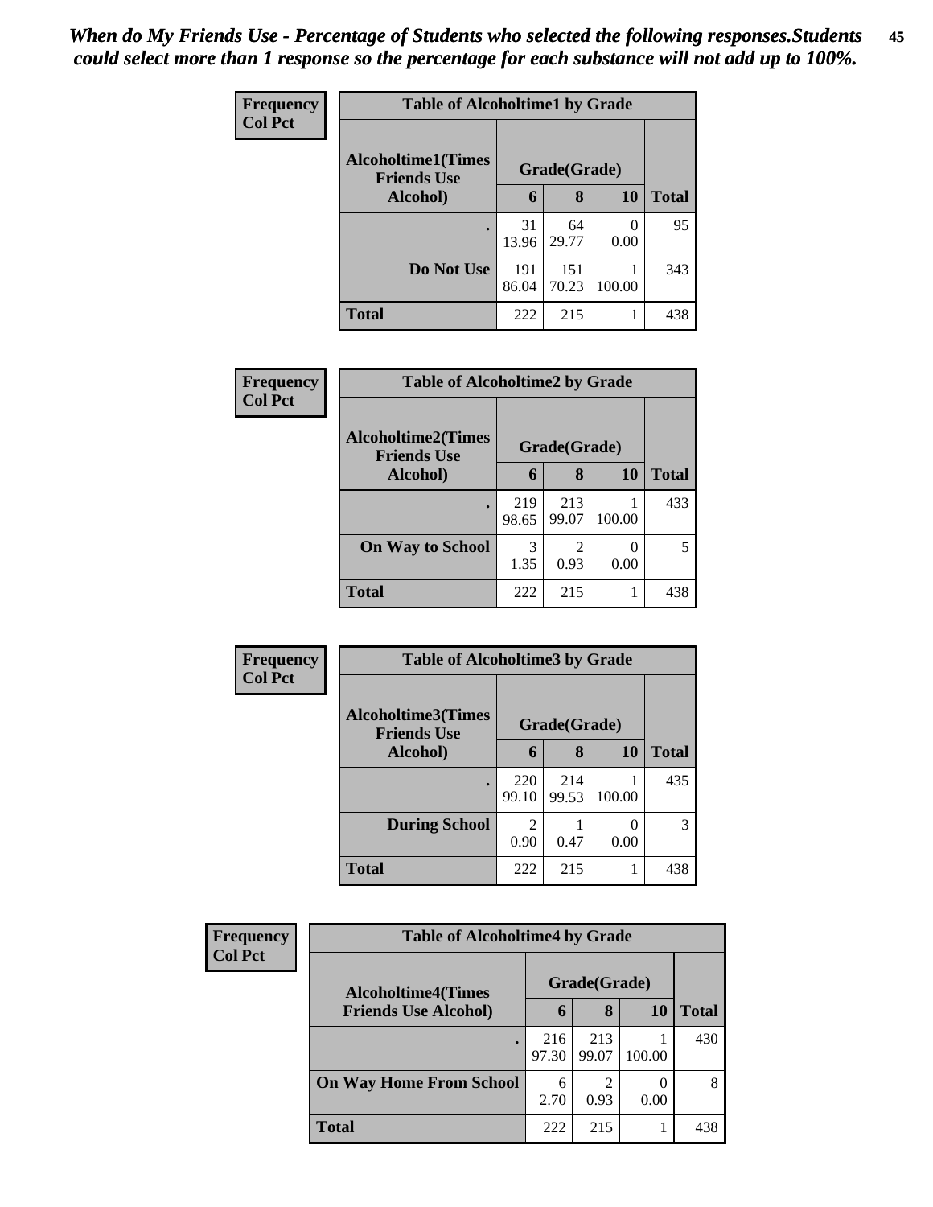*When do My Friends Use - Percentage of Students who selected the following responses.Students could select more than 1 response so the percentage for each substance will not add up to 100%.*

**Frequency / Col Pct**

**Table of Alcoholtime1 by Grade**

| Alcoholtime1(Times Friends Use Alcohol) | Grade(Grade) | | | Total |
|---|---|---|---|---|
| | 6 | 8 | 10 | |
| . | 31<br>13.96 | 64<br>29.77 | 0<br>0.00 | 95 |
| Do Not Use | 191<br>86.04 | 151<br>70.23 | 1<br>100.00 | 343 |
| Total | 222 | 215 | 1 | 438 |

**Frequency / Col Pct**

**Table of Alcoholtime2 by Grade**

| Alcoholtime2(Times Friends Use Alcohol) | Grade(Grade) | | | Total |
|---|---|---|---|---|
| | 6 | 8 | 10 | |
| . | 219<br>98.65 | 213<br>99.07 | 1<br>100.00 | 433 |
| On Way to School | 3<br>1.35 | 2<br>0.93 | 0<br>0.00 | 5 |
| Total | 222 | 215 | 1 | 438 |

**Frequency / Col Pct**

**Table of Alcoholtime3 by Grade**

| Alcoholtime3(Times Friends Use Alcohol) | Grade(Grade) | | | Total |
|---|---|---|---|---|
| | 6 | 8 | 10 | |
| . | 220<br>99.10 | 214<br>99.53 | 1<br>100.00 | 435 |
| During School | 2<br>0.90 | 1<br>0.47 | 0<br>0.00 | 3 |
| Total | 222 | 215 | 1 | 438 |

**Frequency / Col Pct**

**Table of Alcoholtime4 by Grade**

| Alcoholtime4(Times Friends Use Alcohol) | Grade(Grade) | | | Total |
|---|---|---|---|---|
| | 6 | 8 | 10 | |
| . | 216<br>97.30 | 213<br>99.07 | 1<br>100.00 | 430 |
| On Way Home From School | 6<br>2.70 | 2<br>0.93 | 0<br>0.00 | 8 |
| Total | 222 | 215 | 1 | 438 |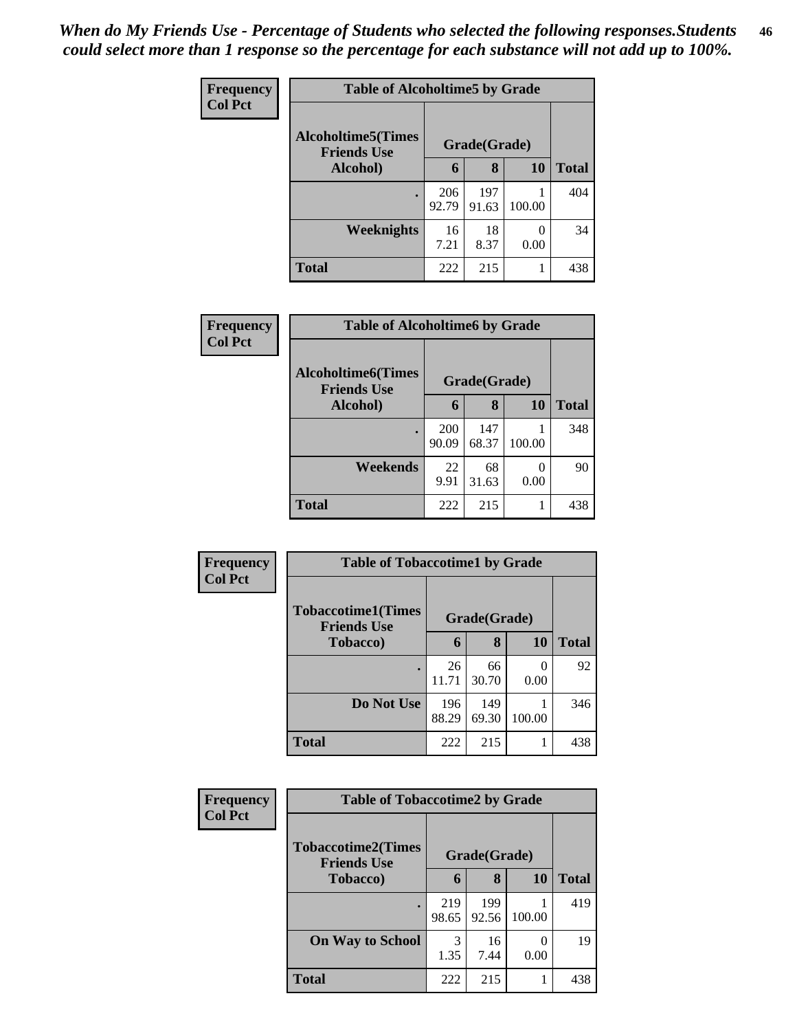*When do My Friends Use - Percentage of Students who selected the following responses.Students could select more than 1 response so the percentage for each substance will not add up to 100%.*

**Frequency / Col Pct**

**Table of Alcoholtime5 by Grade**

| Alcoholtime5(Times Friends Use Alcohol) | Grade(Grade) | | | Total |
|---|---|---|---|---|
| | 6 | 8 | 10 | |
| . | 206<br>92.79 | 197<br>91.63 | 1<br>100.00 | 404 |
| Weeknights | 16<br>7.21 | 18<br>8.37 | 0<br>0.00 | 34 |
| Total | 222 | 215 | 1 | 438 |

**Frequency / Col Pct**

**Table of Alcoholtime6 by Grade**

| Alcoholtime6(Times Friends Use Alcohol) | Grade(Grade) | | | Total |
|---|---|---|---|---|
| | 6 | 8 | 10 | |
| . | 200<br>90.09 | 147<br>68.37 | 1<br>100.00 | 348 |
| Weekends | 22<br>9.91 | 68<br>31.63 | 0<br>0.00 | 90 |
| Total | 222 | 215 | 1 | 438 |

**Frequency / Col Pct**

**Table of Tobaccotime1 by Grade**

| Tobaccotime1(Times Friends Use Tobacco) | Grade(Grade) | | | Total |
|---|---|---|---|---|
| | 6 | 8 | 10 | |
| . | 26<br>11.71 | 66<br>30.70 | 0<br>0.00 | 92 |
| Do Not Use | 196<br>88.29 | 149<br>69.30 | 1<br>100.00 | 346 |
| Total | 222 | 215 | 1 | 438 |

**Frequency / Col Pct**

**Table of Tobaccotime2 by Grade**

| Tobaccotime2(Times Friends Use Tobacco) | Grade(Grade) | | | Total |
|---|---|---|---|---|
| | 6 | 8 | 10 | |
| . | 219<br>98.65 | 199<br>92.56 | 1<br>100.00 | 419 |
| On Way to School | 3<br>1.35 | 16<br>7.44 | 0<br>0.00 | 19 |
| Total | 222 | 215 | 1 | 438 |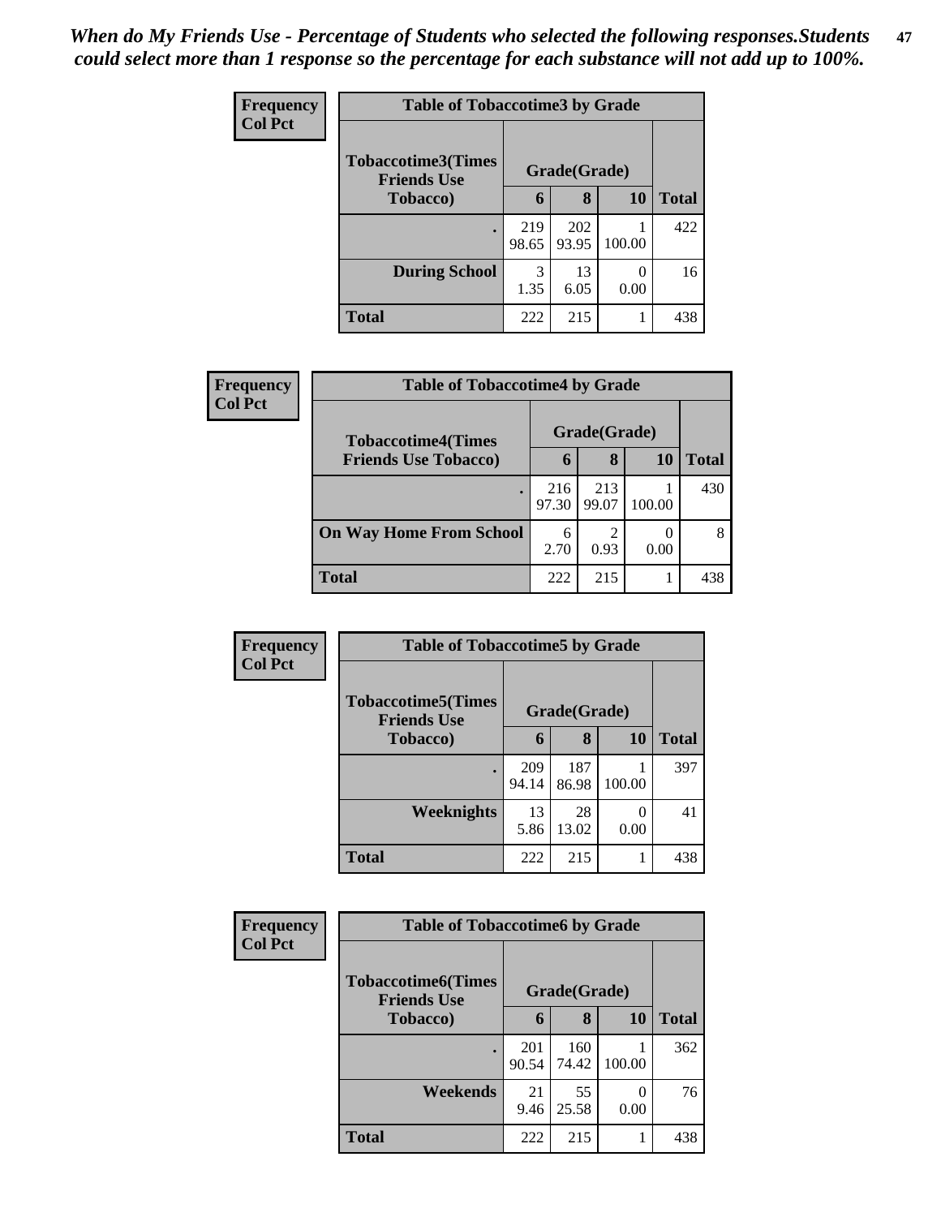*When do My Friends Use - Percentage of Students who selected the following responses.Students could select more than 1 response so the percentage for each substance will not add up to 100%.*

**Frequency**
**Col Pct**

| Table of Tobaccotime3 by Grade | | | | |
|---|---|---|---|---|
| **Tobaccotime3(Times Friends Use Tobacco)** | **Grade(Grade)** | | | **Total** |
| | **6** | **8** | **10** | |
| **.** | 219<br>98.65 | 202<br>93.95 | 1<br>100.00 | 422 |
| **During School** | 3<br>1.35 | 13<br>6.05 | 0<br>0.00 | 16 |
| **Total** | 222 | 215 | 1 | 438 |

**Frequency**
**Col Pct**

| Table of Tobaccotime4 by Grade | | | | |
|---|---|---|---|---|
| **Tobaccotime4(Times Friends Use Tobacco)** | **Grade(Grade)** | | | **Total** |
| | **6** | **8** | **10** | |
| **.** | 216<br>97.30 | 213<br>99.07 | 1<br>100.00 | 430 |
| **On Way Home From School** | 6<br>2.70 | 2<br>0.93 | 0<br>0.00 | 8 |
| **Total** | 222 | 215 | 1 | 438 |

**Frequency**
**Col Pct**

| Table of Tobaccotime5 by Grade | | | | |
|---|---|---|---|---|
| **Tobaccotime5(Times Friends Use Tobacco)** | **Grade(Grade)** | | | **Total** |
| | **6** | **8** | **10** | |
| **.** | 209<br>94.14 | 187<br>86.98 | 1<br>100.00 | 397 |
| **Weeknights** | 13<br>5.86 | 28<br>13.02 | 0<br>0.00 | 41 |
| **Total** | 222 | 215 | 1 | 438 |

**Frequency**
**Col Pct**

| Table of Tobaccotime6 by Grade | | | | |
|---|---|---|---|---|
| **Tobaccotime6(Times Friends Use Tobacco)** | **Grade(Grade)** | | | **Total** |
| | **6** | **8** | **10** | |
| **.** | 201<br>90.54 | 160<br>74.42 | 1<br>100.00 | 362 |
| **Weekends** | 21<br>9.46 | 55<br>25.58 | 0<br>0.00 | 76 |
| **Total** | 222 | 215 | 1 | 438 |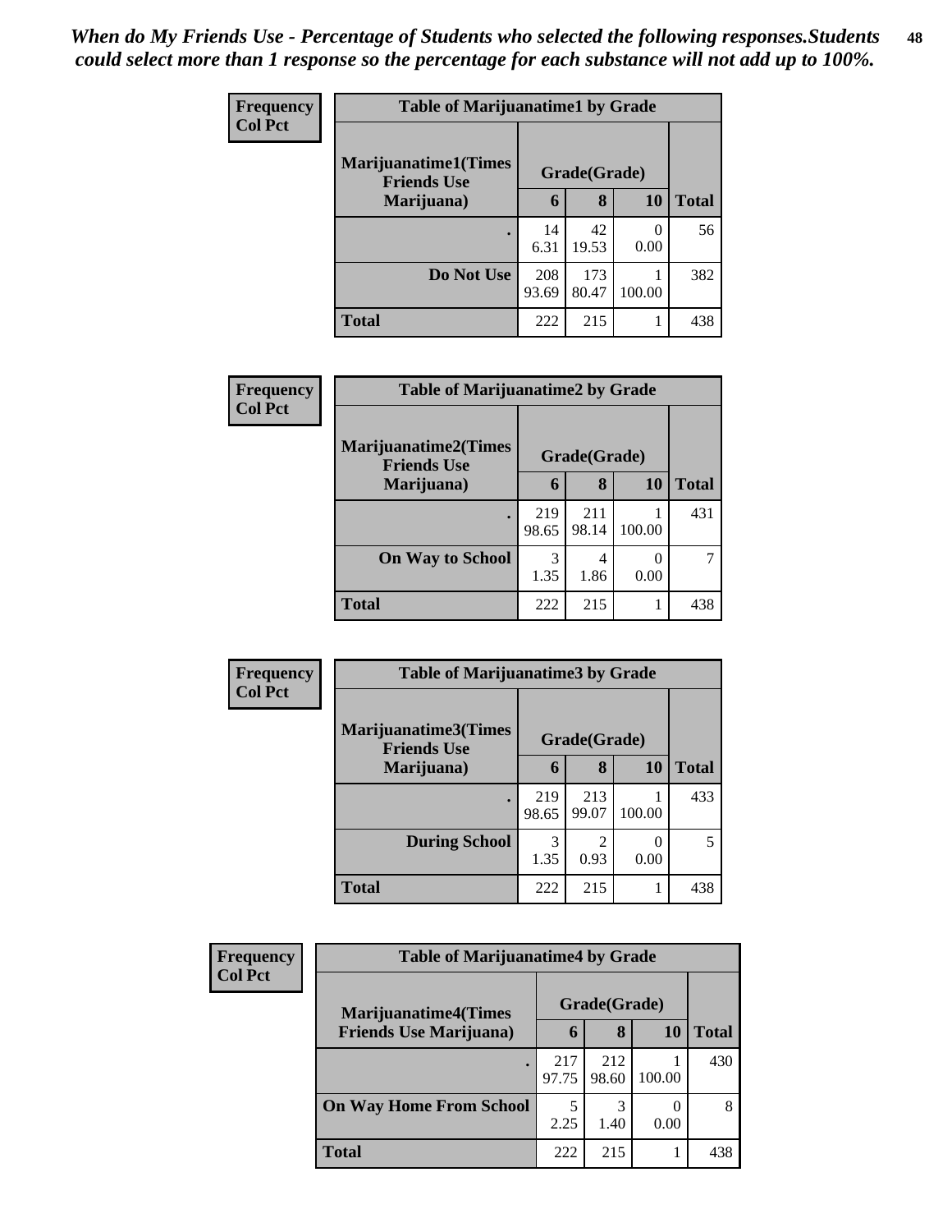*When do My Friends Use - Percentage of Students who selected the following responses.Students could select more than 1 response so the percentage for each substance will not add up to 100%.*

**Frequency**
**Col Pct**

| Table of Marijuanatime1 by Grade | | | | |
|---|---|---|---|---|
| **Marijuanatime1(Times Friends Use Marijuana)** | **Grade(Grade)** | | | |
| | **6** | **8** | **10** | **Total** |
| **.** | 14<br>6.31 | 42<br>19.53 | 0<br>0.00 | 56 |
| **Do Not Use** | 208<br>93.69 | 173<br>80.47 | 1<br>100.00 | 382 |
| **Total** | 222 | 215 | 1 | 438 |

**Frequency**
**Col Pct**

| Table of Marijuanatime2 by Grade | | | | |
|---|---|---|---|---|
| **Marijuanatime2(Times Friends Use Marijuana)** | **Grade(Grade)** | | | |
| | **6** | **8** | **10** | **Total** |
| **.** | 219<br>98.65 | 211<br>98.14 | 1<br>100.00 | 431 |
| **On Way to School** | 3<br>1.35 | 4<br>1.86 | 0<br>0.00 | 7 |
| **Total** | 222 | 215 | 1 | 438 |

**Frequency**
**Col Pct**

| Table of Marijuanatime3 by Grade | | | | |
|---|---|---|---|---|
| **Marijuanatime3(Times Friends Use Marijuana)** | **Grade(Grade)** | | | |
| | **6** | **8** | **10** | **Total** |
| **.** | 219<br>98.65 | 213<br>99.07 | 1<br>100.00 | 433 |
| **During School** | 3<br>1.35 | 2<br>0.93 | 0<br>0.00 | 5 |
| **Total** | 222 | 215 | 1 | 438 |

**Frequency**
**Col Pct**

| Table of Marijuanatime4 by Grade | | | | |
|---|---|---|---|---|
| **Marijuanatime4(Times Friends Use Marijuana)** | **Grade(Grade)** | | | |
| | **6** | **8** | **10** | **Total** |
| **.** | 217<br>97.75 | 212<br>98.60 | 1<br>100.00 | 430 |
| **On Way Home From School** | 5<br>2.25 | 3<br>1.40 | 0<br>0.00 | 8 |
| **Total** | 222 | 215 | 1 | 438 |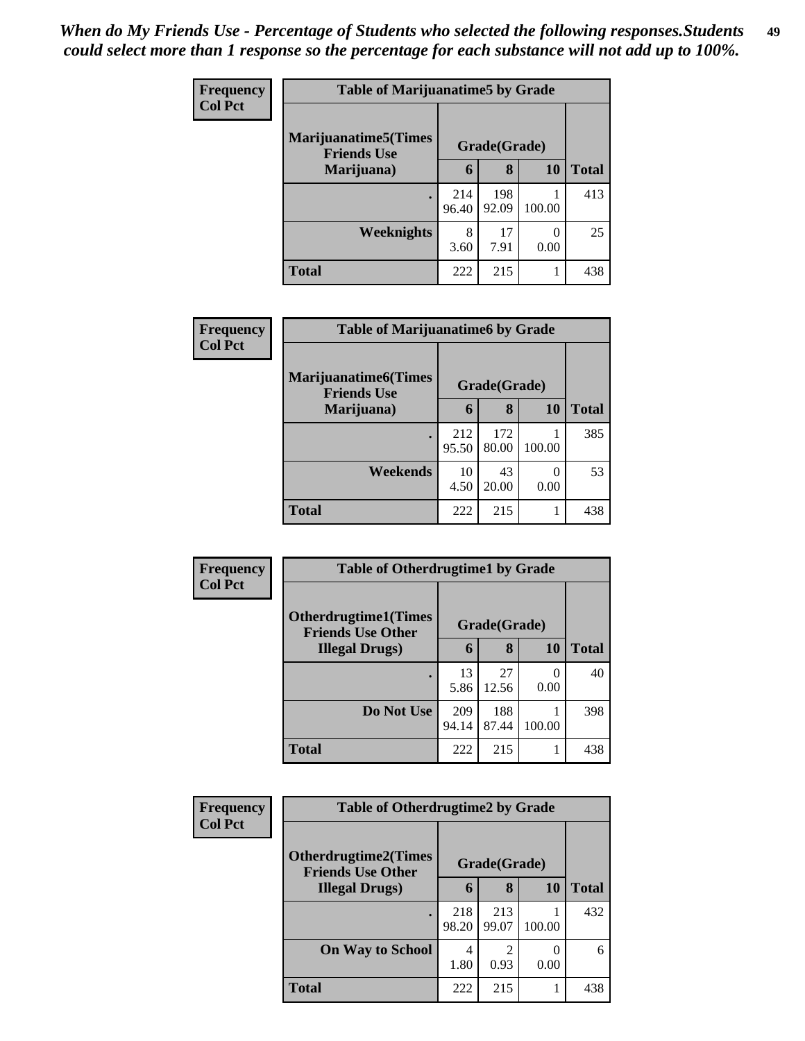*When do My Friends Use - Percentage of Students who selected the following responses.Students could select more than 1 response so the percentage for each substance will not add up to 100%.*

**Frequency**
**Col Pct**

| Table of Marijuanatime5 by Grade | | | | |
|---|---|---|---|---|
| **Marijuanatime5(Times Friends Use Marijuana)** | **Grade(Grade)** | | | |
| | **6** | **8** | **10** | **Total** |
| **.** | 214<br>96.40 | 198<br>92.09 | 1<br>100.00 | 413 |
| **Weeknights** | 8<br>3.60 | 17<br>7.91 | 0<br>0.00 | 25 |
| **Total** | 222 | 215 | 1 | 438 |

**Frequency**
**Col Pct**

| Table of Marijuanatime6 by Grade | | | | |
|---|---|---|---|---|
| **Marijuanatime6(Times Friends Use Marijuana)** | **Grade(Grade)** | | | |
| | **6** | **8** | **10** | **Total** |
| **.** | 212<br>95.50 | 172<br>80.00 | 1<br>100.00 | 385 |
| **Weekends** | 10<br>4.50 | 43<br>20.00 | 0<br>0.00 | 53 |
| **Total** | 222 | 215 | 1 | 438 |

**Frequency**
**Col Pct**

| Table of Otherdrugtime1 by Grade | | | | |
|---|---|---|---|---|
| **Otherdrugtime1(Times Friends Use Other Illegal Drugs)** | **Grade(Grade)** | | | |
| | **6** | **8** | **10** | **Total** |
| **.** | 13<br>5.86 | 27<br>12.56 | 0<br>0.00 | 40 |
| **Do Not Use** | 209<br>94.14 | 188<br>87.44 | 1<br>100.00 | 398 |
| **Total** | 222 | 215 | 1 | 438 |

**Frequency**
**Col Pct**

| Table of Otherdrugtime2 by Grade | | | | |
|---|---|---|---|---|
| **Otherdrugtime2(Times Friends Use Other Illegal Drugs)** | **Grade(Grade)** | | | |
| | **6** | **8** | **10** | **Total** |
| **.** | 218<br>98.20 | 213<br>99.07 | 1<br>100.00 | 432 |
| **On Way to School** | 4<br>1.80 | 2<br>0.93 | 0<br>0.00 | 6 |
| **Total** | 222 | 215 | 1 | 438 |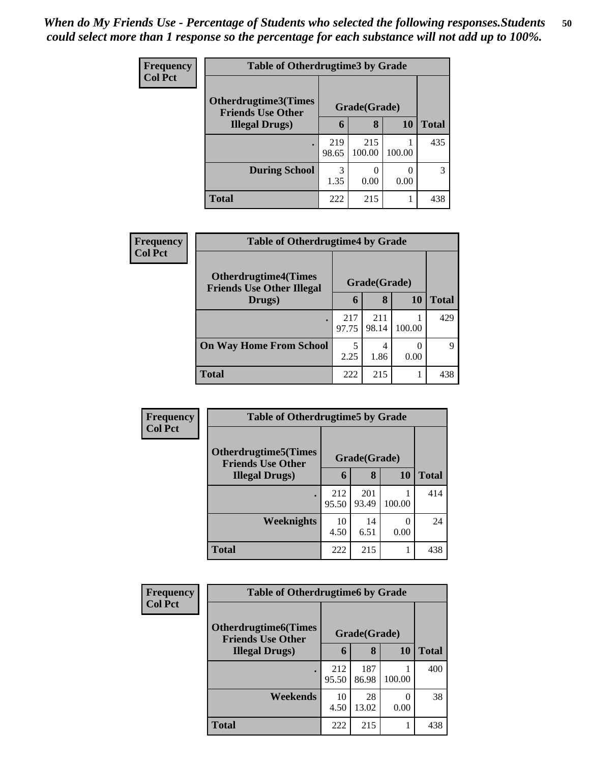*When do My Friends Use - Percentage of Students who selected the following responses.Students could select more than 1 response so the percentage for each substance will not add up to 100%.*

**Frequency / Col Pct**

| Table of Otherdrugtime3 by Grade | | | | |
|---|---|---|---|---|
| Otherdrugtime3(Times Friends Use Other Illegal Drugs) | Grade(Grade) | | | |
| | 6 | 8 | 10 | Total |
| . | 219<br>98.65 | 215<br>100.00 | 1<br>100.00 | 435 |
| During School | 3<br>1.35 | 0<br>0.00 | 0<br>0.00 | 3 |
| Total | 222 | 215 | 1 | 438 |

**Frequency / Col Pct**

| Table of Otherdrugtime4 by Grade | | | | |
|---|---|---|---|---|
| Otherdrugtime4(Times Friends Use Other Illegal Drugs) | Grade(Grade) | | | |
| | 6 | 8 | 10 | Total |
| . | 217<br>97.75 | 211<br>98.14 | 1<br>100.00 | 429 |
| On Way Home From School | 5<br>2.25 | 4<br>1.86 | 0<br>0.00 | 9 |
| Total | 222 | 215 | 1 | 438 |

**Frequency / Col Pct**

| Table of Otherdrugtime5 by Grade | | | | |
|---|---|---|---|---|
| Otherdrugtime5(Times Friends Use Other Illegal Drugs) | Grade(Grade) | | | |
| | 6 | 8 | 10 | Total |
| . | 212<br>95.50 | 201<br>93.49 | 1<br>100.00 | 414 |
| Weeknights | 10<br>4.50 | 14<br>6.51 | 0<br>0.00 | 24 |
| Total | 222 | 215 | 1 | 438 |

**Frequency / Col Pct**

| Table of Otherdrugtime6 by Grade | | | | |
|---|---|---|---|---|
| Otherdrugtime6(Times Friends Use Other Illegal Drugs) | Grade(Grade) | | | |
| | 6 | 8 | 10 | Total |
| . | 212<br>95.50 | 187<br>86.98 | 1<br>100.00 | 400 |
| Weekends | 10<br>4.50 | 28<br>13.02 | 0<br>0.00 | 38 |
| Total | 222 | 215 | 1 | 438 |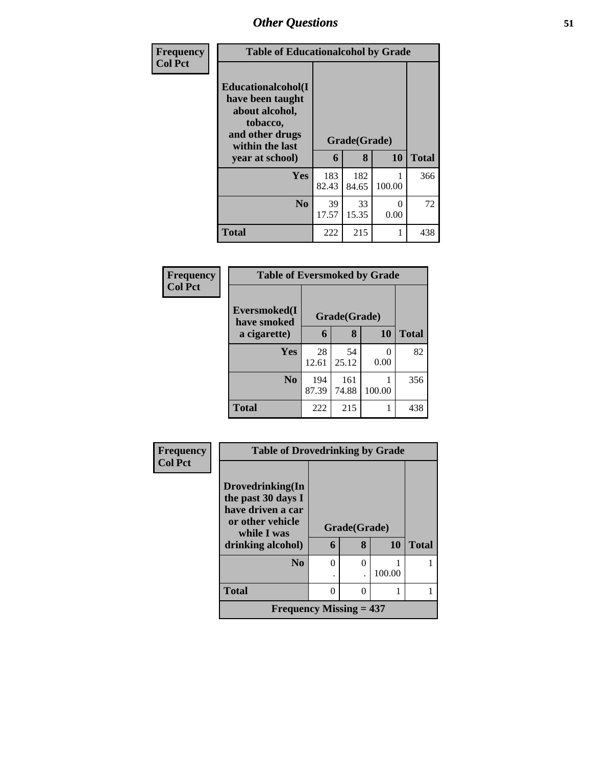| Frequency<br>Col Pct | Table of Educationalcohol by Grade | | | |
|---|---|---|---|---|
| **Educationalcohol(I have been taught about alcohol, tobacco, and other drugs within the last year at school)** | **Grade(Grade)** | | | |
| | **6** | **8** | **10** | **Total** |
| **Yes** | 183<br>82.43 | 182<br>84.65 | 1<br>100.00 | 366 |
| **No** | 39<br>17.57 | 33<br>15.35 | 0<br>0.00 | 72 |
| **Total** | 222 | 215 | 1 | 438 |

| Frequency<br>Col Pct | Table of Eversmoked by Grade | | | |
|---|---|---|---|---|
| **Eversmoked(I have smoked a cigarette)** | **Grade(Grade)** | | | |
| | **6** | **8** | **10** | **Total** |
| **Yes** | 28<br>12.61 | 54<br>25.12 | 0<br>0.00 | 82 |
| **No** | 194<br>87.39 | 161<br>74.88 | 1<br>100.00 | 356 |
| **Total** | 222 | 215 | 1 | 438 |

| Frequency<br>Col Pct | Table of Drovedrinking by Grade | | | |
|---|---|---|---|---|
| **Drovedrinking(In the past 30 days I have driven a car or other vehicle while I was drinking alcohol)** | **Grade(Grade)** | | | |
| | **6** | **8** | **10** | **Total** |
| **No** | 0<br>. | 0<br>. | 1<br>100.00 | 1 |
| **Total** | 0 | 0 | 1 | 1 |
| **Frequency Missing = 437** | | | | |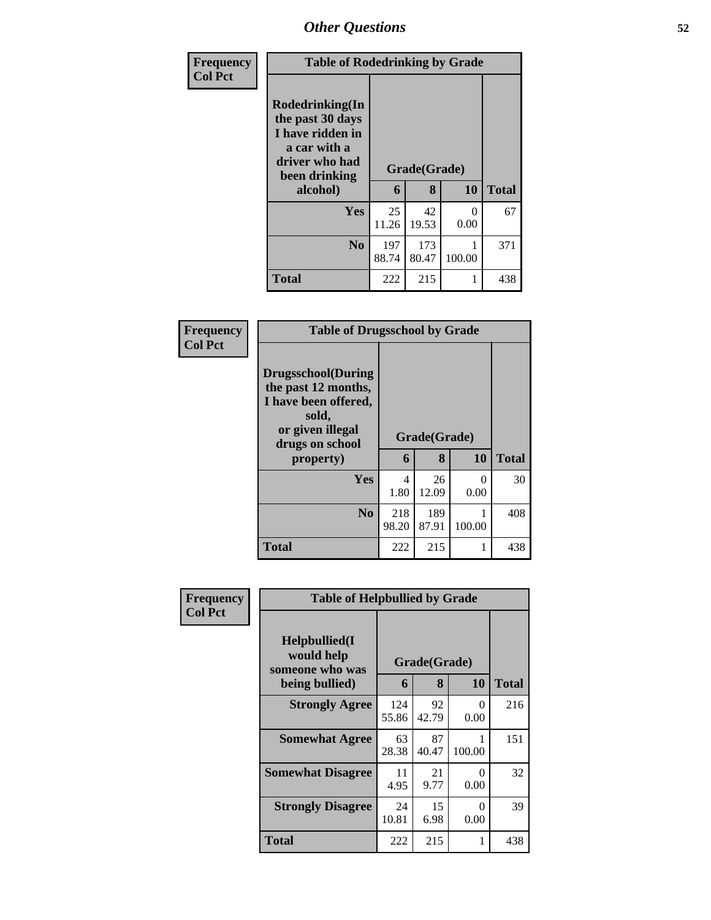| Frequency<br>Col Pct | Table of Rodedrinking by Grade | | | |
|---|---|---|---|---|
| **Rodedrinking(In the past 30 days I have ridden in a car with a driver who had been drinking alcohol)** | **Grade(Grade)** | | | |
| | **6** | **8** | **10** | **Total** |
| **Yes** | 25<br>11.26 | 42<br>19.53 | 0<br>0.00 | 67 |
| **No** | 197<br>88.74 | 173<br>80.47 | 1<br>100.00 | 371 |
| **Total** | 222 | 215 | 1 | 438 |

| Frequency<br>Col Pct | Table of Drugsschool by Grade | | | |
|---|---|---|---|---|
| **Drugsschool(During the past 12 months, I have been offered, sold, or given illegal drugs on school property)** | **Grade(Grade)** | | | |
| | **6** | **8** | **10** | **Total** |
| **Yes** | 4<br>1.80 | 26<br>12.09 | 0<br>0.00 | 30 |
| **No** | 218<br>98.20 | 189<br>87.91 | 1<br>100.00 | 408 |
| **Total** | 222 | 215 | 1 | 438 |

| Frequency<br>Col Pct | Table of Helpbullied by Grade | | | |
|---|---|---|---|---|
| **Helpbullied(I would help someone who was being bullied)** | **Grade(Grade)** | | | |
| | **6** | **8** | **10** | **Total** |
| **Strongly Agree** | 124<br>55.86 | 92<br>42.79 | 0<br>0.00 | 216 |
| **Somewhat Agree** | 63<br>28.38 | 87<br>40.47 | 1<br>100.00 | 151 |
| **Somewhat Disagree** | 11<br>4.95 | 21<br>9.77 | 0<br>0.00 | 32 |
| **Strongly Disagree** | 24<br>10.81 | 15<br>6.98 | 0<br>0.00 | 39 |
| **Total** | 222 | 215 | 1 | 438 |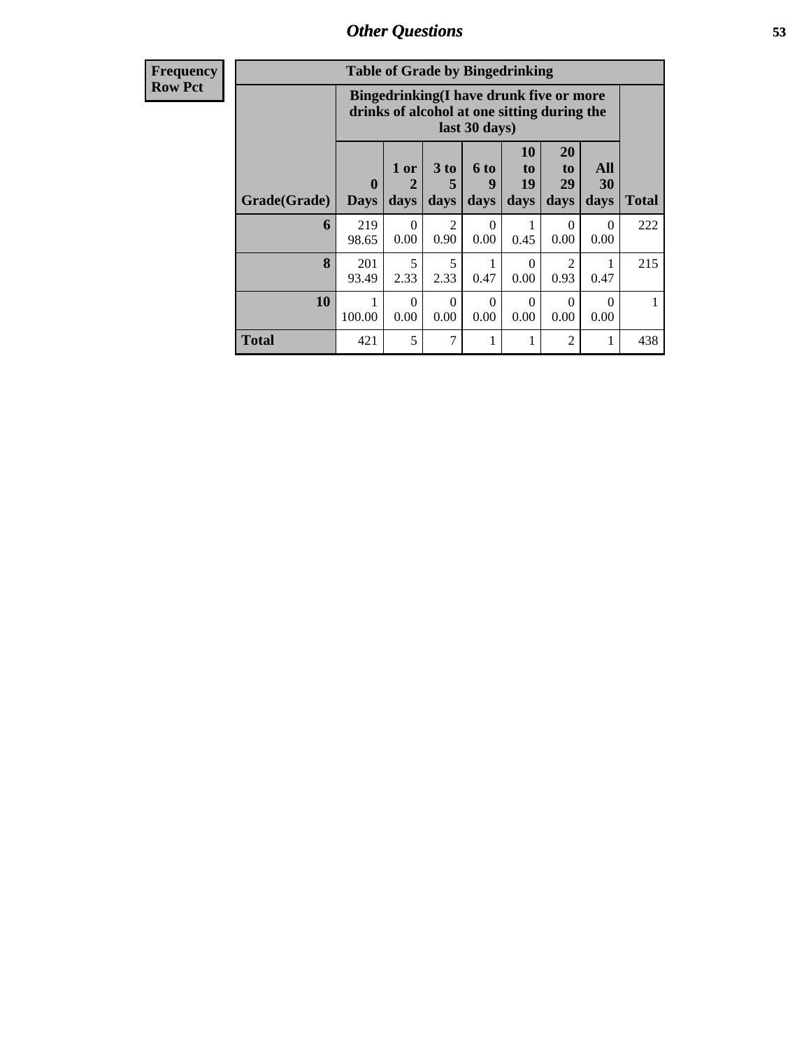## Other Questions

| Frequency Row Pct |
|---|

| Table of Grade by Bingedrinking | | | | | | | | |
|---|---|---|---|---|---|---|---|---|
| | Bingedrinking(I have drunk five or more drinks of alcohol at one sitting during the last 30 days) | | | | | | | |
| Grade(Grade) | 0 Days | 1 or 2 days | 3 to 5 days | 6 to 9 days | 10 to 19 days | 20 to 29 days | All 30 days | Total |
| 6 | 219 98.65 | 0 0.00 | 2 0.90 | 0 0.00 | 1 0.45 | 0 0.00 | 0 0.00 | 222 |
| 8 | 201 93.49 | 5 2.33 | 5 2.33 | 1 0.47 | 0 0.00 | 2 0.93 | 1 0.47 | 215 |
| 10 | 1 100.00 | 0 0.00 | 0 0.00 | 0 0.00 | 0 0.00 | 0 0.00 | 0 0.00 | 1 |
| Total | 421 | 5 | 7 | 1 | 1 | 2 | 1 | 438 |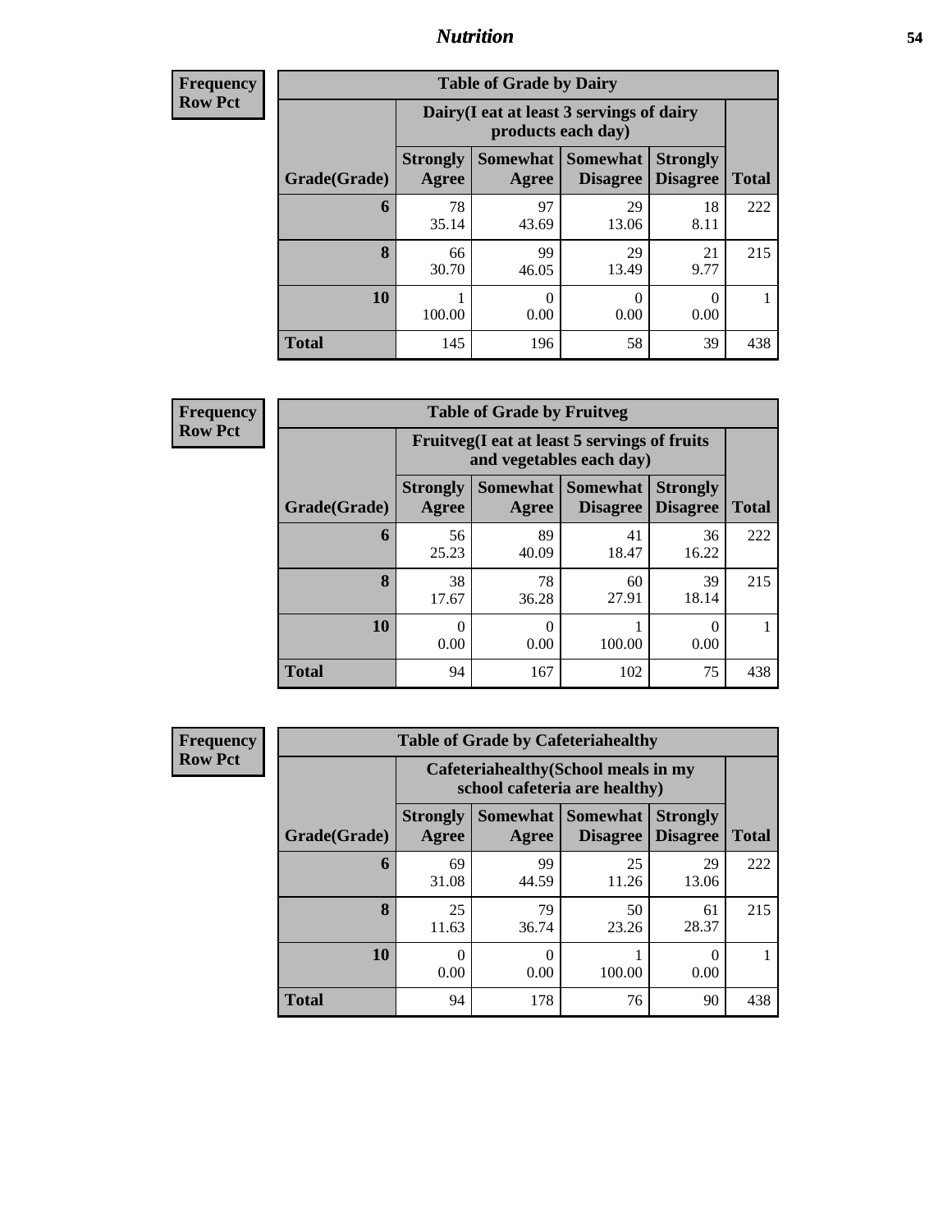## Nutrition

**Frequency**
**Row Pct**

| Table of Grade by Dairy | | | | | |
|---|---|---|---|---|---|
| | Dairy(I eat at least 3 servings of dairy products each day) | | | | |
| Grade(Grade) | Strongly Agree | Somewhat Agree | Somewhat Disagree | Strongly Disagree | Total |
| **6** | 78<br>35.14 | 97<br>43.69 | 29<br>13.06 | 18<br>8.11 | 222 |
| **8** | 66<br>30.70 | 99<br>46.05 | 29<br>13.49 | 21<br>9.77 | 215 |
| **10** | 1<br>100.00 | 0<br>0.00 | 0<br>0.00 | 0<br>0.00 | 1 |
| **Total** | 145 | 196 | 58 | 39 | 438 |

**Frequency**
**Row Pct**

| Table of Grade by Fruitveg | | | | | |
|---|---|---|---|---|---|
| | Fruitveg(I eat at least 5 servings of fruits and vegetables each day) | | | | |
| Grade(Grade) | Strongly Agree | Somewhat Agree | Somewhat Disagree | Strongly Disagree | Total |
| **6** | 56<br>25.23 | 89<br>40.09 | 41<br>18.47 | 36<br>16.22 | 222 |
| **8** | 38<br>17.67 | 78<br>36.28 | 60<br>27.91 | 39<br>18.14 | 215 |
| **10** | 0<br>0.00 | 0<br>0.00 | 1<br>100.00 | 0<br>0.00 | 1 |
| **Total** | 94 | 167 | 102 | 75 | 438 |

**Frequency**
**Row Pct**

| Table of Grade by Cafeteriahealthy | | | | | |
|---|---|---|---|---|---|
| | Cafeteriahealthy(School meals in my school cafeteria are healthy) | | | | |
| Grade(Grade) | Strongly Agree | Somewhat Agree | Somewhat Disagree | Strongly Disagree | Total |
| **6** | 69<br>31.08 | 99<br>44.59 | 25<br>11.26 | 29<br>13.06 | 222 |
| **8** | 25<br>11.63 | 79<br>36.74 | 50<br>23.26 | 61<br>28.37 | 215 |
| **10** | 0<br>0.00 | 0<br>0.00 | 1<br>100.00 | 0<br>0.00 | 1 |
| **Total** | 94 | 178 | 76 | 90 | 438 |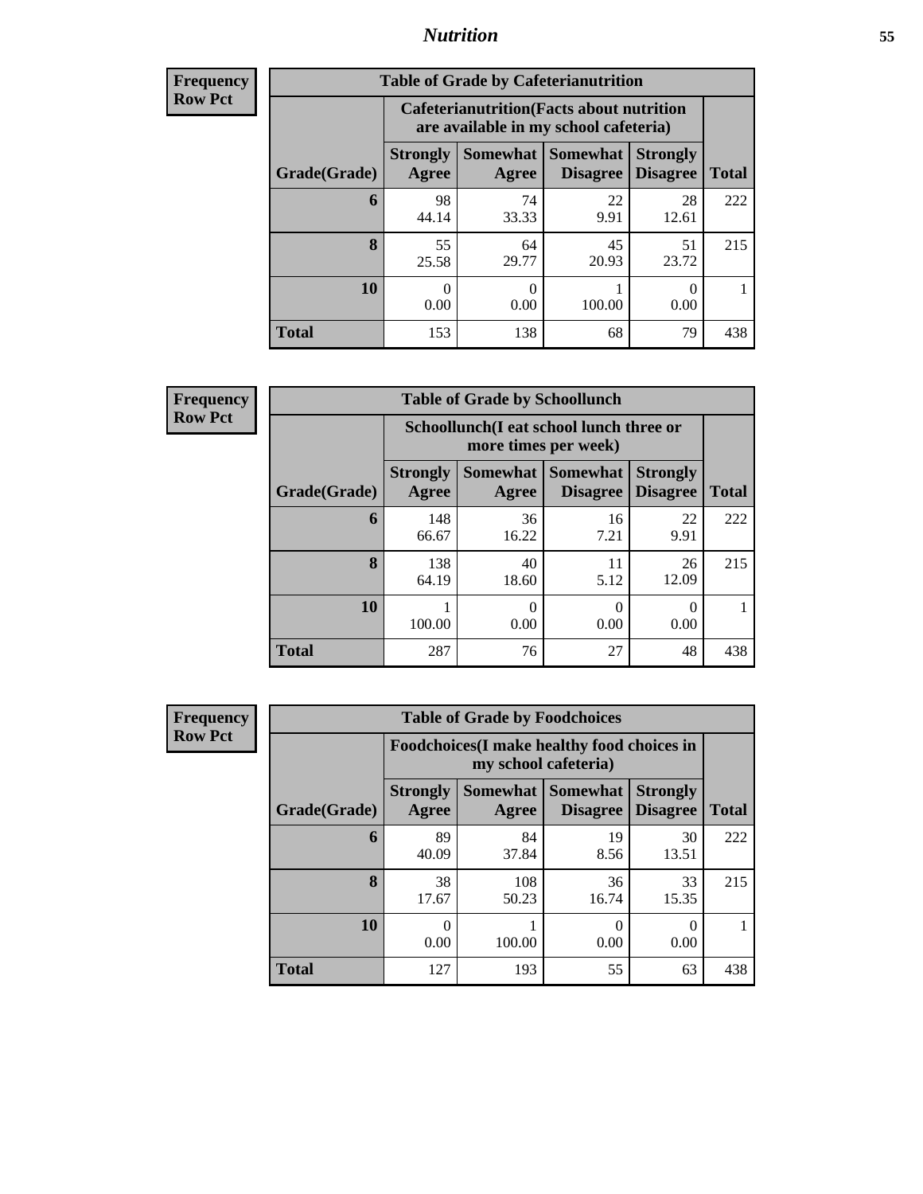| Frequency |
|---|
| Row Pct |

| Table of Grade by Cafeterianutrition | | | | | |
|---|---|---|---|---|---|
| | Cafeterianutrition(Facts about nutrition are available in my school cafeteria) | | | | |
| Grade(Grade) | Strongly Agree | Somewhat Agree | Somewhat Disagree | Strongly Disagree | Total |
| 6 | 98<br>44.14 | 74<br>33.33 | 22<br>9.91 | 28<br>12.61 | 222 |
| 8 | 55<br>25.58 | 64<br>29.77 | 45<br>20.93 | 51<br>23.72 | 215 |
| 10 | 0<br>0.00 | 0<br>0.00 | 1<br>100.00 | 0<br>0.00 | 1 |
| Total | 153 | 138 | 68 | 79 | 438 |

| Frequency |
|---|
| Row Pct |

| Table of Grade by Schoollunch | | | | | |
|---|---|---|---|---|---|
| | Schoollunch(I eat school lunch three or more times per week) | | | | |
| Grade(Grade) | Strongly Agree | Somewhat Agree | Somewhat Disagree | Strongly Disagree | Total |
| 6 | 148<br>66.67 | 36<br>16.22 | 16<br>7.21 | 22<br>9.91 | 222 |
| 8 | 138<br>64.19 | 40<br>18.60 | 11<br>5.12 | 26<br>12.09 | 215 |
| 10 | 1<br>100.00 | 0<br>0.00 | 0<br>0.00 | 0<br>0.00 | 1 |
| Total | 287 | 76 | 27 | 48 | 438 |

| Frequency |
|---|
| Row Pct |

| Table of Grade by Foodchoices | | | | | |
|---|---|---|---|---|---|
| | Foodchoices(I make healthy food choices in my school cafeteria) | | | | |
| Grade(Grade) | Strongly Agree | Somewhat Agree | Somewhat Disagree | Strongly Disagree | Total |
| 6 | 89<br>40.09 | 84<br>37.84 | 19<br>8.56 | 30<br>13.51 | 222 |
| 8 | 38<br>17.67 | 108<br>50.23 | 36<br>16.74 | 33<br>15.35 | 215 |
| 10 | 0<br>0.00 | 1<br>100.00 | 0<br>0.00 | 0<br>0.00 | 1 |
| Total | 127 | 193 | 55 | 63 | 438 |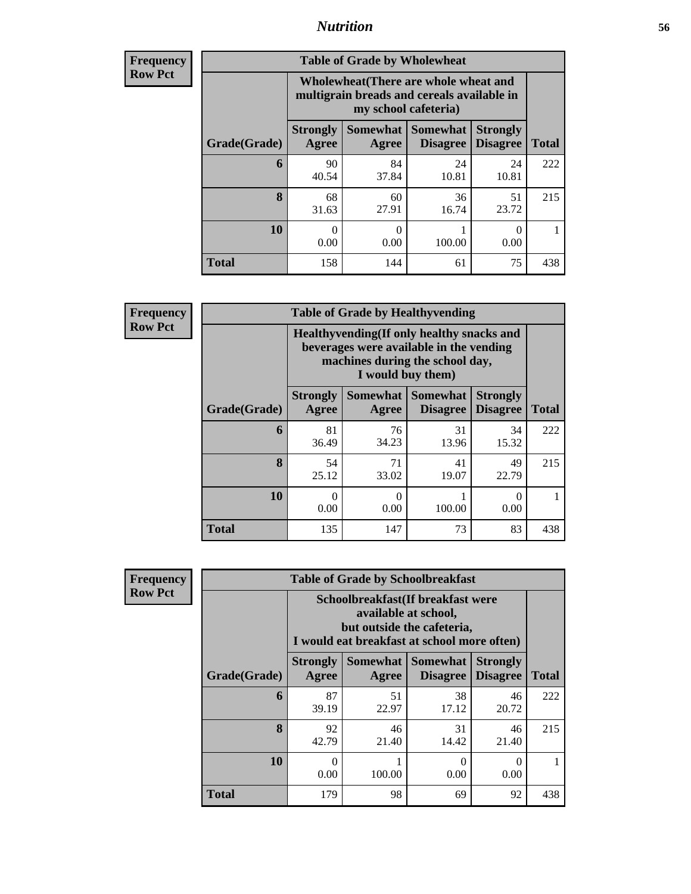**Frequency**
**Row Pct**

| Table of Grade by Wholewheat | | | | | |
|---|---|---|---|---|---|
| | Wholewheat(There are whole wheat and multigrain breads and cereals available in my school cafeteria) | | | | |
| Grade(Grade) | Strongly Agree | Somewhat Agree | Somewhat Disagree | Strongly Disagree | Total |
| **6** | 90<br>40.54 | 84<br>37.84 | 24<br>10.81 | 24<br>10.81 | 222 |
| **8** | 68<br>31.63 | 60<br>27.91 | 36<br>16.74 | 51<br>23.72 | 215 |
| **10** | 0<br>0.00 | 0<br>0.00 | 1<br>100.00 | 0<br>0.00 | 1 |
| **Total** | 158 | 144 | 61 | 75 | 438 |

**Frequency**
**Row Pct**

| Table of Grade by Healthyvending | | | | | |
|---|---|---|---|---|---|
| | Healthyvending(If only healthy snacks and beverages were available in the vending machines during the school day, I would buy them) | | | | |
| Grade(Grade) | Strongly Agree | Somewhat Agree | Somewhat Disagree | Strongly Disagree | Total |
| **6** | 81<br>36.49 | 76<br>34.23 | 31<br>13.96 | 34<br>15.32 | 222 |
| **8** | 54<br>25.12 | 71<br>33.02 | 41<br>19.07 | 49<br>22.79 | 215 |
| **10** | 0<br>0.00 | 0<br>0.00 | 1<br>100.00 | 0<br>0.00 | 1 |
| **Total** | 135 | 147 | 73 | 83 | 438 |

**Frequency**
**Row Pct**

| Table of Grade by Schoolbreakfast | | | | | |
|---|---|---|---|---|---|
| | Schoolbreakfast(If breakfast were available at school, but outside the cafeteria, I would eat breakfast at school more often) | | | | |
| Grade(Grade) | Strongly Agree | Somewhat Agree | Somewhat Disagree | Strongly Disagree | Total |
| **6** | 87<br>39.19 | 51<br>22.97 | 38<br>17.12 | 46<br>20.72 | 222 |
| **8** | 92<br>42.79 | 46<br>21.40 | 31<br>14.42 | 46<br>21.40 | 215 |
| **10** | 0<br>0.00 | 1<br>100.00 | 0<br>0.00 | 0<br>0.00 | 1 |
| **Total** | 179 | 98 | 69 | 92 | 438 |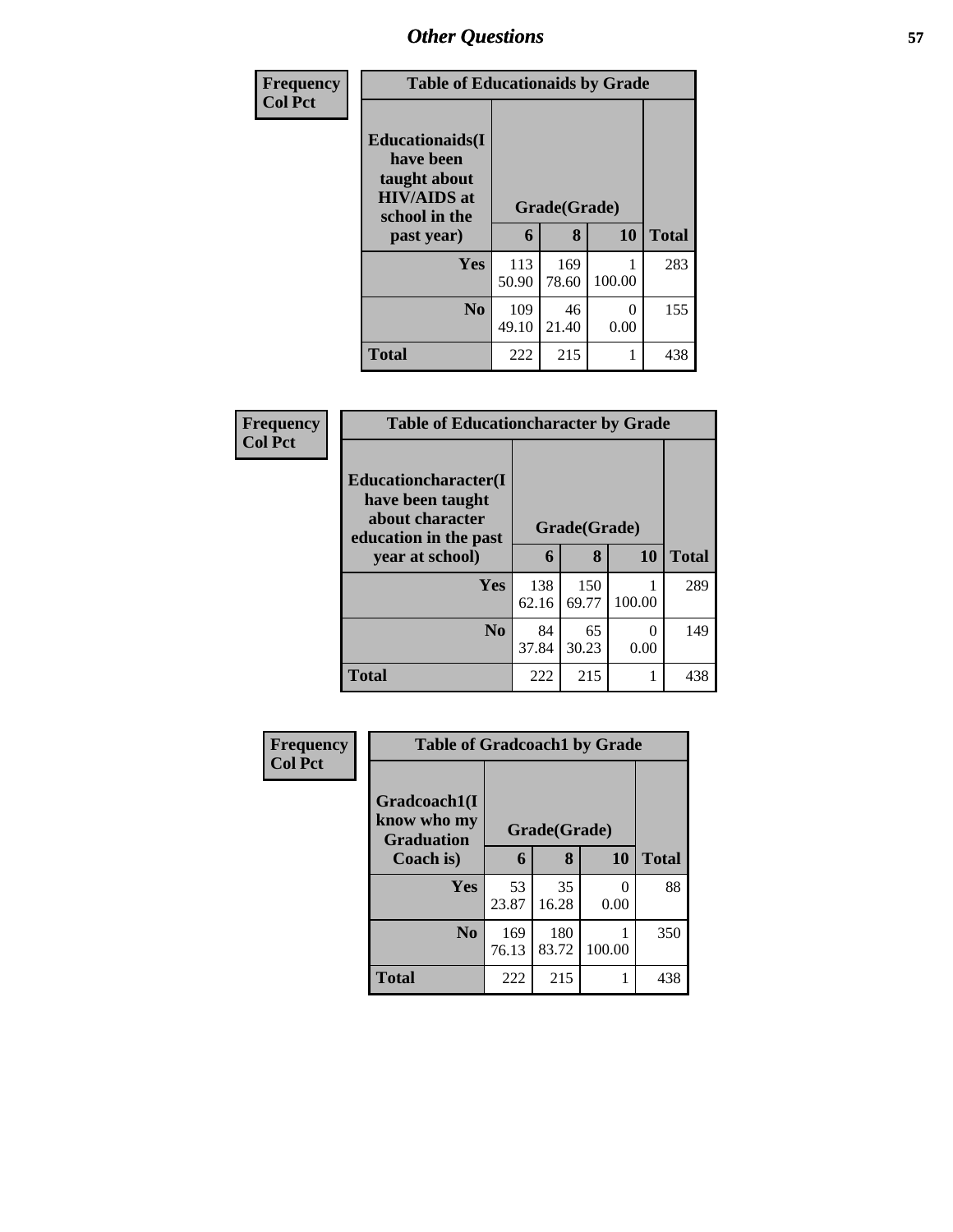## Other Questions

**Frequency**
**Col Pct**

| Table of Educationaids by Grade | | | | |
|---|---|---|---|---|
| **Educationaids(I have been taught about HIV/AIDS at school in the past year)** | **Grade(Grade)** | | | **Total** |
| | **6** | **8** | **10** | |
| **Yes** | 113<br>50.90 | 169<br>78.60 | 1<br>100.00 | 283 |
| **No** | 109<br>49.10 | 46<br>21.40 | 0<br>0.00 | 155 |
| **Total** | 222 | 215 | 1 | 438 |

**Frequency**
**Col Pct**

| Table of Educationcharacter by Grade | | | | |
|---|---|---|---|---|
| **Educationcharacter(I have been taught about character education in the past year at school)** | **Grade(Grade)** | | | **Total** |
| | **6** | **8** | **10** | |
| **Yes** | 138<br>62.16 | 150<br>69.77 | 1<br>100.00 | 289 |
| **No** | 84<br>37.84 | 65<br>30.23 | 0<br>0.00 | 149 |
| **Total** | 222 | 215 | 1 | 438 |

**Frequency**
**Col Pct**

| Table of Gradcoach1 by Grade | | | | |
|---|---|---|---|---|
| **Gradcoach1(I know who my Graduation Coach is)** | **Grade(Grade)** | | | **Total** |
| | **6** | **8** | **10** | |
| **Yes** | 53<br>23.87 | 35<br>16.28 | 0<br>0.00 | 88 |
| **No** | 169<br>76.13 | 180<br>83.72 | 1<br>100.00 | 350 |
| **Total** | 222 | 215 | 1 | 438 |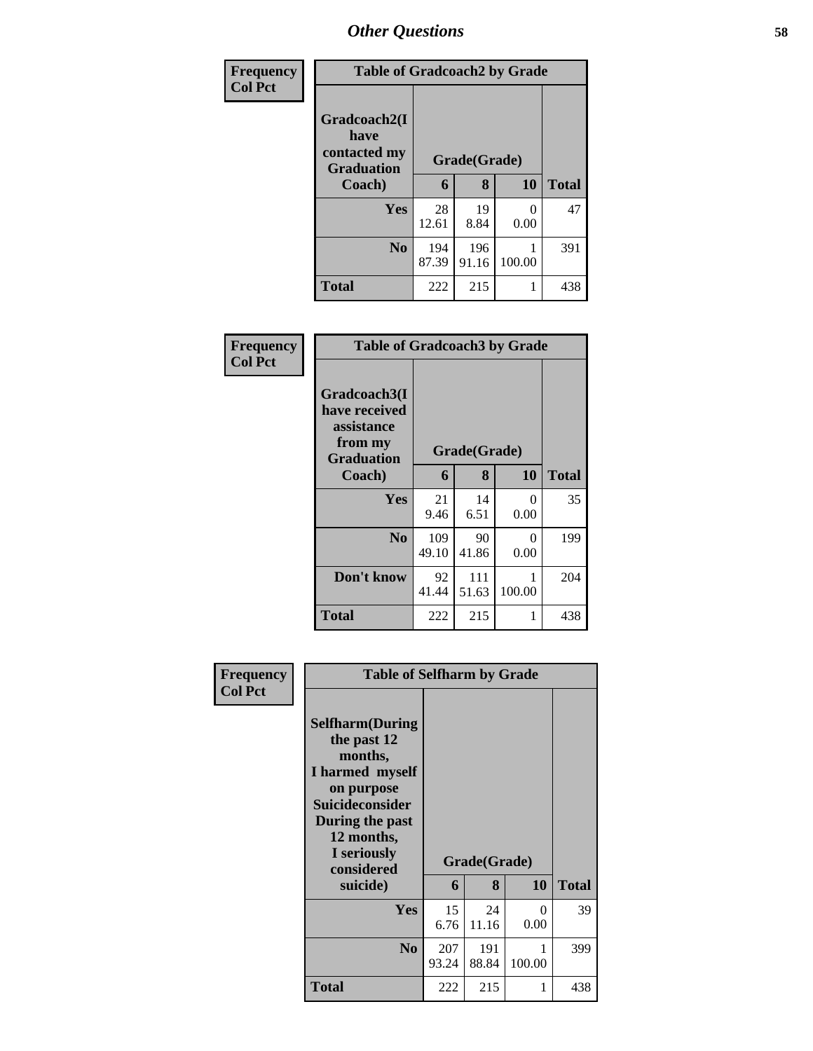## Other Questions

| Frequency<br>Col Pct | Table of Gradcoach2 by Grade | | | |
|---|---|---|---|---|
| Gradcoach2(I have contacted my Graduation Coach) | Grade(Grade) | | | |
| | 6 | 8 | 10 | Total |
| Yes | 28<br>12.61 | 19<br>8.84 | 0<br>0.00 | 47 |
| No | 194<br>87.39 | 196<br>91.16 | 1<br>100.00 | 391 |
| Total | 222 | 215 | 1 | 438 |

| Frequency<br>Col Pct | Table of Gradcoach3 by Grade | | | |
|---|---|---|---|---|
| Gradcoach3(I have received assistance from my Graduation Coach) | Grade(Grade) | | | |
| | 6 | 8 | 10 | Total |
| Yes | 21<br>9.46 | 14<br>6.51 | 0<br>0.00 | 35 |
| No | 109<br>49.10 | 90<br>41.86 | 0<br>0.00 | 199 |
| Don't know | 92<br>41.44 | 111<br>51.63 | 1<br>100.00 | 204 |
| Total | 222 | 215 | 1 | 438 |

| Frequency<br>Col Pct | Table of Selfharm by Grade | | | |
|---|---|---|---|---|
| Selfharm(During the past 12 months, I harmed myself on purpose Suicideconsider During the past 12 months, I seriously considered suicide) | Grade(Grade) | | | |
| | 6 | 8 | 10 | Total |
| Yes | 15<br>6.76 | 24<br>11.16 | 0<br>0.00 | 39 |
| No | 207<br>93.24 | 191<br>88.84 | 1<br>100.00 | 399 |
| Total | 222 | 215 | 1 | 438 |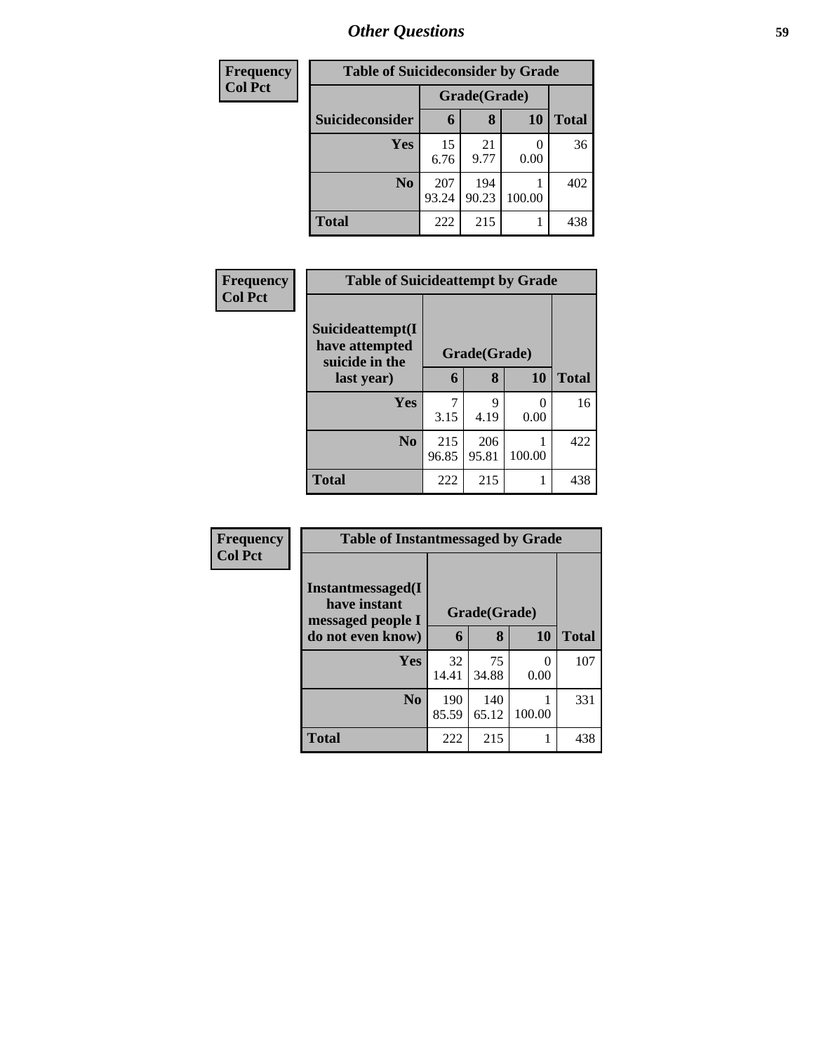## Other Questions

| Frequency<br>Col Pct |
|---|

**Table of Suicideconsider by Grade**

| Suicideconsider | Grade(Grade) 6 | 8 | 10 | Total |
|---|---|---|---|---|
| Yes | 15<br>6.76 | 21<br>9.77 | 0<br>0.00 | 36 |
| No | 207<br>93.24 | 194<br>90.23 | 1<br>100.00 | 402 |
| Total | 222 | 215 | 1 | 438 |

| Frequency<br>Col Pct |
|---|

**Table of Suicideattempt by Grade**

| Suicideattempt(I have attempted suicide in the last year) | Grade(Grade) 6 | 8 | 10 | Total |
|---|---|---|---|---|
| Yes | 7<br>3.15 | 9<br>4.19 | 0<br>0.00 | 16 |
| No | 215<br>96.85 | 206<br>95.81 | 1<br>100.00 | 422 |
| Total | 222 | 215 | 1 | 438 |

| Frequency<br>Col Pct |
|---|

**Table of Instantmessaged by Grade**

| Instantmessaged(I have instant messaged people I do not even know) | Grade(Grade) 6 | 8 | 10 | Total |
|---|---|---|---|---|
| Yes | 32<br>14.41 | 75<br>34.88 | 0<br>0.00 | 107 |
| No | 190<br>85.59 | 140<br>65.12 | 1<br>100.00 | 331 |
| Total | 222 | 215 | 1 | 438 |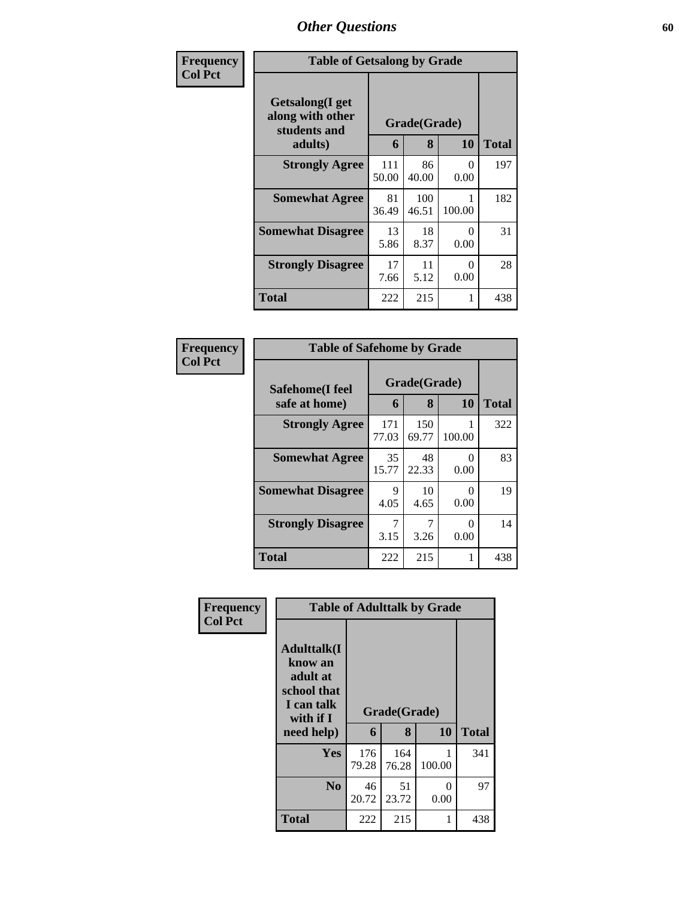# Other Questions

| Frequency<br>Col Pct | | | | |
|---|---|---|---|---|

**Table of Getsalong by Grade**

| Getsalong(I get along with other students and adults) | Grade(Grade) 6 | 8 | 10 | Total |
|---|---|---|---|---|
| **Strongly Agree** | 111<br>50.00 | 86<br>40.00 | 0<br>0.00 | 197 |
| **Somewhat Agree** | 81<br>36.49 | 100<br>46.51 | 1<br>100.00 | 182 |
| **Somewhat Disagree** | 13<br>5.86 | 18<br>8.37 | 0<br>0.00 | 31 |
| **Strongly Disagree** | 17<br>7.66 | 11<br>5.12 | 0<br>0.00 | 28 |
| **Total** | 222 | 215 | 1 | 438 |

| Frequency<br>Col Pct | | | | |
|---|---|---|---|---|

**Table of Safehome by Grade**

| Safehome(I feel safe at home) | Grade(Grade) 6 | 8 | 10 | Total |
|---|---|---|---|---|
| **Strongly Agree** | 171<br>77.03 | 150<br>69.77 | 1<br>100.00 | 322 |
| **Somewhat Agree** | 35<br>15.77 | 48<br>22.33 | 0<br>0.00 | 83 |
| **Somewhat Disagree** | 9<br>4.05 | 10<br>4.65 | 0<br>0.00 | 19 |
| **Strongly Disagree** | 7<br>3.15 | 7<br>3.26 | 0<br>0.00 | 14 |
| **Total** | 222 | 215 | 1 | 438 |

| Frequency<br>Col Pct | | | | |
|---|---|---|---|---|

**Table of Adulttalk by Grade**

| Adulttalk(I know an adult at school that I can talk with if I need help) | Grade(Grade) 6 | 8 | 10 | Total |
|---|---|---|---|---|
| **Yes** | 176<br>79.28 | 164<br>76.28 | 1<br>100.00 | 341 |
| **No** | 46<br>20.72 | 51<br>23.72 | 0<br>0.00 | 97 |
| **Total** | 222 | 215 | 1 | 438 |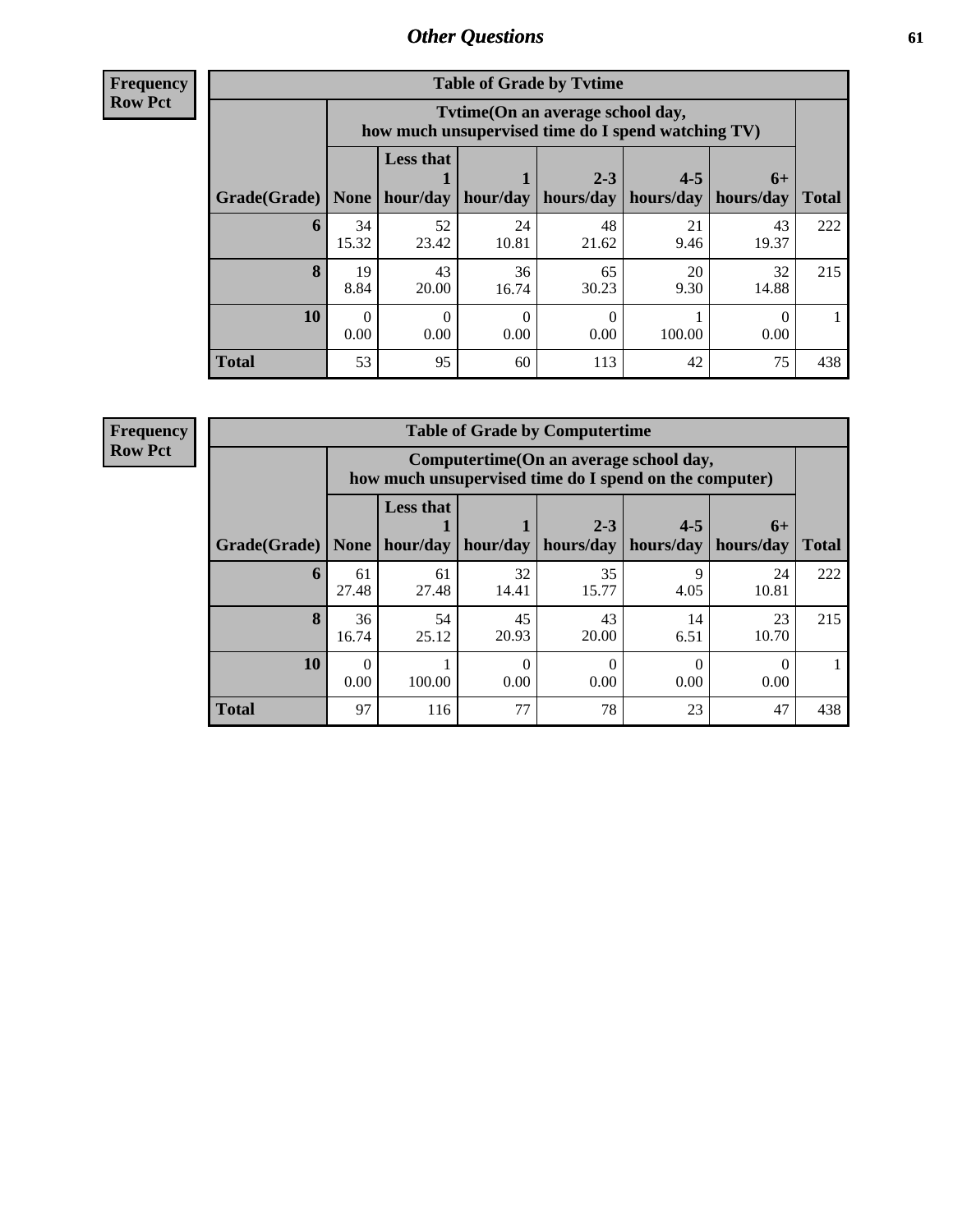## Other Questions

**Frequency**
**Row Pct**

**Table of Grade by Tvtime**

| Grade(Grade) | Tvtime(On an average school day, how much unsupervised time do I spend watching TV) None | Less that 1 hour/day | 1 hour/day | 2-3 hours/day | 4-5 hours/day | 6+ hours/day | Total |
|---|---|---|---|---|---|---|---|
| **6** | 34<br>15.32 | 52<br>23.42 | 24<br>10.81 | 48<br>21.62 | 21<br>9.46 | 43<br>19.37 | 222 |
| **8** | 19<br>8.84 | 43<br>20.00 | 36<br>16.74 | 65<br>30.23 | 20<br>9.30 | 32<br>14.88 | 215 |
| **10** | 0<br>0.00 | 0<br>0.00 | 0<br>0.00 | 0<br>0.00 | 1<br>100.00 | 0<br>0.00 | 1 |
| **Total** | 53 | 95 | 60 | 113 | 42 | 75 | 438 |

**Frequency**
**Row Pct**

**Table of Grade by Computertime**

| Grade(Grade) | Computertime(On an average school day, how much unsupervised time do I spend on the computer) None | Less that 1 hour/day | 1 hour/day | 2-3 hours/day | 4-5 hours/day | 6+ hours/day | Total |
|---|---|---|---|---|---|---|---|
| **6** | 61<br>27.48 | 61<br>27.48 | 32<br>14.41 | 35<br>15.77 | 9<br>4.05 | 24<br>10.81 | 222 |
| **8** | 36<br>16.74 | 54<br>25.12 | 45<br>20.93 | 43<br>20.00 | 14<br>6.51 | 23<br>10.70 | 215 |
| **10** | 0<br>0.00 | 1<br>100.00 | 0<br>0.00 | 0<br>0.00 | 0<br>0.00 | 0<br>0.00 | 1 |
| **Total** | 97 | 116 | 77 | 78 | 23 | 47 | 438 |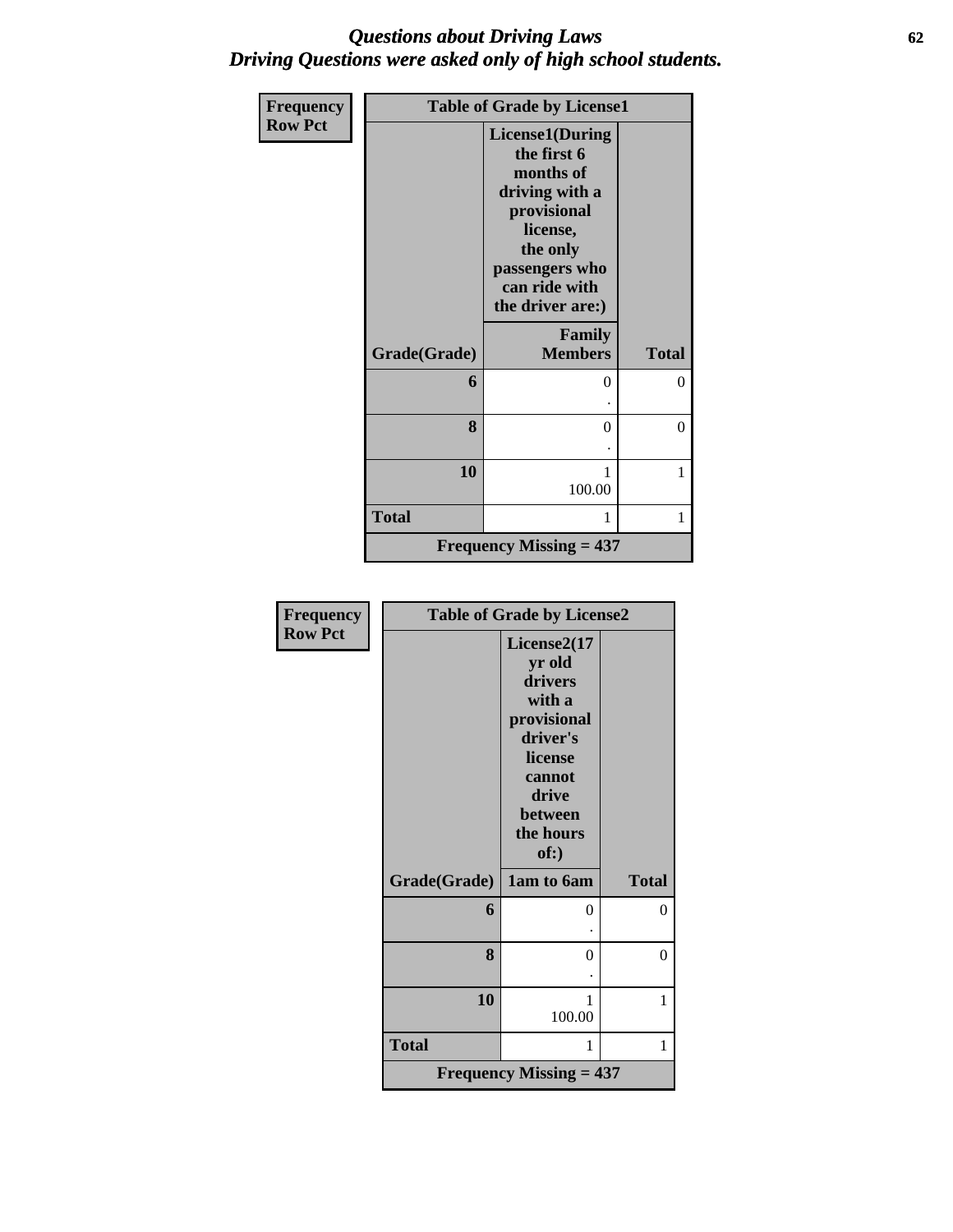# Questions about Driving Laws
## Driving Questions were asked only of high school students.

| Frequency<br>Row Pct | Table of Grade by License1 | |
|---|---|---|
| | License1(During the first 6 months of driving with a provisional license, the only passengers who can ride with the driver are:) | |
| Grade(Grade) | Family Members | Total |
| 6 | 0<br>. | 0 |
| 8 | 0<br>. | 0 |
| 10 | 1<br>100.00 | 1 |
| Total | 1 | 1 |
| Frequency Missing = 437 | | |

| Frequency<br>Row Pct | Table of Grade by License2 | |
|---|---|---|
| | License2(17 yr old drivers with a provisional driver's license cannot drive between the hours of:) | |
| Grade(Grade) | 1am to 6am | Total |
| 6 | 0<br>. | 0 |
| 8 | 0<br>. | 0 |
| 10 | 1<br>100.00 | 1 |
| Total | 1 | 1 |
| Frequency Missing = 437 | | |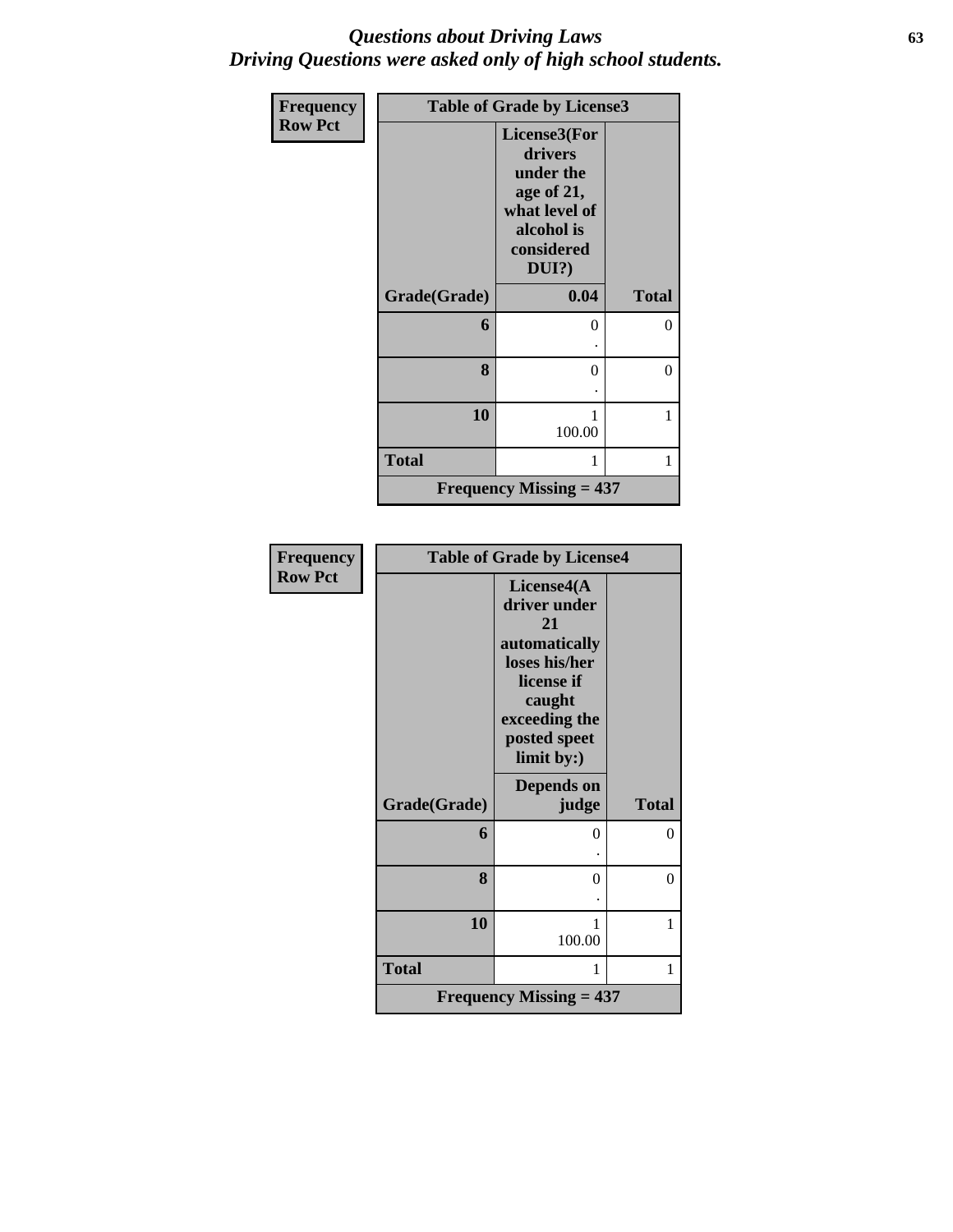*Questions about Driving Laws*
*Driving Questions were asked only of high school students.*

| Frequency<br>Row Pct | Table of Grade by License3 | |
|---|---|---|
| | License3(For drivers under the age of 21, what level of alcohol is considered DUI?) | |
| Grade(Grade) | 0.04 | Total |
| 6 | 0<br>. | 0 |
| 8 | 0<br>. | 0 |
| 10 | 1<br>100.00 | 1 |
| Total | 1 | 1 |
| Frequency Missing = 437 | | |

| Frequency<br>Row Pct | Table of Grade by License4 | |
|---|---|---|
| | License4(A driver under 21 automatically loses his/her license if caught exceeding the posted speet limit by:) | |
| Grade(Grade) | Depends on judge | Total |
| 6 | 0<br>. | 0 |
| 8 | 0<br>. | 0 |
| 10 | 1<br>100.00 | 1 |
| Total | 1 | 1 |
| Frequency Missing = 437 | | |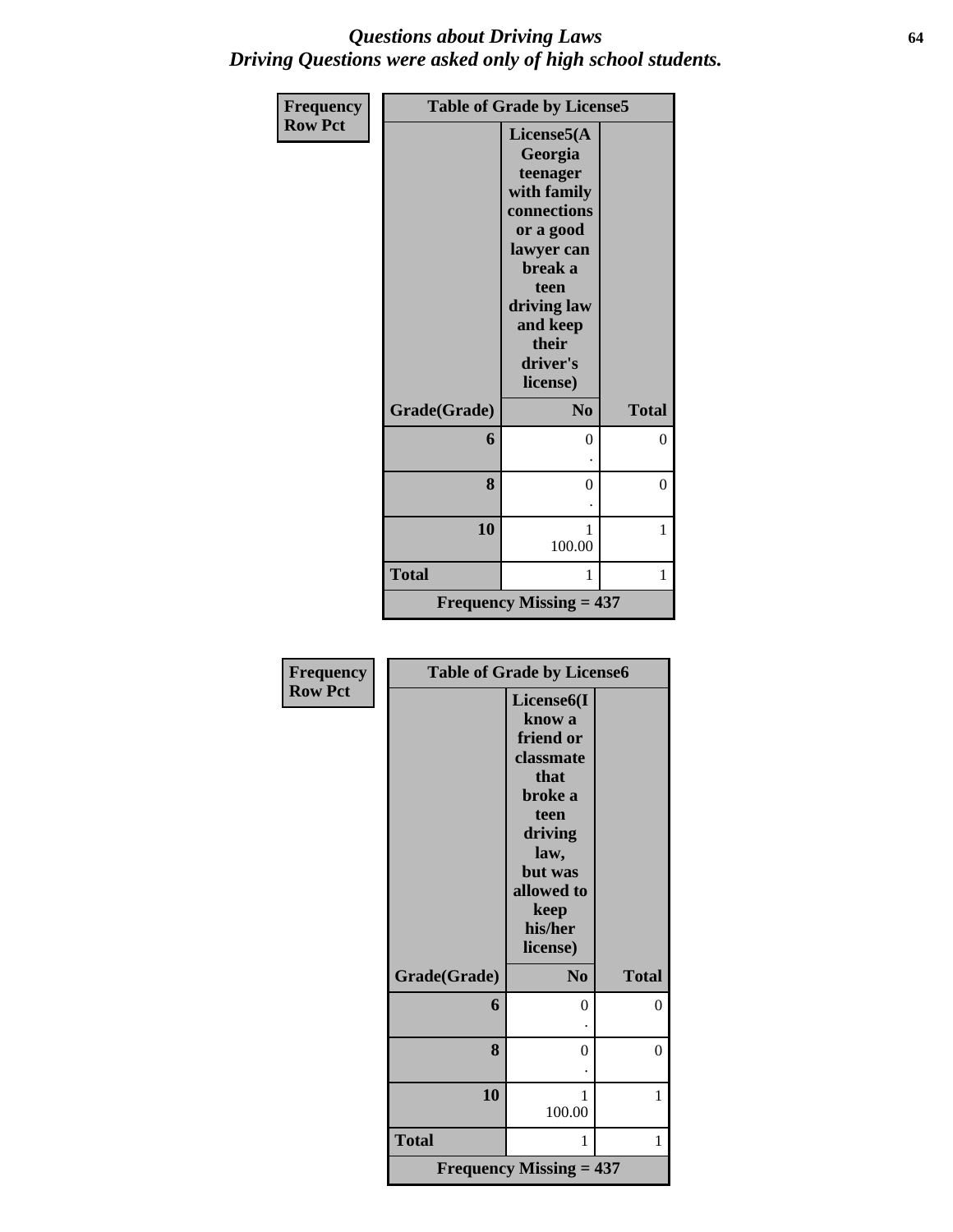# *Questions about Driving Laws*
# *Driving Questions were asked only of high school students.*

**Frequency**
**Row Pct**

**Table of Grade by License5**

| Grade(Grade) | License5(A Georgia teenager with family connections or a good lawyer can break a teen driving law and keep their driver's license) No | Total |
|---|---|---|
| **6** | 0<br>. | 0 |
| **8** | 0<br>. | 0 |
| **10** | 1<br>100.00 | 1 |
| **Total** | 1 | 1 |

**Frequency Missing = 437**

**Frequency**
**Row Pct**

**Table of Grade by License6**

| Grade(Grade) | License6(I know a friend or classmate that broke a teen driving law, but was allowed to keep his/her license) No | Total |
|---|---|---|
| **6** | 0<br>. | 0 |
| **8** | 0<br>. | 0 |
| **10** | 1<br>100.00 | 1 |
| **Total** | 1 | 1 |

**Frequency Missing = 437**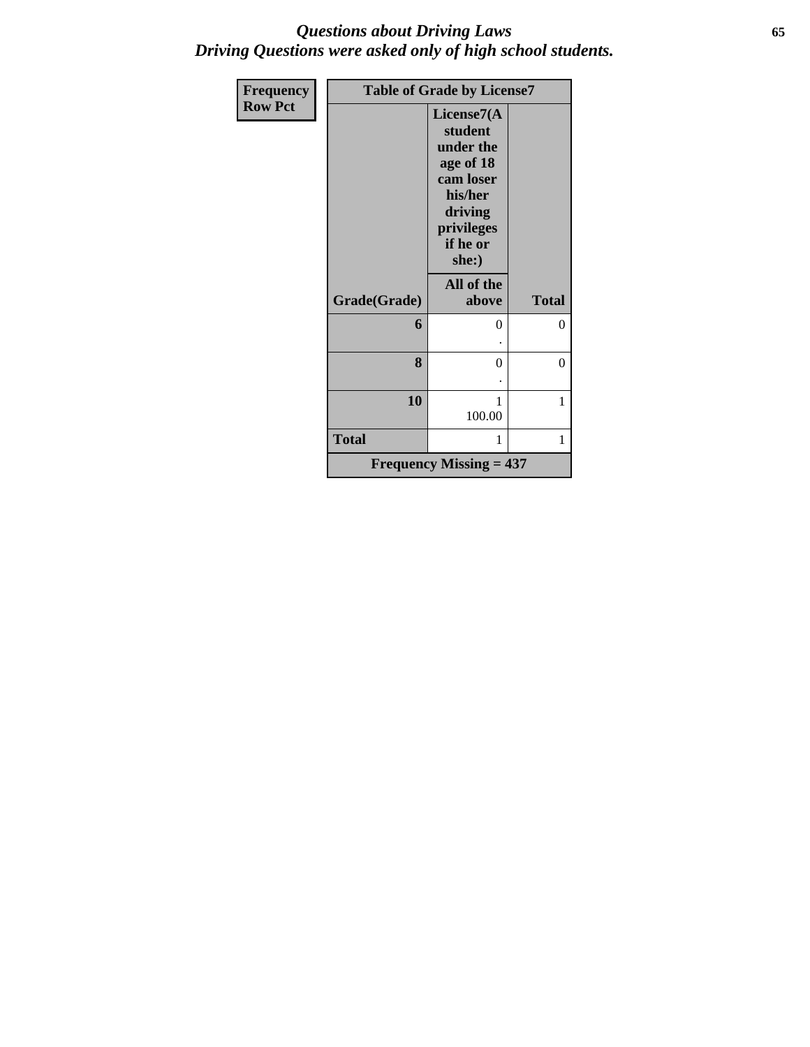# Questions about Driving Laws
*Driving Questions were asked only of high school students.*

| Frequency<br>Row Pct |
|---|

| Table of Grade by License7 | | |
|---|---|---|
| | License7(A student under the age of 18 cam loser his/her driving privileges if he or she:) | |
| Grade(Grade) | All of the above | Total |
| 6 | 0<br>. | 0 |
| 8 | 0<br>. | 0 |
| 10 | 1<br>100.00 | 1 |
| Total | 1 | 1 |
| Frequency Missing = 437 | | |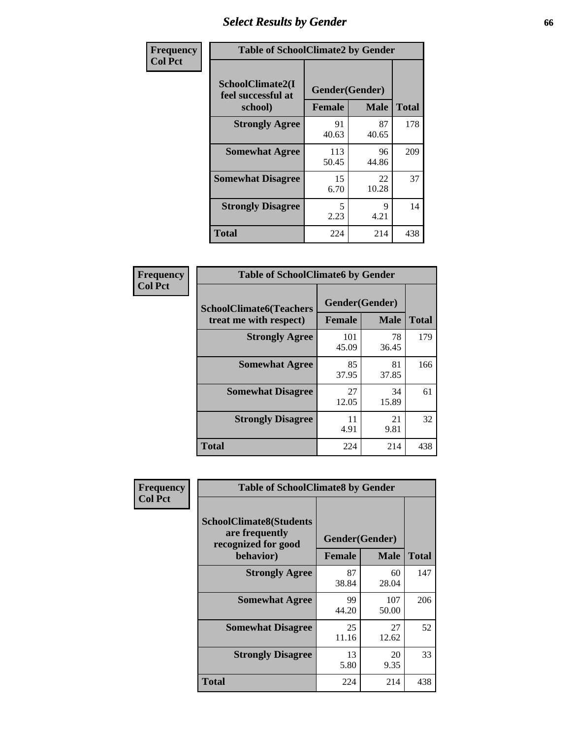# Select Results by Gender

**Frequency**
**Col Pct**

| Table of SchoolClimate2 by Gender | | | |
|---|---|---|---|
| SchoolClimate2(I feel successful at school) | Gender(Gender) | | |
| | Female | Male | Total |
| **Strongly Agree** | 91<br>40.63 | 87<br>40.65 | 178 |
| **Somewhat Agree** | 113<br>50.45 | 96<br>44.86 | 209 |
| **Somewhat Disagree** | 15<br>6.70 | 22<br>10.28 | 37 |
| **Strongly Disagree** | 5<br>2.23 | 9<br>4.21 | 14 |
| **Total** | 224 | 214 | 438 |

**Frequency**
**Col Pct**

| Table of SchoolClimate6 by Gender | | | |
|---|---|---|---|
| SchoolClimate6(Teachers treat me with respect) | Gender(Gender) | | |
| | Female | Male | Total |
| **Strongly Agree** | 101<br>45.09 | 78<br>36.45 | 179 |
| **Somewhat Agree** | 85<br>37.95 | 81<br>37.85 | 166 |
| **Somewhat Disagree** | 27<br>12.05 | 34<br>15.89 | 61 |
| **Strongly Disagree** | 11<br>4.91 | 21<br>9.81 | 32 |
| **Total** | 224 | 214 | 438 |

**Frequency**
**Col Pct**

| Table of SchoolClimate8 by Gender | | | |
|---|---|---|---|
| SchoolClimate8(Students are frequently recognized for good behavior) | Gender(Gender) | | |
| | Female | Male | Total |
| **Strongly Agree** | 87<br>38.84 | 60<br>28.04 | 147 |
| **Somewhat Agree** | 99<br>44.20 | 107<br>50.00 | 206 |
| **Somewhat Disagree** | 25<br>11.16 | 27<br>12.62 | 52 |
| **Strongly Disagree** | 13<br>5.80 | 20<br>9.35 | 33 |
| **Total** | 224 | 214 | 438 |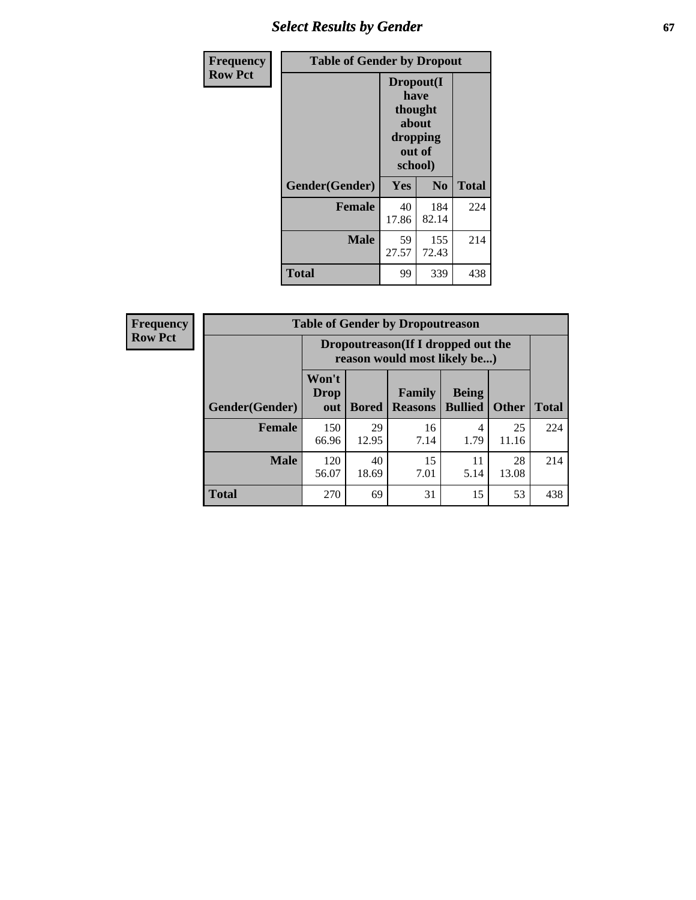# Select Results by Gender

| Frequency Row Pct | | | |
|---|---|---|---|
| **Table of Gender by Dropout** | | | |
| | **Dropout(I have thought about dropping out of school)** | | |
| **Gender(Gender)** | **Yes** | **No** | **Total** |
| **Female** | 40<br>17.86 | 184<br>82.14 | 224 |
| **Male** | 59<br>27.57 | 155<br>72.43 | 214 |
| **Total** | 99 | 339 | 438 |

| Frequency Row Pct | | | | | | |
|---|---|---|---|---|---|---|
| **Table of Gender by Dropoutreason** | | | | | | |
| | **Dropoutreason(If I dropped out the reason would most likely be...)** | | | | | |
| **Gender(Gender)** | **Won't Drop out** | **Bored** | **Family Reasons** | **Being Bullied** | **Other** | **Total** |
| **Female** | 150<br>66.96 | 29<br>12.95 | 16<br>7.14 | 4<br>1.79 | 25<br>11.16 | 224 |
| **Male** | 120<br>56.07 | 40<br>18.69 | 15<br>7.01 | 11<br>5.14 | 28<br>13.08 | 214 |
| **Total** | 270 | 69 | 31 | 15 | 53 | 438 |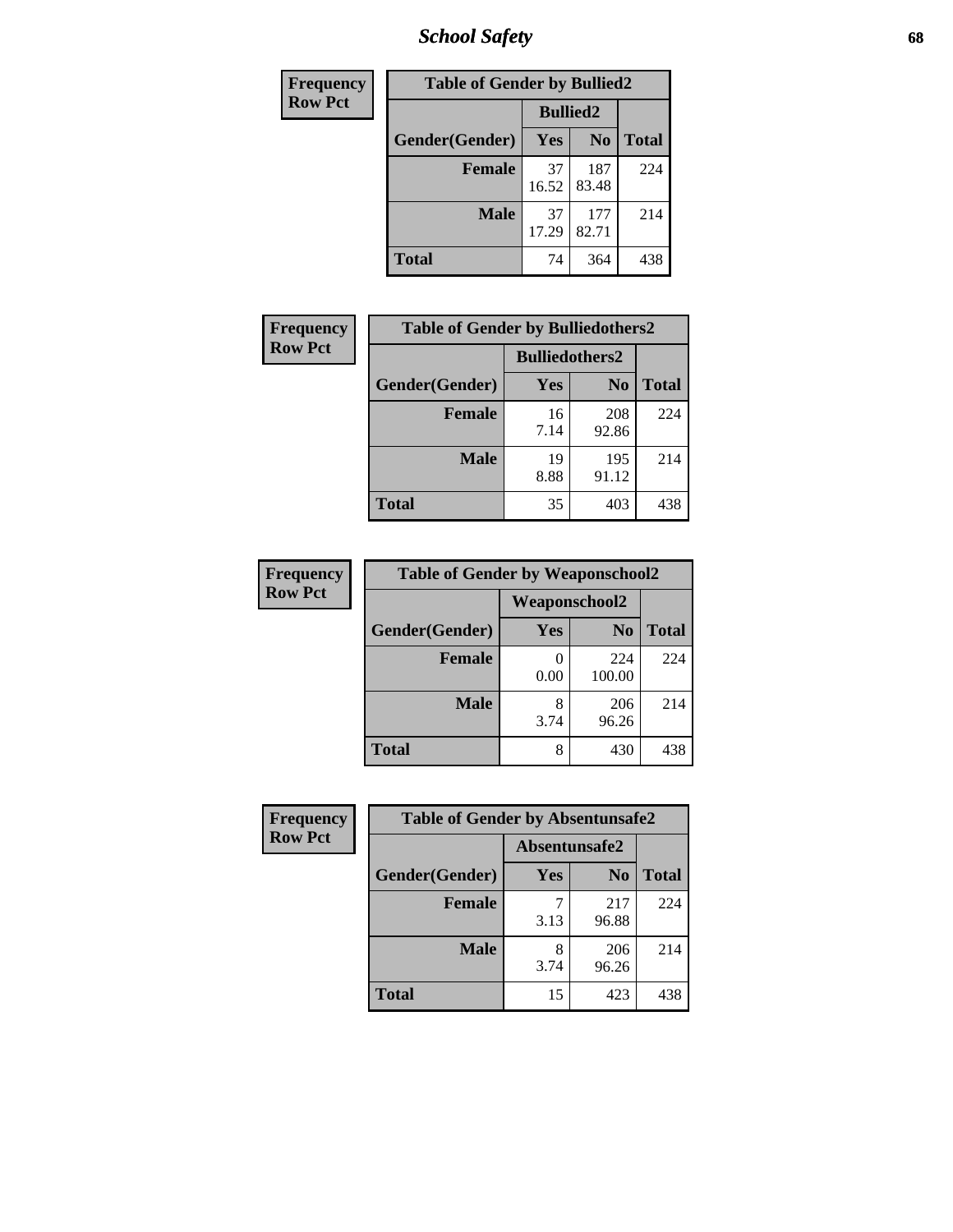| Frequency |
|---|
| Row Pct |

| Table of Gender by Bullied2 | | | |
|---|---|---|---|
| | Bullied2 | | |
| Gender(Gender) | Yes | No | Total |
| Female | 37<br>16.52 | 187<br>83.48 | 224 |
| Male | 37<br>17.29 | 177<br>82.71 | 214 |
| Total | 74 | 364 | 438 |

| Frequency |
|---|
| Row Pct |

| Table of Gender by Bulliedothers2 | | | |
|---|---|---|---|
| | Bulliedothers2 | | |
| Gender(Gender) | Yes | No | Total |
| Female | 16<br>7.14 | 208<br>92.86 | 224 |
| Male | 19<br>8.88 | 195<br>91.12 | 214 |
| Total | 35 | 403 | 438 |

| Frequency |
|---|
| Row Pct |

| Table of Gender by Weaponschool2 | | | |
|---|---|---|---|
| | Weaponschool2 | | |
| Gender(Gender) | Yes | No | Total |
| Female | 0<br>0.00 | 224<br>100.00 | 224 |
| Male | 8<br>3.74 | 206<br>96.26 | 214 |
| Total | 8 | 430 | 438 |

| Frequency |
|---|
| Row Pct |

| Table of Gender by Absentunsafe2 | | | |
|---|---|---|---|
| | Absentunsafe2 | | |
| Gender(Gender) | Yes | No | Total |
| Female | 7<br>3.13 | 217<br>96.88 | 224 |
| Male | 8<br>3.74 | 206<br>96.26 | 214 |
| Total | 15 | 423 | 438 |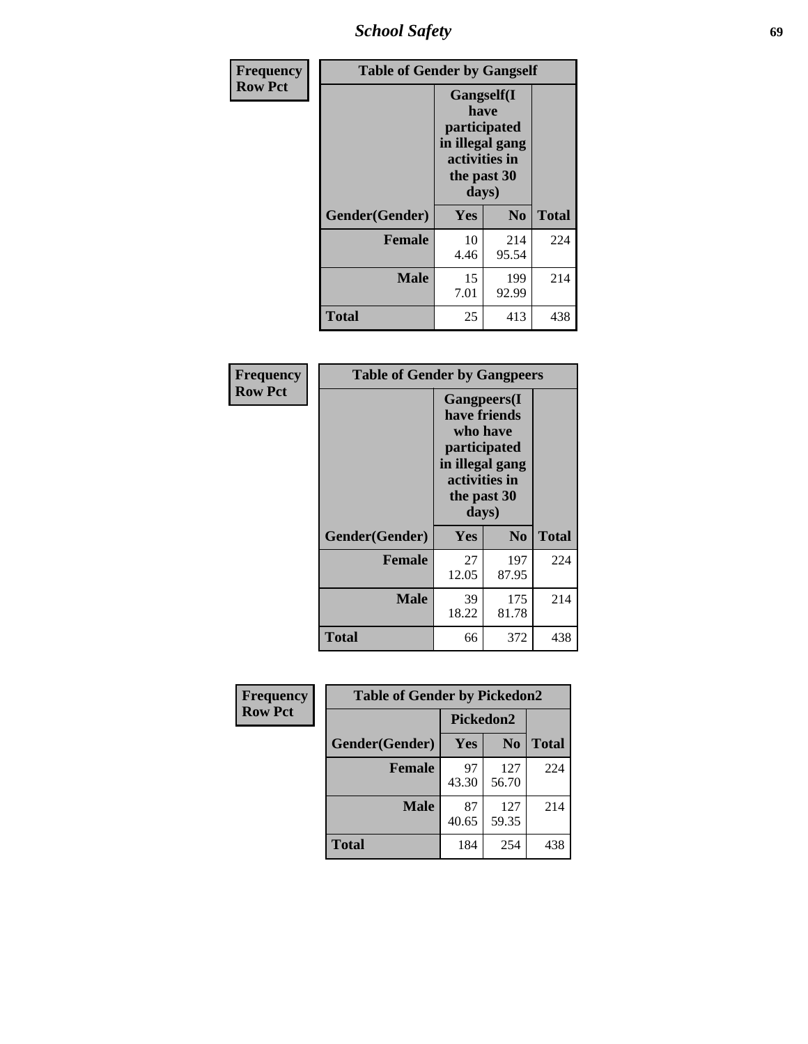| Frequency Row Pct | Table of Gender by Gangself | | |
|---|---|---|---|
| | Gangself(I have participated in illegal gang activities in the past 30 days) | | |
| Gender(Gender) | Yes | No | Total |
| Female | 10<br>4.46 | 214<br>95.54 | 224 |
| Male | 15<br>7.01 | 199<br>92.99 | 214 |
| Total | 25 | 413 | 438 |

| Frequency Row Pct | Table of Gender by Gangpeers | | |
|---|---|---|---|
| | Gangpeers(I have friends who have participated in illegal gang activities in the past 30 days) | | |
| Gender(Gender) | Yes | No | Total |
| Female | 27<br>12.05 | 197<br>87.95 | 224 |
| Male | 39<br>18.22 | 175<br>81.78 | 214 |
| Total | 66 | 372 | 438 |

| Frequency Row Pct | Table of Gender by Pickedon2 | | |
|---|---|---|---|
| | Pickedon2 | | |
| Gender(Gender) | Yes | No | Total |
| Female | 97<br>43.30 | 127<br>56.70 | 224 |
| Male | 87<br>40.65 | 127<br>59.35 | 214 |
| Total | 184 | 254 | 438 |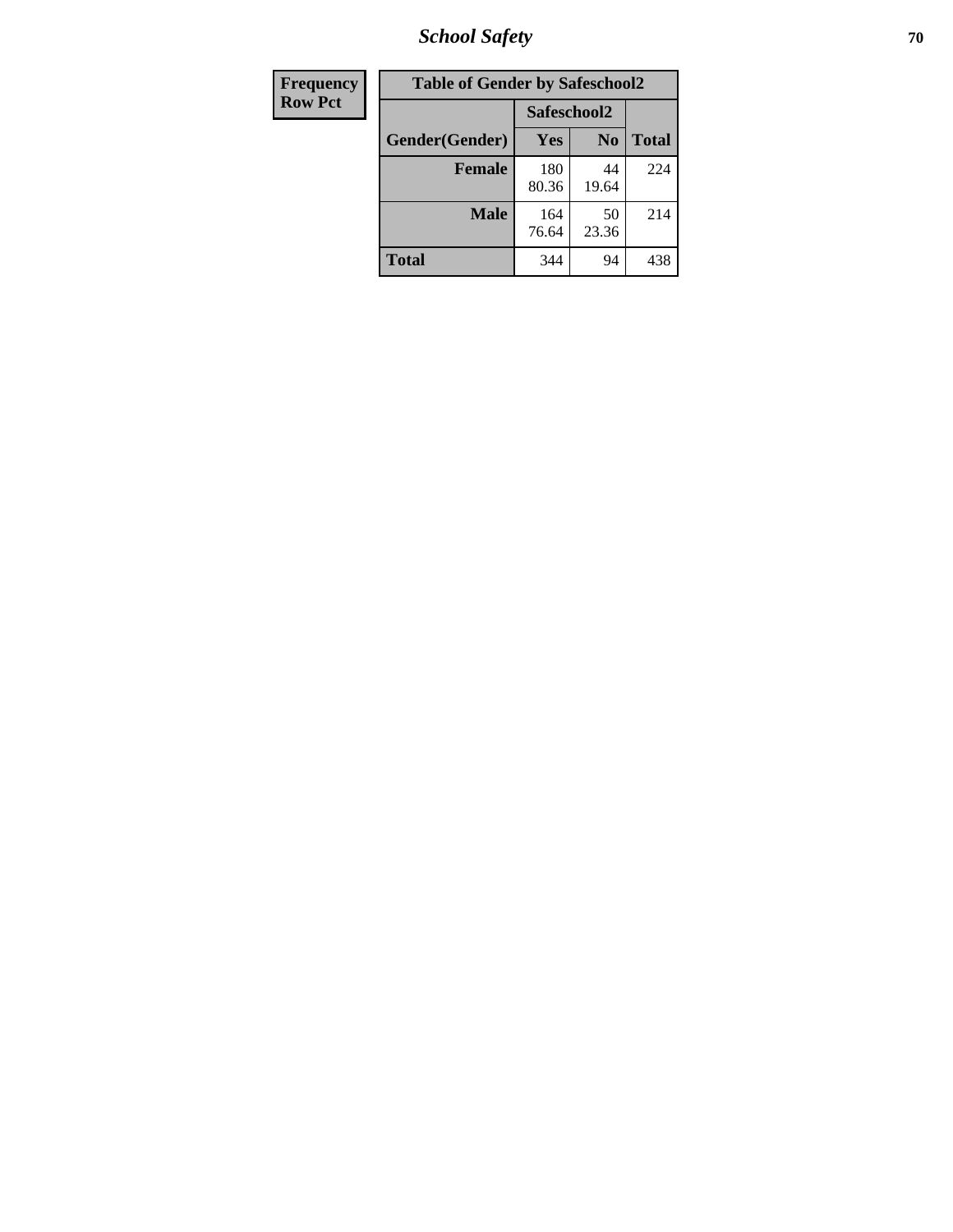| Frequency Row Pct | Table of Gender by Safeschool2 | | |
|---|---|---|---|
| | Safeschool2 | | |
| Gender(Gender) | Yes | No | Total |
| Female | 180<br>80.36 | 44<br>19.64 | 224 |
| Male | 164<br>76.64 | 50<br>23.36 | 214 |
| Total | 344 | 94 | 438 |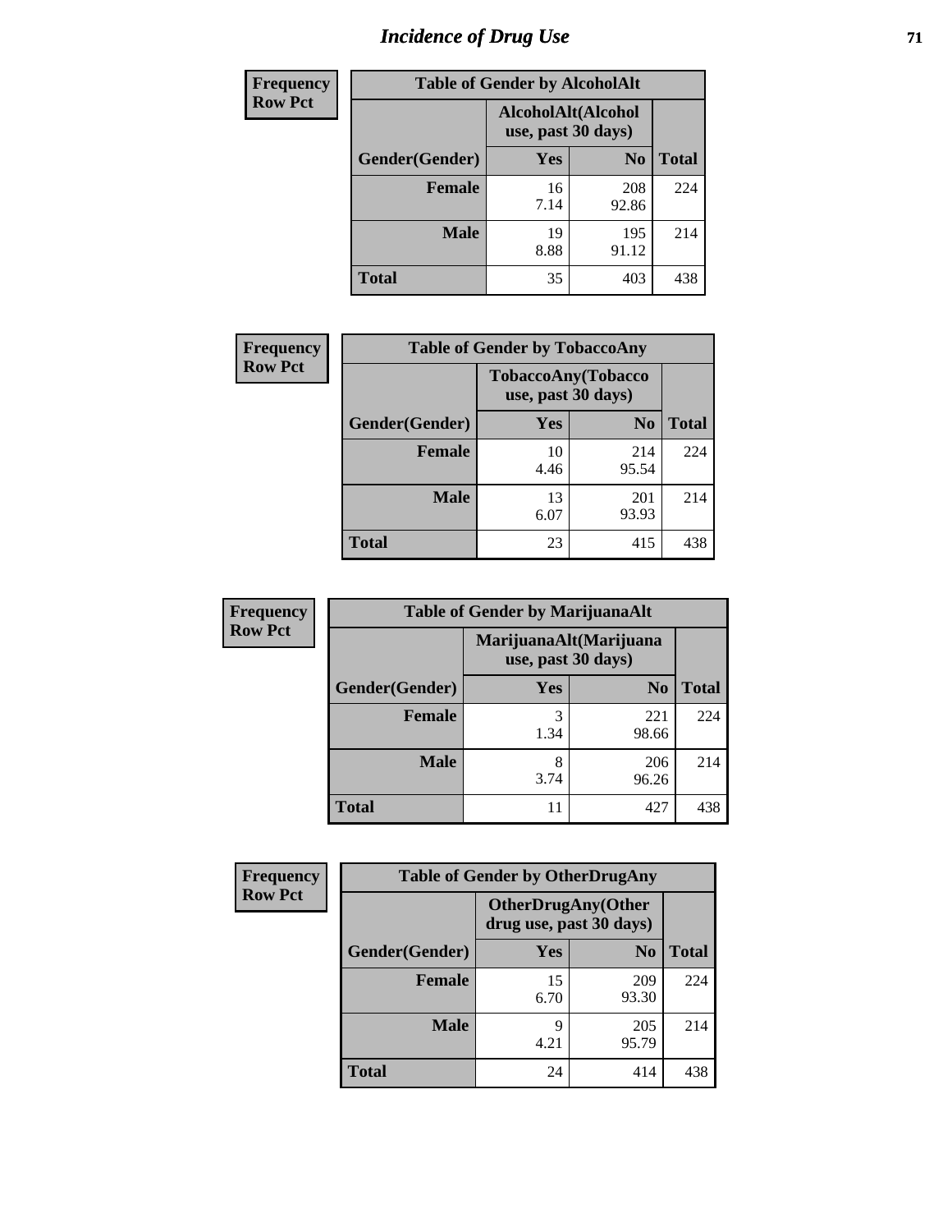# Incidence of Drug Use

| Frequency Row Pct |
|---|

| Table of Gender by AlcoholAlt | | | |
|---|---|---|---|
| | AlcoholAlt(Alcohol use, past 30 days) | | |
| Gender(Gender) | Yes | No | Total |
| Female | 16<br>7.14 | 208<br>92.86 | 224 |
| Male | 19<br>8.88 | 195<br>91.12 | 214 |
| Total | 35 | 403 | 438 |

| Frequency Row Pct |
|---|

| Table of Gender by TobaccoAny | | | |
|---|---|---|---|
| | TobaccoAny(Tobacco use, past 30 days) | | |
| Gender(Gender) | Yes | No | Total |
| Female | 10<br>4.46 | 214<br>95.54 | 224 |
| Male | 13<br>6.07 | 201<br>93.93 | 214 |
| Total | 23 | 415 | 438 |

| Frequency Row Pct |
|---|

| Table of Gender by MarijuanaAlt | | | |
|---|---|---|---|
| | MarijuanaAlt(Marijuana use, past 30 days) | | |
| Gender(Gender) | Yes | No | Total |
| Female | 3<br>1.34 | 221<br>98.66 | 224 |
| Male | 8<br>3.74 | 206<br>96.26 | 214 |
| Total | 11 | 427 | 438 |

| Frequency Row Pct |
|---|

| Table of Gender by OtherDrugAny | | | |
|---|---|---|---|
| | OtherDrugAny(Other drug use, past 30 days) | | |
| Gender(Gender) | Yes | No | Total |
| Female | 15<br>6.70 | 209<br>93.30 | 224 |
| Male | 9<br>4.21 | 205<br>95.79 | 214 |
| Total | 24 | 414 | 438 |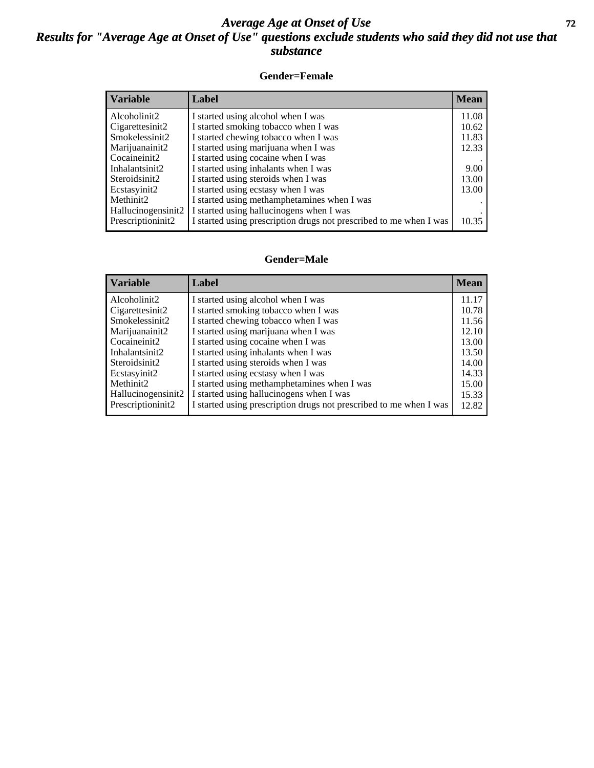# Average Age at Onset of Use

## Results for "Average Age at Onset of Use" questions exclude students who said they did not use that substance

### Gender=Female

| Variable | Label | Mean |
|---|---|---|
| Alcoholinit2 | I started using alcohol when I was | 11.08 |
| Cigarettesinit2 | I started smoking tobacco when I was | 10.62 |
| Smokelessinit2 | I started chewing tobacco when I was | 11.83 |
| Marijuanainit2 | I started using marijuana when I was | 12.33 |
| Cocaineinit2 | I started using cocaine when I was | . |
| Inhalantsinit2 | I started using inhalants when I was | 9.00 |
| Steroidsinit2 | I started using steroids when I was | 13.00 |
| Ecstasyinit2 | I started using ecstasy when I was | 13.00 |
| Methinit2 | I started using methamphetamines when I was | . |
| Hallucinogensinit2 | I started using hallucinogens when I was | . |
| Prescriptioninit2 | I started using prescription drugs not prescribed to me when I was | 10.35 |

### Gender=Male

| Variable | Label | Mean |
|---|---|---|
| Alcoholinit2 | I started using alcohol when I was | 11.17 |
| Cigarettesinit2 | I started smoking tobacco when I was | 10.78 |
| Smokelessinit2 | I started chewing tobacco when I was | 11.56 |
| Marijuanainit2 | I started using marijuana when I was | 12.10 |
| Cocaineinit2 | I started using cocaine when I was | 13.00 |
| Inhalantsinit2 | I started using inhalants when I was | 13.50 |
| Steroidsinit2 | I started using steroids when I was | 14.00 |
| Ecstasyinit2 | I started using ecstasy when I was | 14.33 |
| Methinit2 | I started using methamphetamines when I was | 15.00 |
| Hallucinogensinit2 | I started using hallucinogens when I was | 15.33 |
| Prescriptioninit2 | I started using prescription drugs not prescribed to me when I was | 12.82 |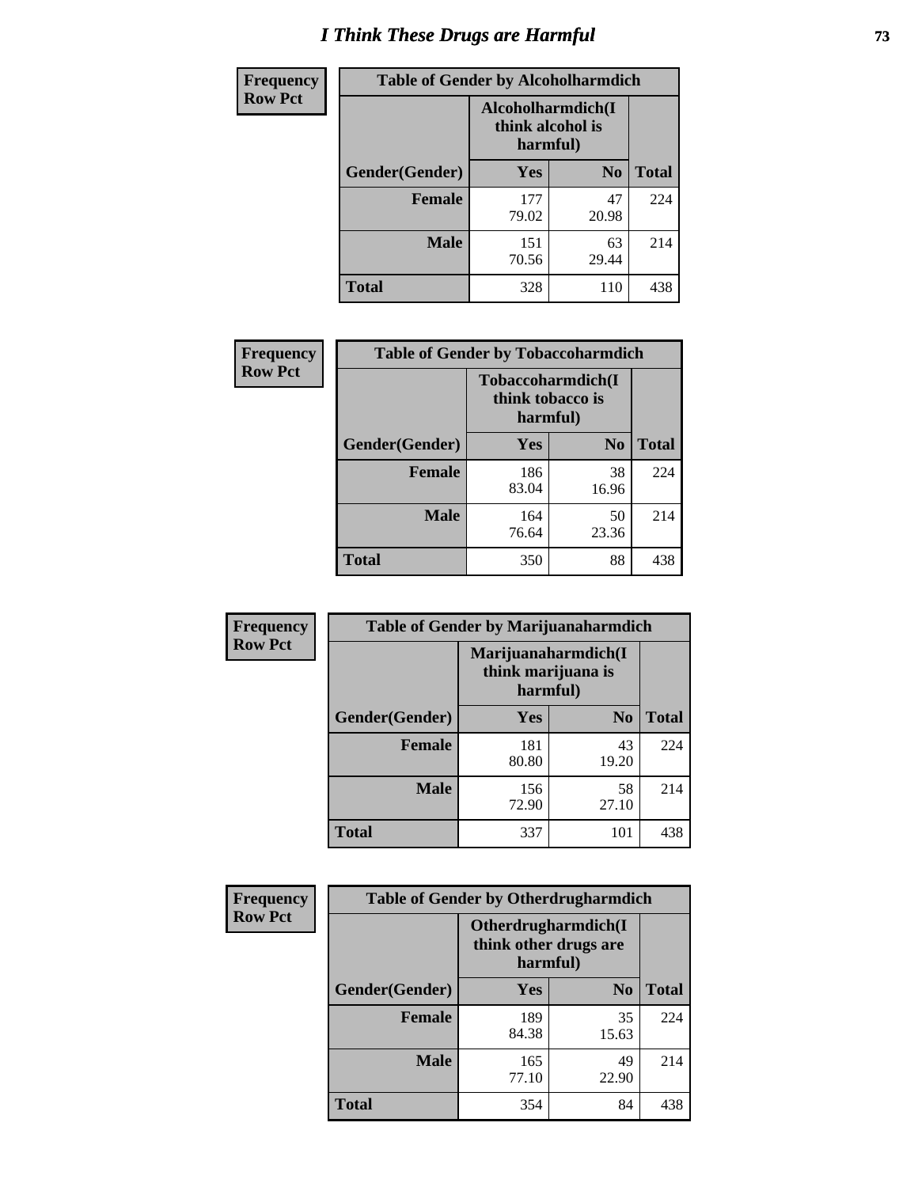# I Think These Drugs are Harmful

| Frequency<br>Row Pct | Table of Gender by Alcoholharmdich | | |
|---|---|---|---|
| | Alcoholharmdich(I think alcohol is harmful) | | |
| Gender(Gender) | Yes | No | Total |
| Female | 177<br>79.02 | 47<br>20.98 | 224 |
| Male | 151<br>70.56 | 63<br>29.44 | 214 |
| Total | 328 | 110 | 438 |

| Frequency<br>Row Pct | Table of Gender by Tobaccoharmdich | | |
|---|---|---|---|
| | Tobaccoharmdich(I think tobacco is harmful) | | |
| Gender(Gender) | Yes | No | Total |
| Female | 186<br>83.04 | 38<br>16.96 | 224 |
| Male | 164<br>76.64 | 50<br>23.36 | 214 |
| Total | 350 | 88 | 438 |

| Frequency<br>Row Pct | Table of Gender by Marijuanaharmdich | | |
|---|---|---|---|
| | Marijuanaharmdich(I think marijuana is harmful) | | |
| Gender(Gender) | Yes | No | Total |
| Female | 181<br>80.80 | 43<br>19.20 | 224 |
| Male | 156<br>72.90 | 58<br>27.10 | 214 |
| Total | 337 | 101 | 438 |

| Frequency<br>Row Pct | Table of Gender by Otherdrugharmdich | | |
|---|---|---|---|
| | Otherdrugharmdich(I think other drugs are harmful) | | |
| Gender(Gender) | Yes | No | Total |
| Female | 189<br>84.38 | 35<br>15.63 | 224 |
| Male | 165<br>77.10 | 49<br>22.90 | 214 |
| Total | 354 | 84 | 438 |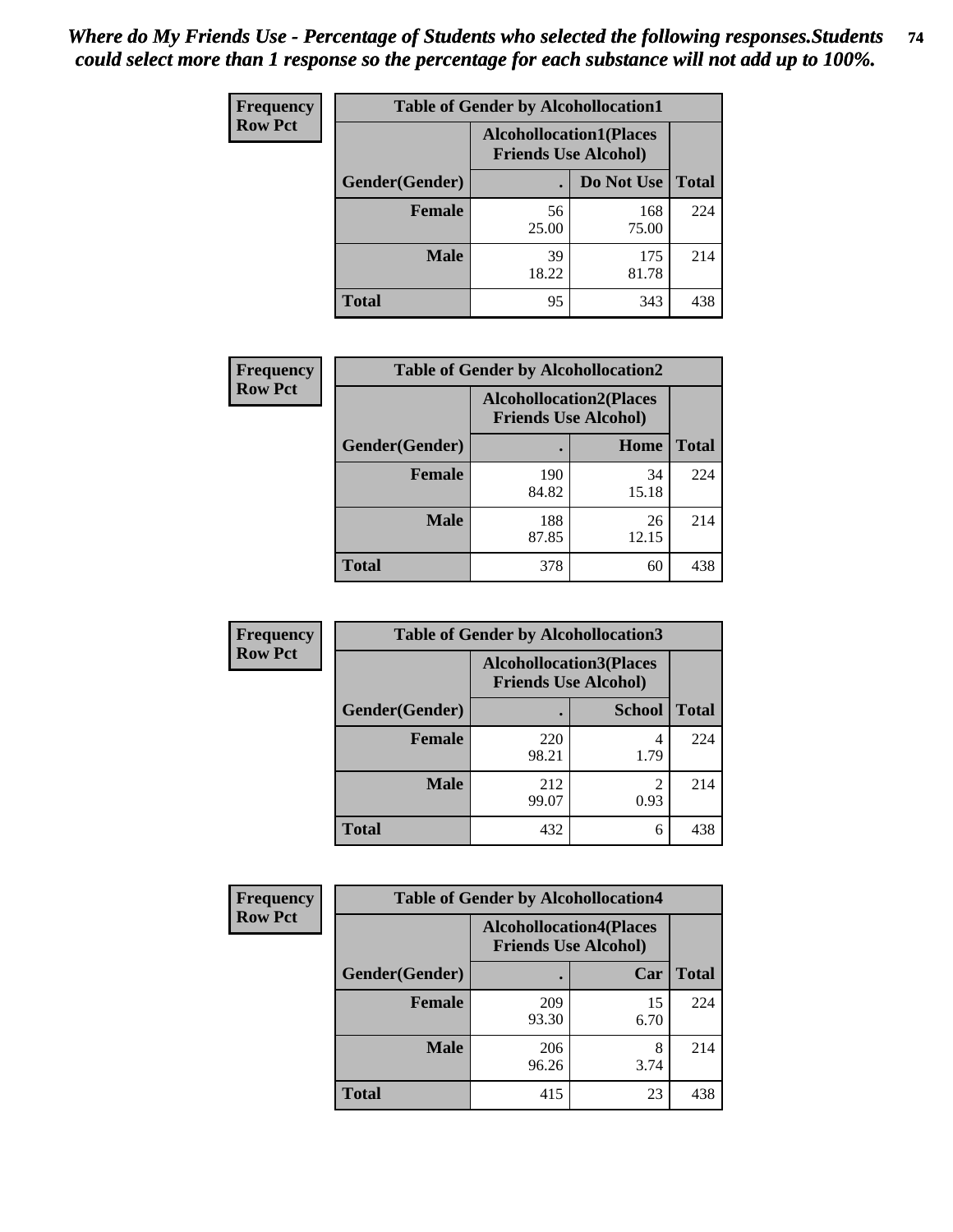*Where do My Friends Use - Percentage of Students who selected the following responses.Students could select more than 1 response so the percentage for each substance will not add up to 100%.*

**Frequency**
**Row Pct**

| Table of Gender by Alcohollocation1 | | | |
|---|---|---|---|
| | Alcohollocation1(Places Friends Use Alcohol) | | |
| Gender(Gender) | . | Do Not Use | Total |
| **Female** | 56<br>25.00 | 168<br>75.00 | 224 |
| **Male** | 39<br>18.22 | 175<br>81.78 | 214 |
| **Total** | 95 | 343 | 438 |

**Frequency**
**Row Pct**

| Table of Gender by Alcohollocation2 | | | |
|---|---|---|---|
| | Alcohollocation2(Places Friends Use Alcohol) | | |
| Gender(Gender) | . | Home | Total |
| **Female** | 190<br>84.82 | 34<br>15.18 | 224 |
| **Male** | 188<br>87.85 | 26<br>12.15 | 214 |
| **Total** | 378 | 60 | 438 |

**Frequency**
**Row Pct**

| Table of Gender by Alcohollocation3 | | | |
|---|---|---|---|
| | Alcohollocation3(Places Friends Use Alcohol) | | |
| Gender(Gender) | . | School | Total |
| **Female** | 220<br>98.21 | 4<br>1.79 | 224 |
| **Male** | 212<br>99.07 | 2<br>0.93 | 214 |
| **Total** | 432 | 6 | 438 |

**Frequency**
**Row Pct**

| Table of Gender by Alcohollocation4 | | | |
|---|---|---|---|
| | Alcohollocation4(Places Friends Use Alcohol) | | |
| Gender(Gender) | . | Car | Total |
| **Female** | 209<br>93.30 | 15<br>6.70 | 224 |
| **Male** | 206<br>96.26 | 8<br>3.74 | 214 |
| **Total** | 415 | 23 | 438 |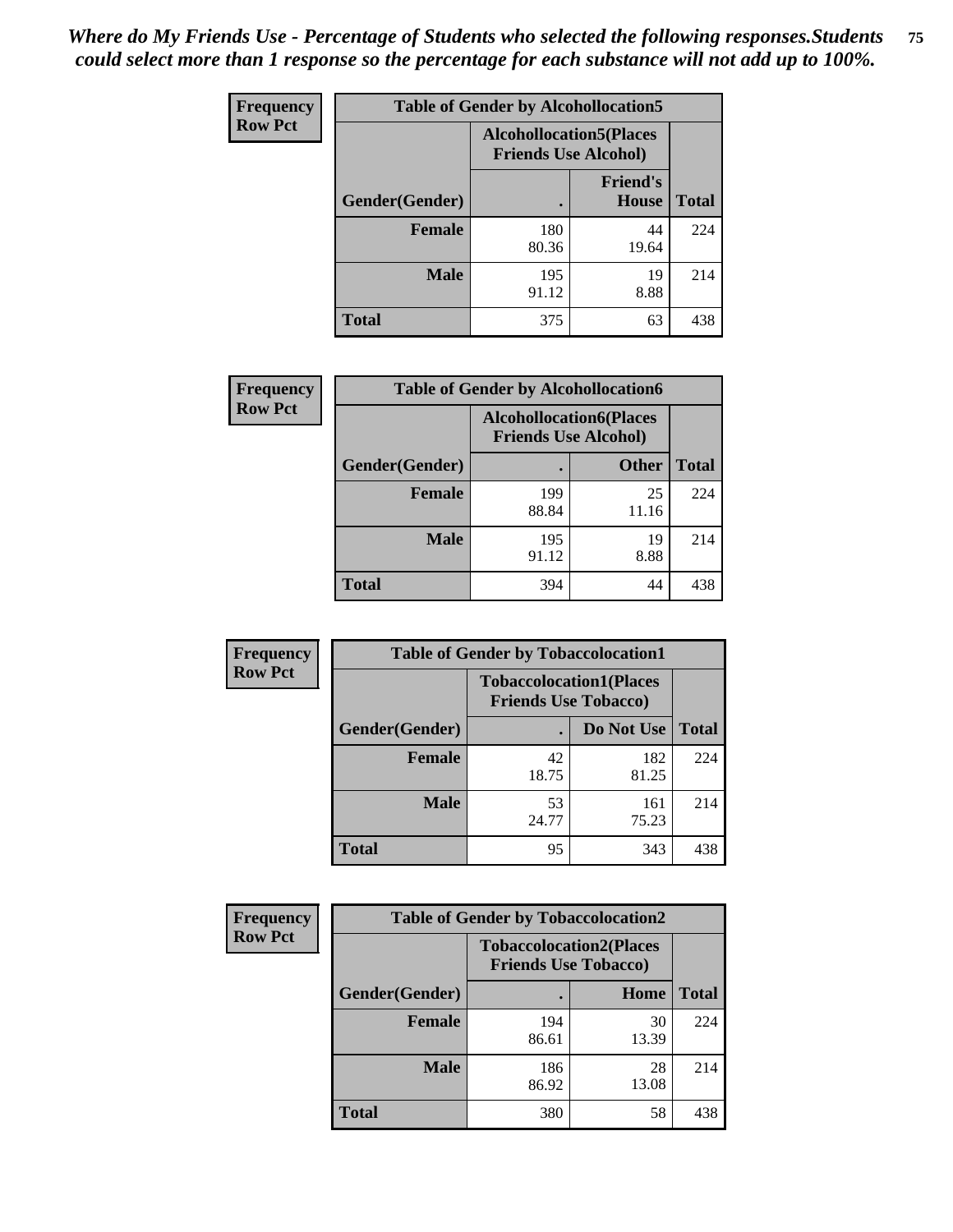*Where do My Friends Use - Percentage of Students who selected the following responses.Students could select more than 1 response so the percentage for each substance will not add up to 100%.*

**Frequency / Row Pct**

| Table of Gender by Alcohollocation5 | | | |
|---|---|---|---|
| | Alcohollocation5(Places Friends Use Alcohol) | | |
| Gender(Gender) | . | Friend's House | Total |
| **Female** | 180<br>80.36 | 44<br>19.64 | 224 |
| **Male** | 195<br>91.12 | 19<br>8.88 | 214 |
| **Total** | 375 | 63 | 438 |

**Frequency / Row Pct**

| Table of Gender by Alcohollocation6 | | | |
|---|---|---|---|
| | Alcohollocation6(Places Friends Use Alcohol) | | |
| Gender(Gender) | . | Other | Total |
| **Female** | 199<br>88.84 | 25<br>11.16 | 224 |
| **Male** | 195<br>91.12 | 19<br>8.88 | 214 |
| **Total** | 394 | 44 | 438 |

**Frequency / Row Pct**

| Table of Gender by Tobaccolocation1 | | | |
|---|---|---|---|
| | Tobaccolocation1(Places Friends Use Tobacco) | | |
| Gender(Gender) | . | Do Not Use | Total |
| **Female** | 42<br>18.75 | 182<br>81.25 | 224 |
| **Male** | 53<br>24.77 | 161<br>75.23 | 214 |
| **Total** | 95 | 343 | 438 |

**Frequency / Row Pct**

| Table of Gender by Tobaccolocation2 | | | |
|---|---|---|---|
| | Tobaccolocation2(Places Friends Use Tobacco) | | |
| Gender(Gender) | . | Home | Total |
| **Female** | 194<br>86.61 | 30<br>13.39 | 224 |
| **Male** | 186<br>86.92 | 28<br>13.08 | 214 |
| **Total** | 380 | 58 | 438 |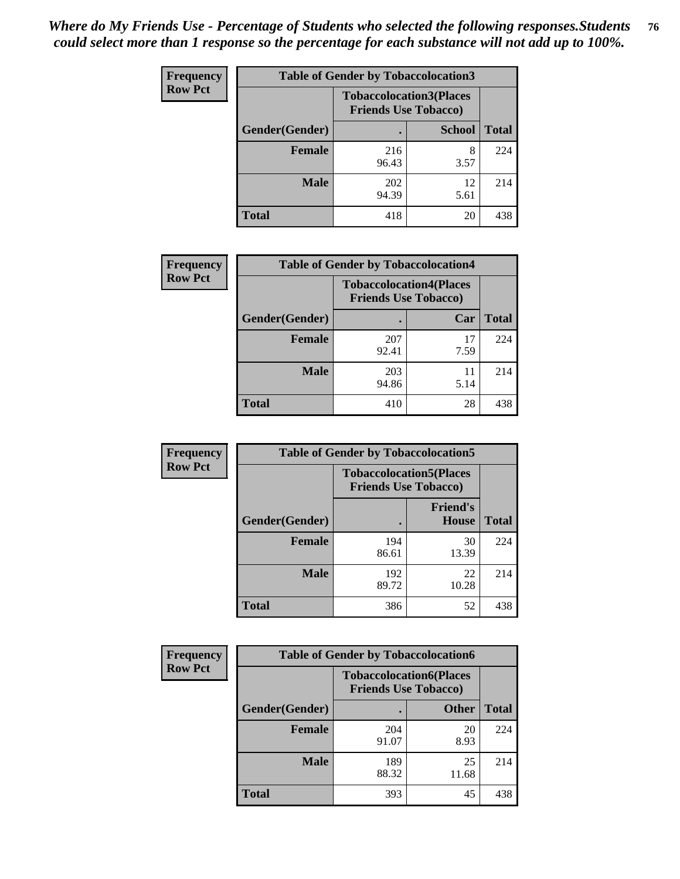*Where do My Friends Use - Percentage of Students who selected the following responses.Students could select more than 1 response so the percentage for each substance will not add up to 100%.*

**Frequency Row Pct**

| Table of Gender by Tobaccolocation3 | | | |
|---|---|---|---|
| | Tobaccolocation3(Places Friends Use Tobacco) | | |
| Gender(Gender) | . | School | Total |
| Female | 216<br>96.43 | 8<br>3.57 | 224 |
| Male | 202<br>94.39 | 12<br>5.61 | 214 |
| Total | 418 | 20 | 438 |

**Frequency Row Pct**

| Table of Gender by Tobaccolocation4 | | | |
|---|---|---|---|
| | Tobaccolocation4(Places Friends Use Tobacco) | | |
| Gender(Gender) | . | Car | Total |
| Female | 207<br>92.41 | 17<br>7.59 | 224 |
| Male | 203<br>94.86 | 11<br>5.14 | 214 |
| Total | 410 | 28 | 438 |

**Frequency Row Pct**

| Table of Gender by Tobaccolocation5 | | | |
|---|---|---|---|
| | Tobaccolocation5(Places Friends Use Tobacco) | | |
| Gender(Gender) | . | Friend's House | Total |
| Female | 194<br>86.61 | 30<br>13.39 | 224 |
| Male | 192<br>89.72 | 22<br>10.28 | 214 |
| Total | 386 | 52 | 438 |

**Frequency Row Pct**

| Table of Gender by Tobaccolocation6 | | | |
|---|---|---|---|
| | Tobaccolocation6(Places Friends Use Tobacco) | | |
| Gender(Gender) | . | Other | Total |
| Female | 204<br>91.07 | 20<br>8.93 | 224 |
| Male | 189<br>88.32 | 25<br>11.68 | 214 |
| Total | 393 | 45 | 438 |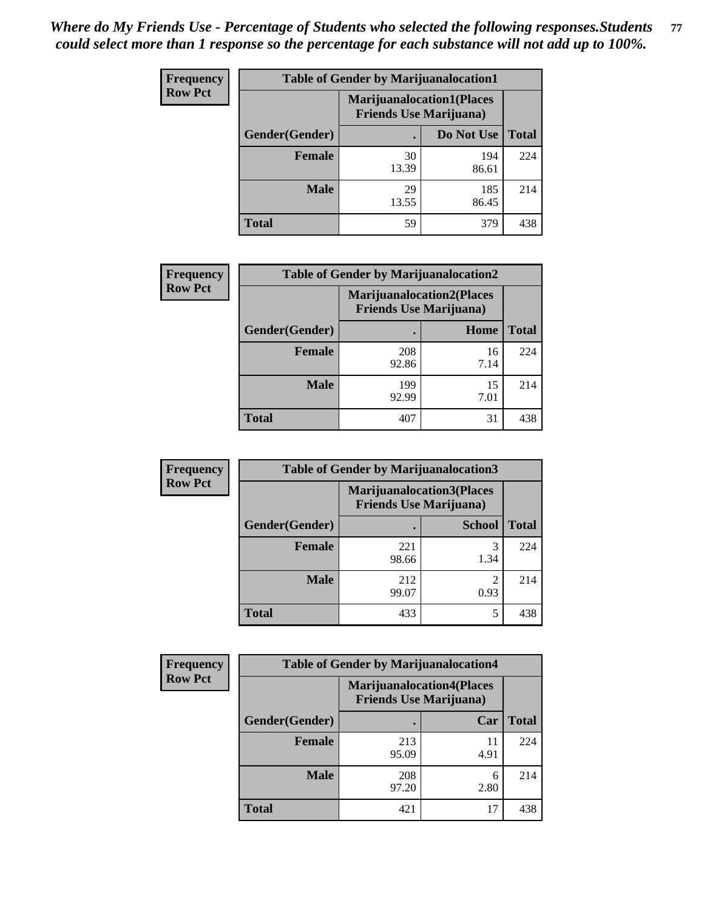*Where do My Friends Use - Percentage of Students who selected the following responses.Students could select more than 1 response so the percentage for each substance will not add up to 100%.*

**Frequency Row Pct**

| Table of Gender by Marijuanalocation1 | | | |
|---|---|---|---|
| | Marijuanalocation1(Places Friends Use Marijuana) | | |
| Gender(Gender) | . | Do Not Use | Total |
| **Female** | 30<br>13.39 | 194<br>86.61 | 224 |
| **Male** | 29<br>13.55 | 185<br>86.45 | 214 |
| **Total** | 59 | 379 | 438 |

**Frequency Row Pct**

| Table of Gender by Marijuanalocation2 | | | |
|---|---|---|---|
| | Marijuanalocation2(Places Friends Use Marijuana) | | |
| Gender(Gender) | . | Home | Total |
| **Female** | 208<br>92.86 | 16<br>7.14 | 224 |
| **Male** | 199<br>92.99 | 15<br>7.01 | 214 |
| **Total** | 407 | 31 | 438 |

**Frequency Row Pct**

| Table of Gender by Marijuanalocation3 | | | |
|---|---|---|---|
| | Marijuanalocation3(Places Friends Use Marijuana) | | |
| Gender(Gender) | . | School | Total |
| **Female** | 221<br>98.66 | 3<br>1.34 | 224 |
| **Male** | 212<br>99.07 | 2<br>0.93 | 214 |
| **Total** | 433 | 5 | 438 |

**Frequency Row Pct**

| Table of Gender by Marijuanalocation4 | | | |
|---|---|---|---|
| | Marijuanalocation4(Places Friends Use Marijuana) | | |
| Gender(Gender) | . | Car | Total |
| **Female** | 213<br>95.09 | 11<br>4.91 | 224 |
| **Male** | 208<br>97.20 | 6<br>2.80 | 214 |
| **Total** | 421 | 17 | 438 |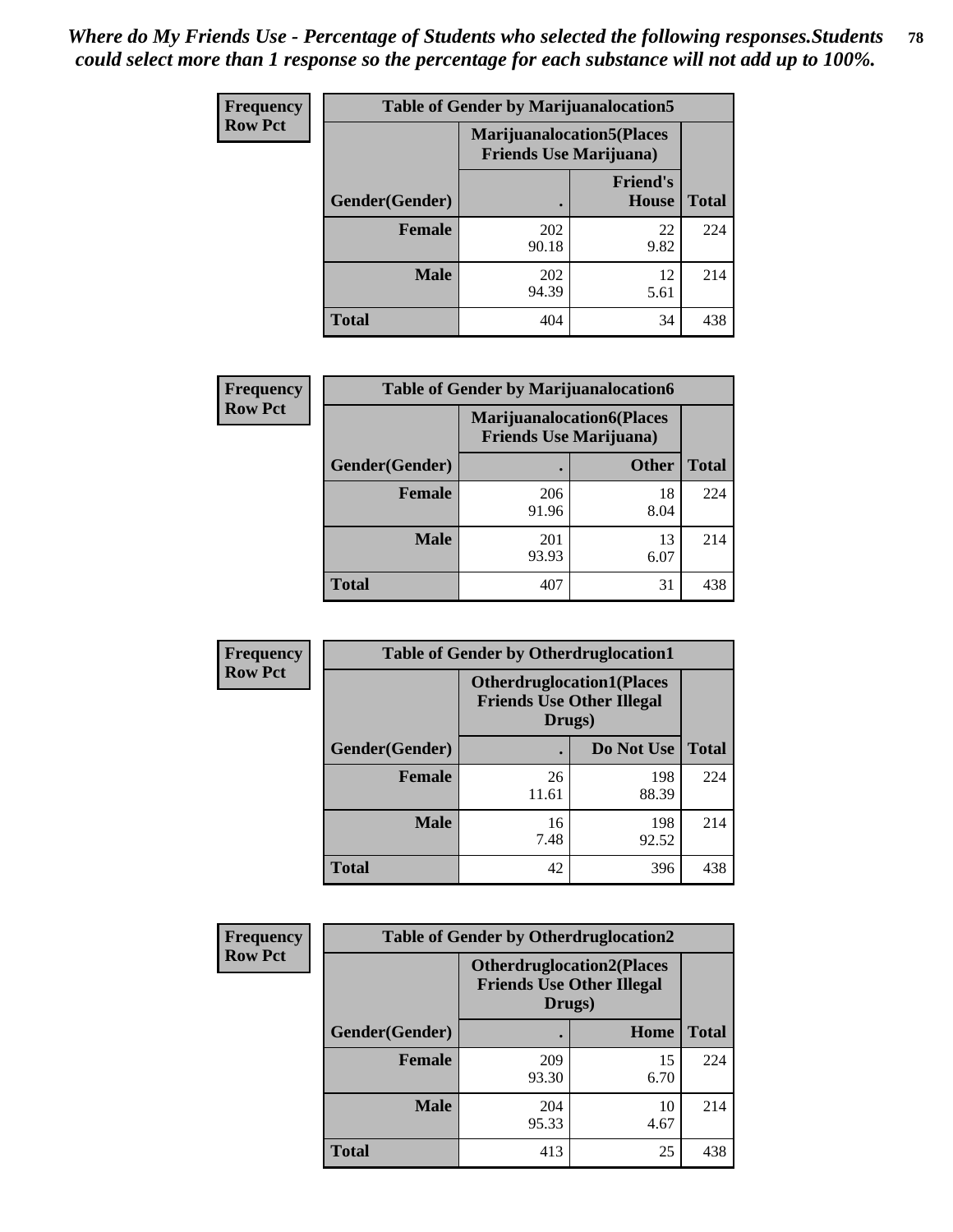*Where do My Friends Use - Percentage of Students who selected the following responses.Students could select more than 1 response so the percentage for each substance will not add up to 100%.*

**Frequency Row Pct**

| Table of Gender by Marijuanalocation5 | | | |
|---|---|---|---|
| | Marijuanalocation5(Places Friends Use Marijuana) | | |
| Gender(Gender) | . | Friend's House | Total |
| Female | 202<br>90.18 | 22<br>9.82 | 224 |
| Male | 202<br>94.39 | 12<br>5.61 | 214 |
| Total | 404 | 34 | 438 |

**Frequency Row Pct**

| Table of Gender by Marijuanalocation6 | | | |
|---|---|---|---|
| | Marijuanalocation6(Places Friends Use Marijuana) | | |
| Gender(Gender) | . | Other | Total |
| Female | 206<br>91.96 | 18<br>8.04 | 224 |
| Male | 201<br>93.93 | 13<br>6.07 | 214 |
| Total | 407 | 31 | 438 |

**Frequency Row Pct**

| Table of Gender by Otherdruglocation1 | | | |
|---|---|---|---|
| | Otherdruglocation1(Places Friends Use Other Illegal Drugs) | | |
| Gender(Gender) | . | Do Not Use | Total |
| Female | 26<br>11.61 | 198<br>88.39 | 224 |
| Male | 16<br>7.48 | 198<br>92.52 | 214 |
| Total | 42 | 396 | 438 |

**Frequency Row Pct**

| Table of Gender by Otherdruglocation2 | | | |
|---|---|---|---|
| | Otherdruglocation2(Places Friends Use Other Illegal Drugs) | | |
| Gender(Gender) | . | Home | Total |
| Female | 209<br>93.30 | 15<br>6.70 | 224 |
| Male | 204<br>95.33 | 10<br>4.67 | 214 |
| Total | 413 | 25 | 438 |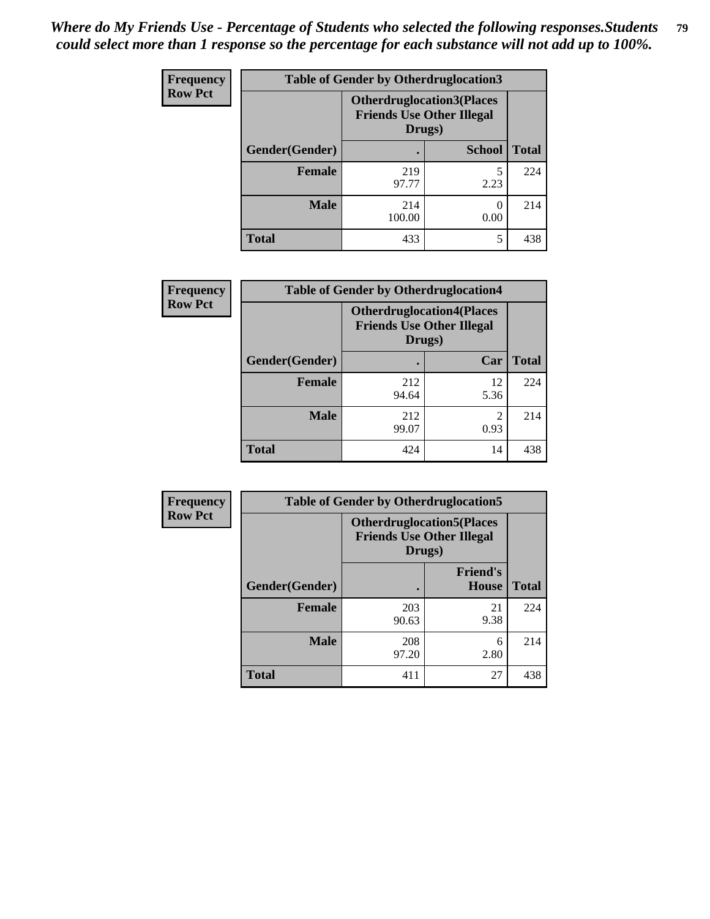*Where do My Friends Use - Percentage of Students who selected the following responses.Students could select more than 1 response so the percentage for each substance will not add up to 100%.*

**Frequency Row Pct**

| Table of Gender by Otherdruglocation3 | | | |
|---|---|---|---|
| | Otherdruglocation3(Places Friends Use Other Illegal Drugs) | | |
| Gender(Gender) | . | School | Total |
| Female | 219<br>97.77 | 5<br>2.23 | 224 |
| Male | 214<br>100.00 | 0<br>0.00 | 214 |
| Total | 433 | 5 | 438 |

**Frequency Row Pct**

| Table of Gender by Otherdruglocation4 | | | |
|---|---|---|---|
| | Otherdruglocation4(Places Friends Use Other Illegal Drugs) | | |
| Gender(Gender) | . | Car | Total |
| Female | 212<br>94.64 | 12<br>5.36 | 224 |
| Male | 212<br>99.07 | 2<br>0.93 | 214 |
| Total | 424 | 14 | 438 |

**Frequency Row Pct**

| Table of Gender by Otherdruglocation5 | | | |
|---|---|---|---|
| | Otherdruglocation5(Places Friends Use Other Illegal Drugs) | | |
| Gender(Gender) | . | Friend's House | Total |
| Female | 203<br>90.63 | 21<br>9.38 | 224 |
| Male | 208<br>97.20 | 6<br>2.80 | 214 |
| Total | 411 | 27 | 438 |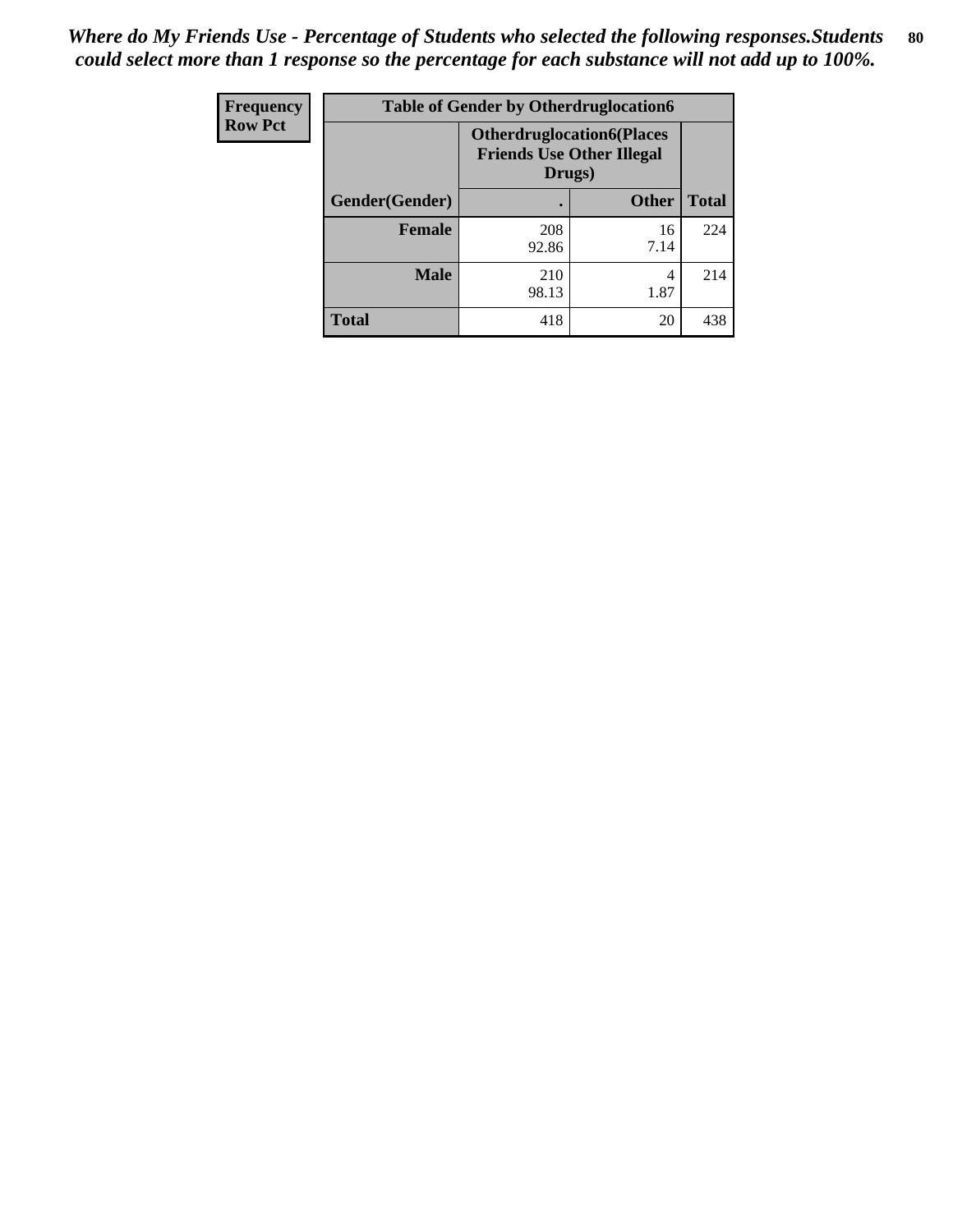*Where do My Friends Use - Percentage of Students who selected the following responses.Students could select more than 1 response so the percentage for each substance will not add up to 100%.*

| Frequency<br>Row Pct | Table of Gender by Otherdruglocation6 | | |
|---|---|---|---|
| | Otherdruglocation6(Places Friends Use Other Illegal Drugs) | | |
| Gender(Gender) | . | Other | Total |
| Female | 208<br>92.86 | 16<br>7.14 | 224 |
| Male | 210<br>98.13 | 4<br>1.87 | 214 |
| Total | 418 | 20 | 438 |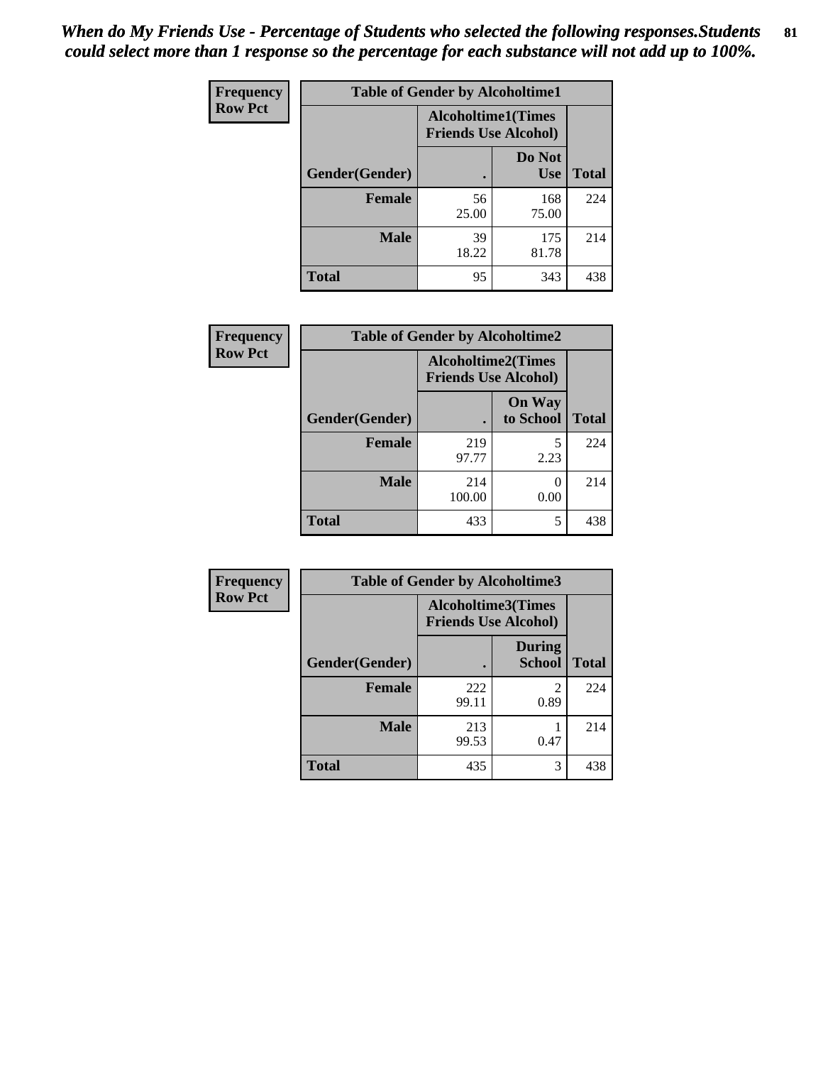*When do My Friends Use - Percentage of Students who selected the following responses.Students could select more than 1 response so the percentage for each substance will not add up to 100%.*

**Frequency**
**Row Pct**

| Table of Gender by Alcoholtime1 | | | |
|---|---|---|---|
| | Alcoholtime1(Times Friends Use Alcohol) | | |
| Gender(Gender) | . | Do Not Use | Total |
| **Female** | 56<br>25.00 | 168<br>75.00 | 224 |
| **Male** | 39<br>18.22 | 175<br>81.78 | 214 |
| **Total** | 95 | 343 | 438 |

**Frequency**
**Row Pct**

| Table of Gender by Alcoholtime2 | | | |
|---|---|---|---|
| | Alcoholtime2(Times Friends Use Alcohol) | | |
| Gender(Gender) | . | On Way to School | Total |
| **Female** | 219<br>97.77 | 5<br>2.23 | 224 |
| **Male** | 214<br>100.00 | 0<br>0.00 | 214 |
| **Total** | 433 | 5 | 438 |

**Frequency**
**Row Pct**

| Table of Gender by Alcoholtime3 | | | |
|---|---|---|---|
| | Alcoholtime3(Times Friends Use Alcohol) | | |
| Gender(Gender) | . | During School | Total |
| **Female** | 222<br>99.11 | 2<br>0.89 | 224 |
| **Male** | 213<br>99.53 | 1<br>0.47 | 214 |
| **Total** | 435 | 3 | 438 |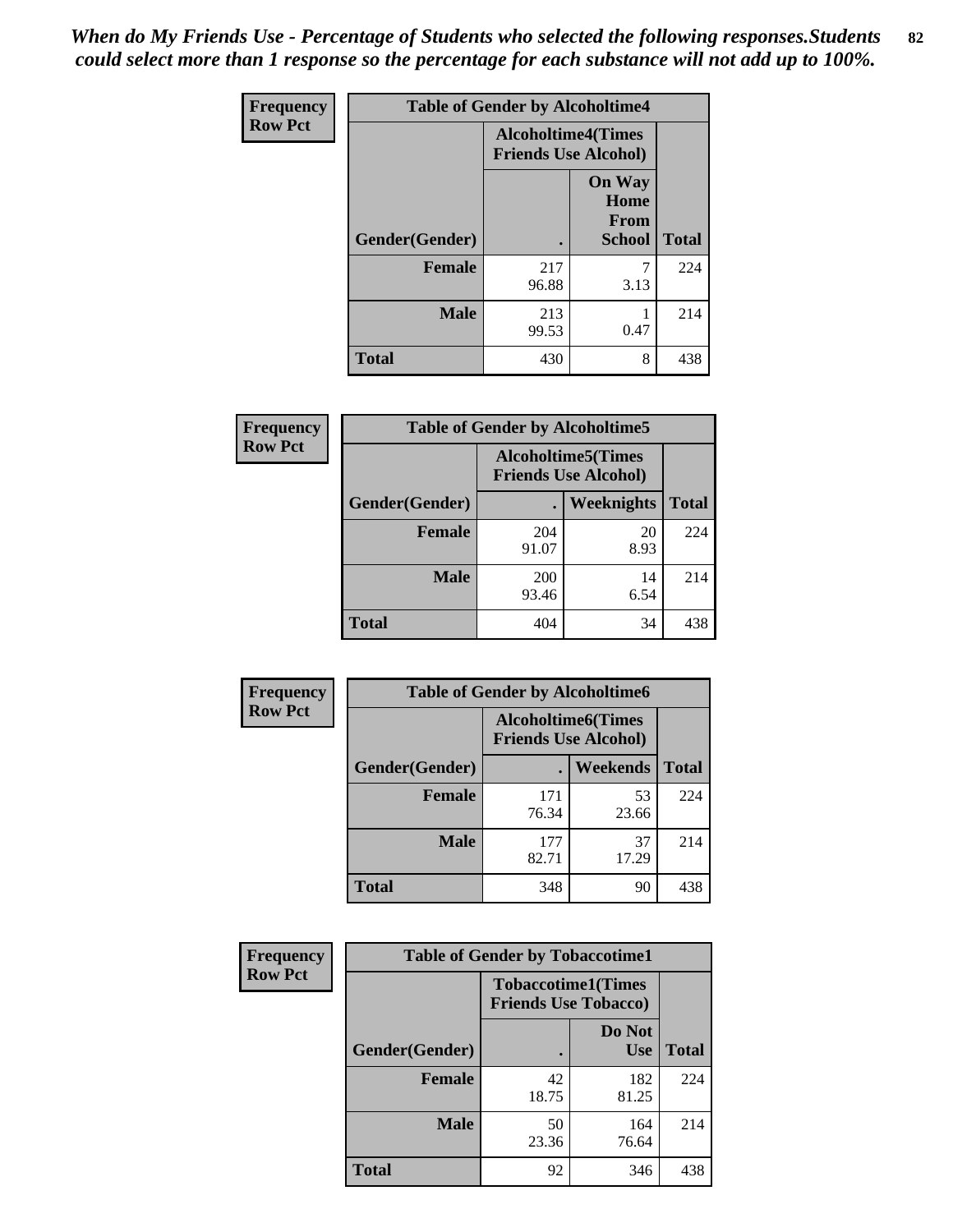*When do My Friends Use - Percentage of Students who selected the following responses.Students could select more than 1 response so the percentage for each substance will not add up to 100%.*

| Frequency Row Pct | Table of Gender by Alcoholtime4 | | |
|---|---|---|---|
| | Alcoholtime4(Times Friends Use Alcohol) | | |
| Gender(Gender) | . | On Way Home From School | Total |
| **Female** | 217<br>96.88 | 7<br>3.13 | 224 |
| **Male** | 213<br>99.53 | 1<br>0.47 | 214 |
| **Total** | 430 | 8 | 438 |

| Frequency Row Pct | Table of Gender by Alcoholtime5 | | |
|---|---|---|---|
| | Alcoholtime5(Times Friends Use Alcohol) | | |
| Gender(Gender) | . | Weeknights | Total |
| **Female** | 204<br>91.07 | 20<br>8.93 | 224 |
| **Male** | 200<br>93.46 | 14<br>6.54 | 214 |
| **Total** | 404 | 34 | 438 |

| Frequency Row Pct | Table of Gender by Alcoholtime6 | | |
|---|---|---|---|
| | Alcoholtime6(Times Friends Use Alcohol) | | |
| Gender(Gender) | . | Weekends | Total |
| **Female** | 171<br>76.34 | 53<br>23.66 | 224 |
| **Male** | 177<br>82.71 | 37<br>17.29 | 214 |
| **Total** | 348 | 90 | 438 |

| Frequency Row Pct | Table of Gender by Tobaccotime1 | | |
|---|---|---|---|
| | Tobaccotime1(Times Friends Use Tobacco) | | |
| Gender(Gender) | . | Do Not Use | Total |
| **Female** | 42<br>18.75 | 182<br>81.25 | 224 |
| **Male** | 50<br>23.36 | 164<br>76.64 | 214 |
| **Total** | 92 | 346 | 438 |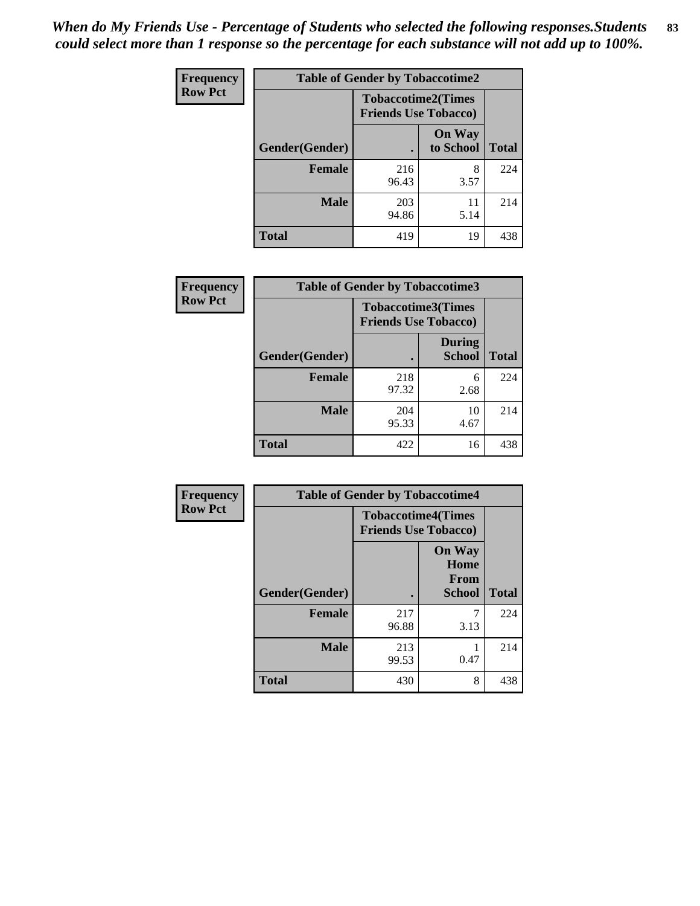*When do My Friends Use - Percentage of Students who selected the following responses.Students could select more than 1 response so the percentage for each substance will not add up to 100%.*

**Frequency**
**Row Pct**

| Table of Gender by Tobaccotime2 | | | |
|---|---|---|---|
| | Tobaccotime2(Times Friends Use Tobacco) | | |
| Gender(Gender) | . | On Way to School | Total |
| **Female** | 216<br>96.43 | 8<br>3.57 | 224 |
| **Male** | 203<br>94.86 | 11<br>5.14 | 214 |
| **Total** | 419 | 19 | 438 |

**Frequency**
**Row Pct**

| Table of Gender by Tobaccotime3 | | | |
|---|---|---|---|
| | Tobaccotime3(Times Friends Use Tobacco) | | |
| Gender(Gender) | . | During School | Total |
| **Female** | 218<br>97.32 | 6<br>2.68 | 224 |
| **Male** | 204<br>95.33 | 10<br>4.67 | 214 |
| **Total** | 422 | 16 | 438 |

**Frequency**
**Row Pct**

| Table of Gender by Tobaccotime4 | | | |
|---|---|---|---|
| | Tobaccotime4(Times Friends Use Tobacco) | | |
| Gender(Gender) | . | On Way Home From School | Total |
| **Female** | 217<br>96.88 | 7<br>3.13 | 224 |
| **Male** | 213<br>99.53 | 1<br>0.47 | 214 |
| **Total** | 430 | 8 | 438 |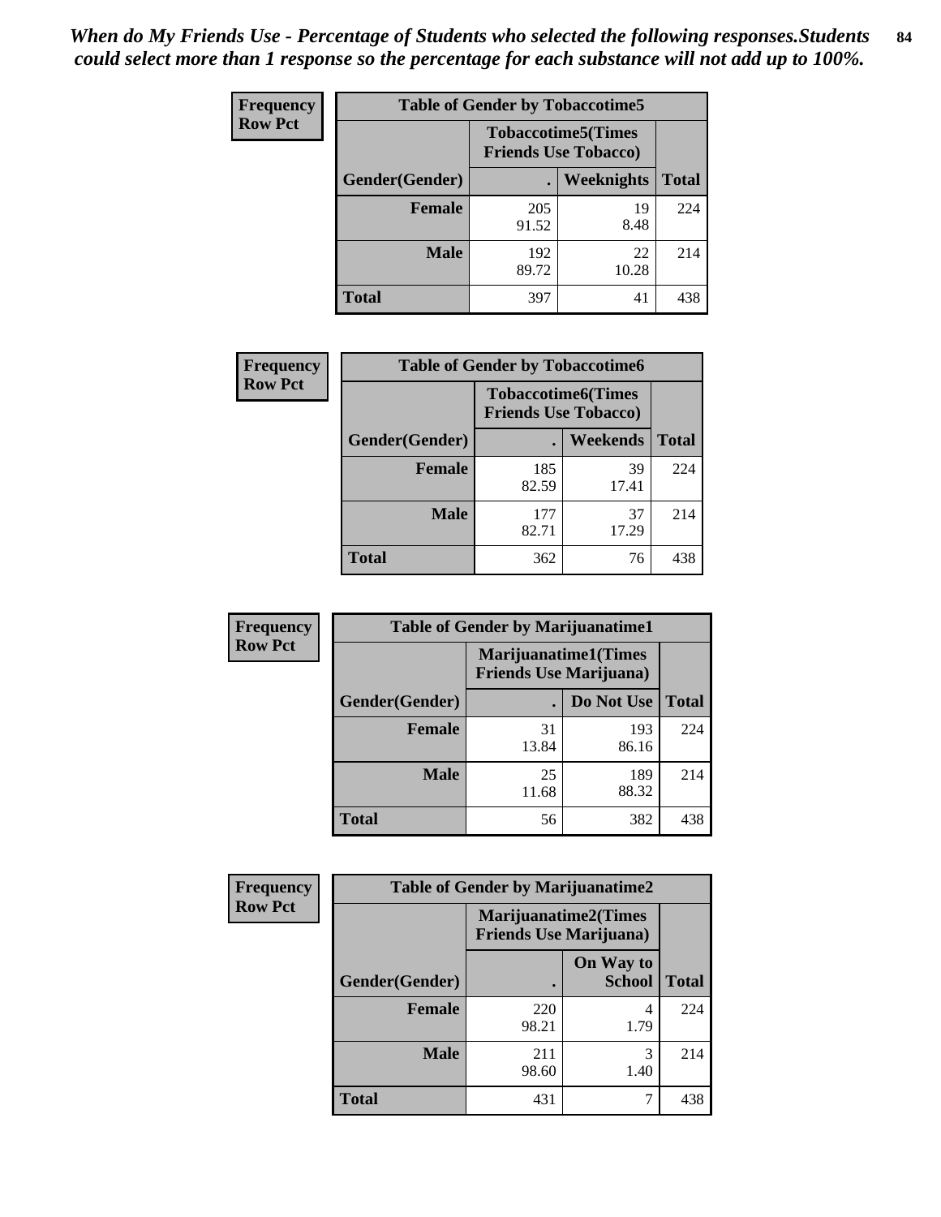*When do My Friends Use - Percentage of Students who selected the following responses.Students could select more than 1 response so the percentage for each substance will not add up to 100%.*

**Frequency**
**Row Pct**

| Table of Gender by Tobaccotime5 | | | |
|---|---|---|---|
| | Tobaccotime5(Times Friends Use Tobacco) | | |
| Gender(Gender) | . | Weeknights | Total |
| **Female** | 205<br>91.52 | 19<br>8.48 | 224 |
| **Male** | 192<br>89.72 | 22<br>10.28 | 214 |
| **Total** | 397 | 41 | 438 |

**Frequency**
**Row Pct**

| Table of Gender by Tobaccotime6 | | | |
|---|---|---|---|
| | Tobaccotime6(Times Friends Use Tobacco) | | |
| Gender(Gender) | . | Weekends | Total |
| **Female** | 185<br>82.59 | 39<br>17.41 | 224 |
| **Male** | 177<br>82.71 | 37<br>17.29 | 214 |
| **Total** | 362 | 76 | 438 |

**Frequency**
**Row Pct**

| Table of Gender by Marijuanatime1 | | | |
|---|---|---|---|
| | Marijuanatime1(Times Friends Use Marijuana) | | |
| Gender(Gender) | . | Do Not Use | Total |
| **Female** | 31<br>13.84 | 193<br>86.16 | 224 |
| **Male** | 25<br>11.68 | 189<br>88.32 | 214 |
| **Total** | 56 | 382 | 438 |

**Frequency**
**Row Pct**

| Table of Gender by Marijuanatime2 | | | |
|---|---|---|---|
| | Marijuanatime2(Times Friends Use Marijuana) | | |
| Gender(Gender) | . | On Way to School | Total |
| **Female** | 220<br>98.21 | 4<br>1.79 | 224 |
| **Male** | 211<br>98.60 | 3<br>1.40 | 214 |
| **Total** | 431 | 7 | 438 |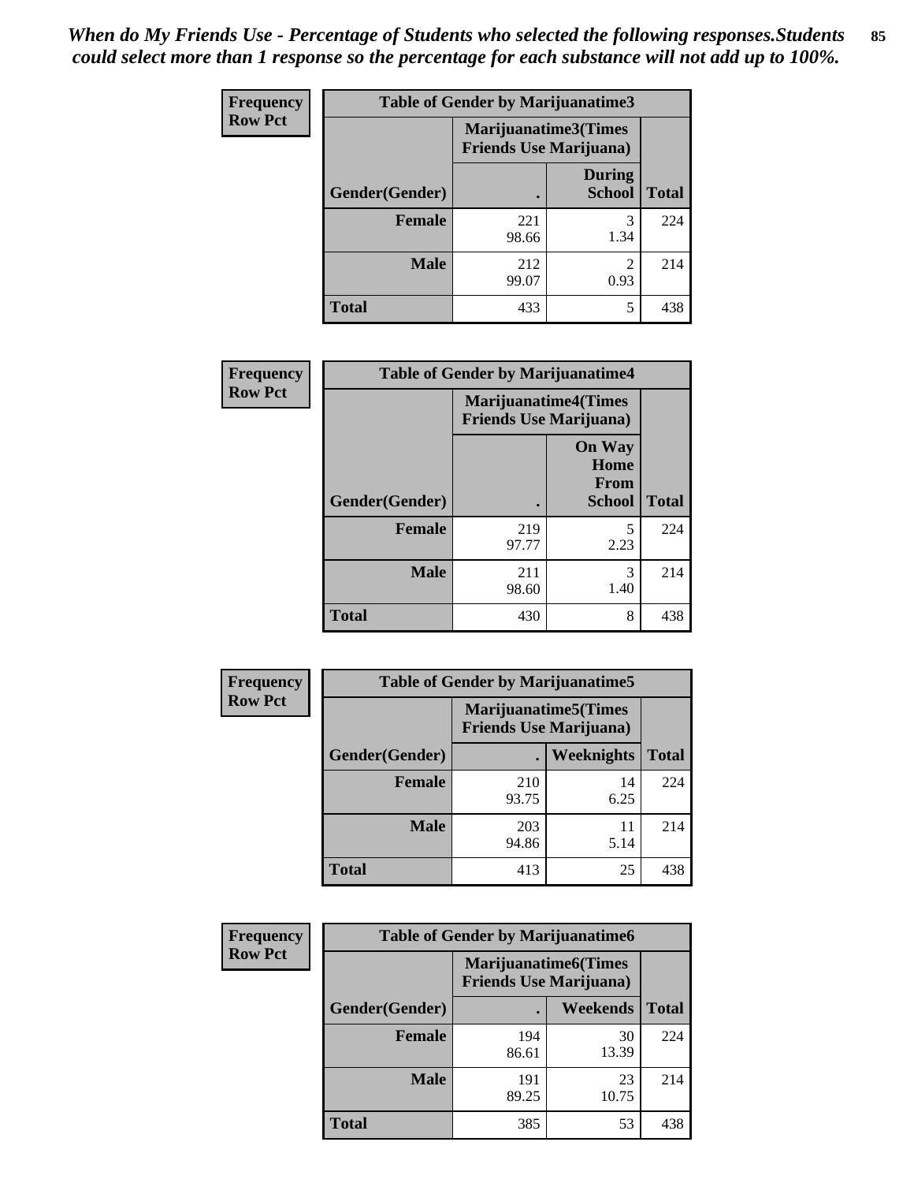*When do My Friends Use - Percentage of Students who selected the following responses.Students could select more than 1 response so the percentage for each substance will not add up to 100%.*

**Frequency**
**Row Pct**

| Table of Gender by Marijuanatime3 | | | |
|---|---|---|---|
| | Marijuanatime3(Times Friends Use Marijuana) | | |
| Gender(Gender) | . | During School | Total |
| **Female** | 221<br>98.66 | 3<br>1.34 | 224 |
| **Male** | 212<br>99.07 | 2<br>0.93 | 214 |
| **Total** | 433 | 5 | 438 |

**Frequency**
**Row Pct**

| Table of Gender by Marijuanatime4 | | | |
|---|---|---|---|
| | Marijuanatime4(Times Friends Use Marijuana) | | |
| Gender(Gender) | . | On Way Home From School | Total |
| **Female** | 219<br>97.77 | 5<br>2.23 | 224 |
| **Male** | 211<br>98.60 | 3<br>1.40 | 214 |
| **Total** | 430 | 8 | 438 |

**Frequency**
**Row Pct**

| Table of Gender by Marijuanatime5 | | | |
|---|---|---|---|
| | Marijuanatime5(Times Friends Use Marijuana) | | |
| Gender(Gender) | . | Weeknights | Total |
| **Female** | 210<br>93.75 | 14<br>6.25 | 224 |
| **Male** | 203<br>94.86 | 11<br>5.14 | 214 |
| **Total** | 413 | 25 | 438 |

**Frequency**
**Row Pct**

| Table of Gender by Marijuanatime6 | | | |
|---|---|---|---|
| | Marijuanatime6(Times Friends Use Marijuana) | | |
| Gender(Gender) | . | Weekends | Total |
| **Female** | 194<br>86.61 | 30<br>13.39 | 224 |
| **Male** | 191<br>89.25 | 23<br>10.75 | 214 |
| **Total** | 385 | 53 | 438 |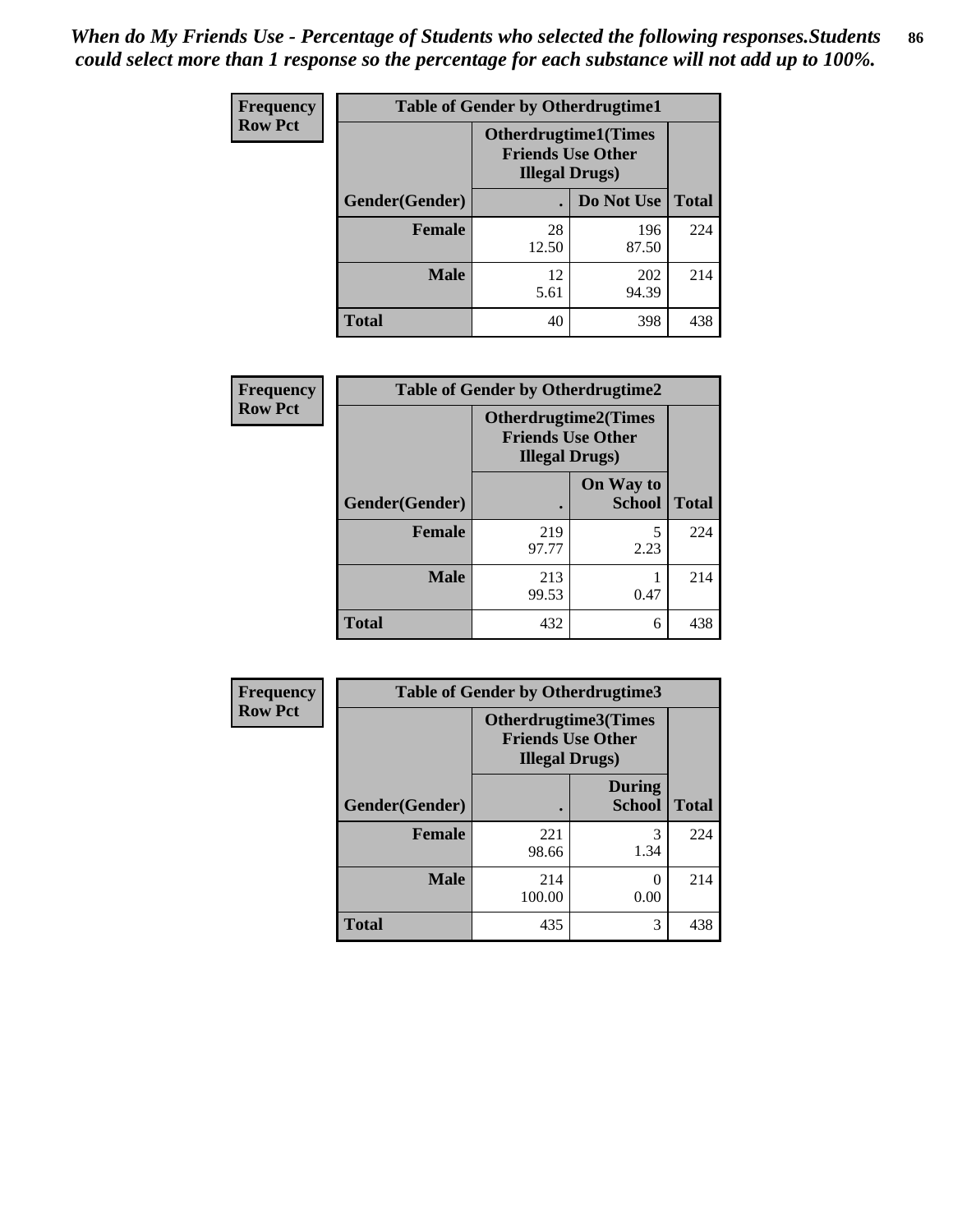*When do My Friends Use - Percentage of Students who selected the following responses.Students could select more than 1 response so the percentage for each substance will not add up to 100%.*

**Frequency**
**Row Pct**

**Table of Gender by Otherdrugtime1**

| Gender(Gender) | Otherdrugtime1(Times Friends Use Other Illegal Drugs) . | Do Not Use | Total |
|---|---|---|---|
| **Female** | 28<br>12.50 | 196<br>87.50 | 224 |
| **Male** | 12<br>5.61 | 202<br>94.39 | 214 |
| **Total** | 40 | 398 | 438 |

**Frequency**
**Row Pct**

**Table of Gender by Otherdrugtime2**

| Gender(Gender) | Otherdrugtime2(Times Friends Use Other Illegal Drugs) . | On Way to School | Total |
|---|---|---|---|
| **Female** | 219<br>97.77 | 5<br>2.23 | 224 |
| **Male** | 213<br>99.53 | 1<br>0.47 | 214 |
| **Total** | 432 | 6 | 438 |

**Frequency**
**Row Pct**

**Table of Gender by Otherdrugtime3**

| Gender(Gender) | Otherdrugtime3(Times Friends Use Other Illegal Drugs) . | During School | Total |
|---|---|---|---|
| **Female** | 221<br>98.66 | 3<br>1.34 | 224 |
| **Male** | 214<br>100.00 | 0<br>0.00 | 214 |
| **Total** | 435 | 3 | 438 |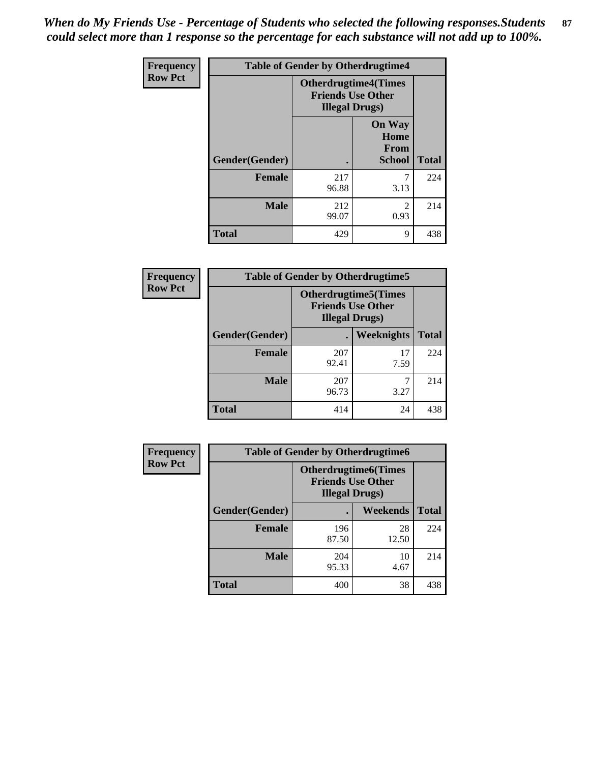*When do My Friends Use - Percentage of Students who selected the following responses.Students could select more than 1 response so the percentage for each substance will not add up to 100%.*

**Frequency Row Pct**

| Table of Gender by Otherdrugtime4 | | | |
|---|---|---|---|
| | Otherdrugtime4(Times Friends Use Other Illegal Drugs) | | |
| Gender(Gender) | . | On Way Home From School | Total |
| Female | 217<br>96.88 | 7<br>3.13 | 224 |
| Male | 212<br>99.07 | 2<br>0.93 | 214 |
| Total | 429 | 9 | 438 |

**Frequency Row Pct**

| Table of Gender by Otherdrugtime5 | | | |
|---|---|---|---|
| | Otherdrugtime5(Times Friends Use Other Illegal Drugs) | | |
| Gender(Gender) | . | Weeknights | Total |
| Female | 207<br>92.41 | 17<br>7.59 | 224 |
| Male | 207<br>96.73 | 7<br>3.27 | 214 |
| Total | 414 | 24 | 438 |

**Frequency Row Pct**

| Table of Gender by Otherdrugtime6 | | | |
|---|---|---|---|
| | Otherdrugtime6(Times Friends Use Other Illegal Drugs) | | |
| Gender(Gender) | . | Weekends | Total |
| Female | 196<br>87.50 | 28<br>12.50 | 224 |
| Male | 204<br>95.33 | 10<br>4.67 | 214 |
| Total | 400 | 38 | 438 |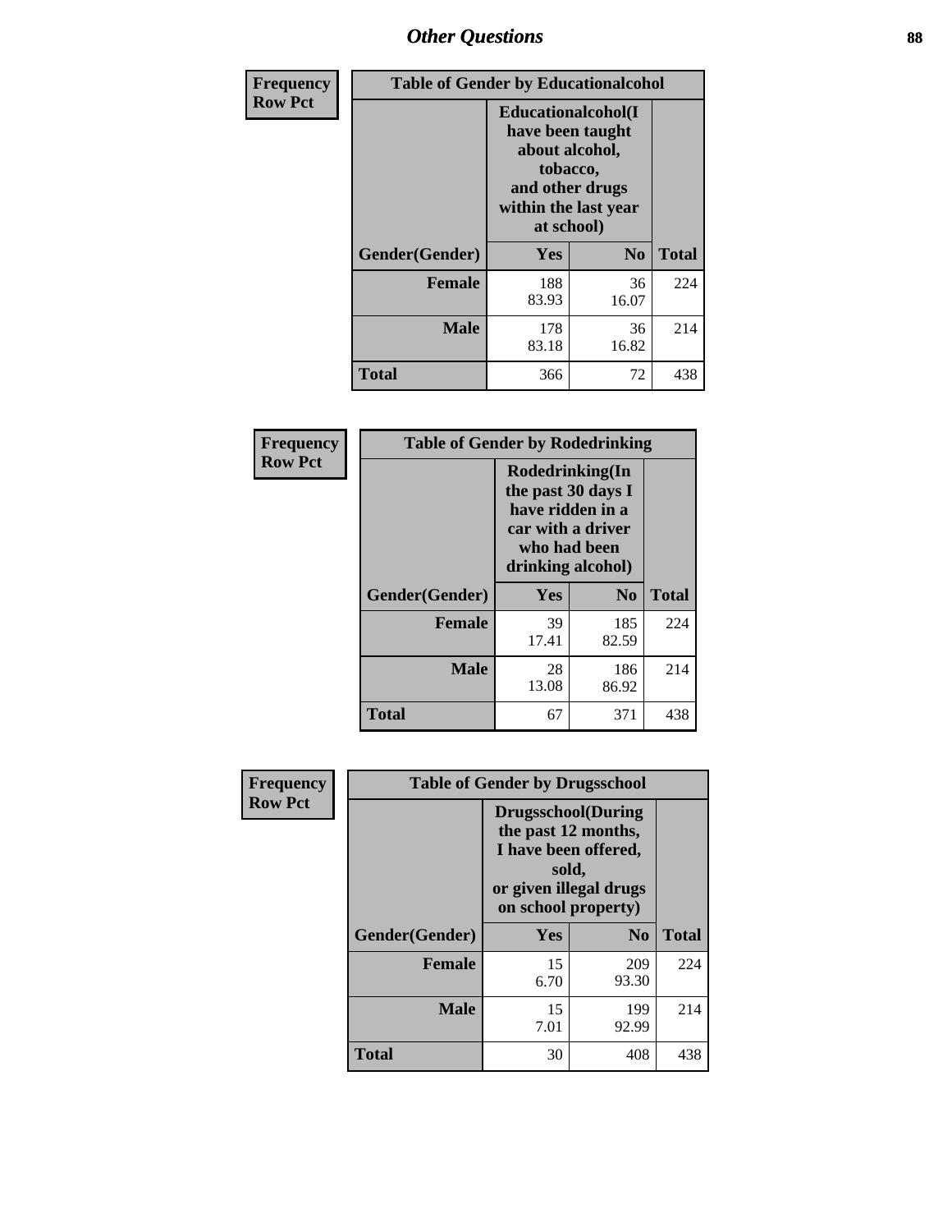# Other Questions

**Frequency / Row Pct**

**Table of Gender by Educationalcohol**

| Gender(Gender) | Educationalcohol(I have been taught about alcohol, tobacco, and other drugs within the last year at school) Yes | No | Total |
|---|---|---|---|
| **Female** | 188<br>83.93 | 36<br>16.07 | 224 |
| **Male** | 178<br>83.18 | 36<br>16.82 | 214 |
| **Total** | 366 | 72 | 438 |

**Frequency / Row Pct**

**Table of Gender by Rodedrinking**

| Gender(Gender) | Rodedrinking(In the past 30 days I have ridden in a car with a driver who had been drinking alcohol) Yes | No | Total |
|---|---|---|---|
| **Female** | 39<br>17.41 | 185<br>82.59 | 224 |
| **Male** | 28<br>13.08 | 186<br>86.92 | 214 |
| **Total** | 67 | 371 | 438 |

**Frequency / Row Pct**

**Table of Gender by Drugsschool**

| Gender(Gender) | Drugsschool(During the past 12 months, I have been offered, sold, or given illegal drugs on school property) Yes | No | Total |
|---|---|---|---|
| **Female** | 15<br>6.70 | 209<br>93.30 | 224 |
| **Male** | 15<br>7.01 | 199<br>92.99 | 214 |
| **Total** | 30 | 408 | 438 |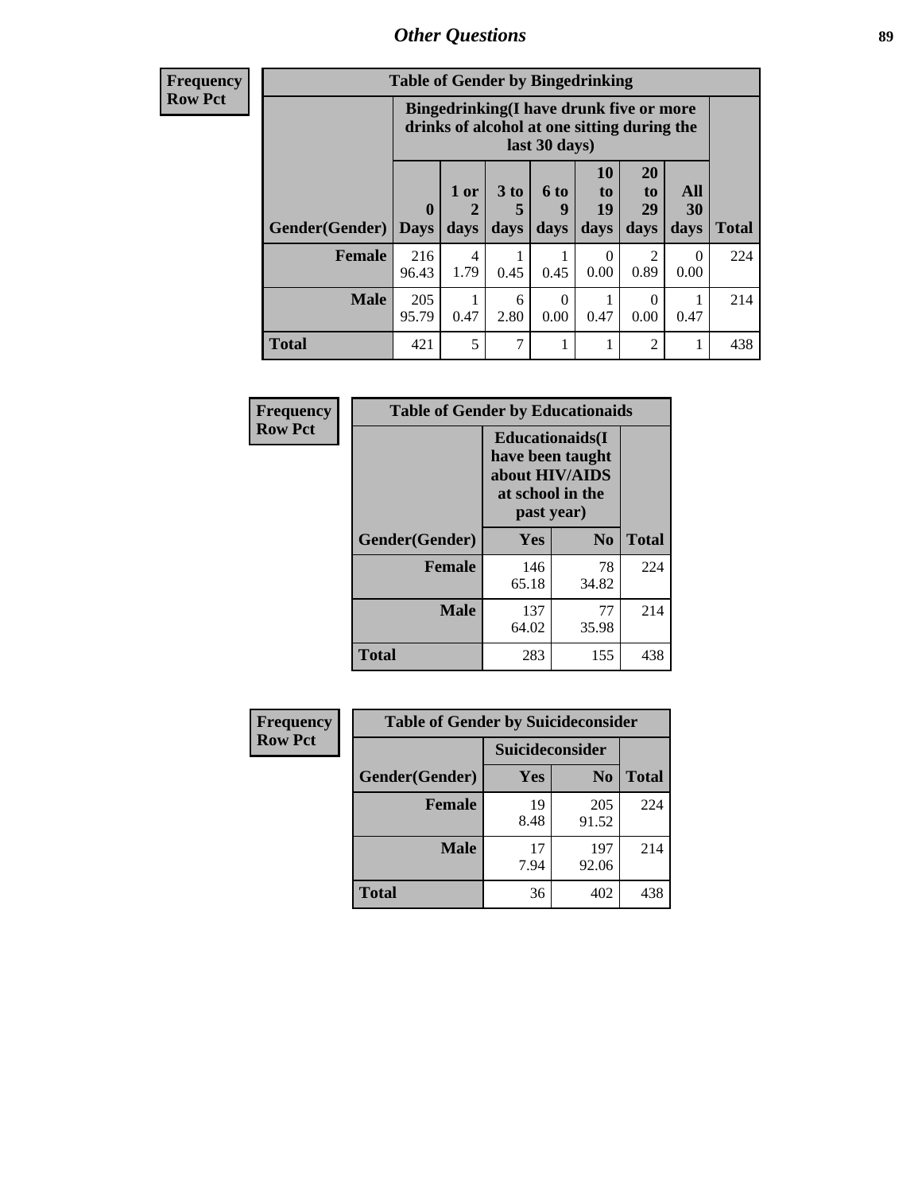## Other Questions

**Frequency**
**Row Pct**

**Table of Gender by Bingedrinking**

| Gender(Gender) | Bingedrinking(I have drunk five or more drinks of alcohol at one sitting during the last 30 days) | | | | | | | Total |
|---|---|---|---|---|---|---|---|---|
| | 0 Days | 1 or 2 days | 3 to 5 days | 6 to 9 days | 10 to 19 days | 20 to 29 days | All 30 days | |
| **Female** | 216<br>96.43 | 4<br>1.79 | 1<br>0.45 | 1<br>0.45 | 0<br>0.00 | 2<br>0.89 | 0<br>0.00 | 224 |
| **Male** | 205<br>95.79 | 1<br>0.47 | 6<br>2.80 | 0<br>0.00 | 1<br>0.47 | 0<br>0.00 | 1<br>0.47 | 214 |
| **Total** | 421 | 5 | 7 | 1 | 1 | 2 | 1 | 438 |

**Frequency**
**Row Pct**

**Table of Gender by Educationaids**

| Gender(Gender) | Educationaids(I have been taught about HIV/AIDS at school in the past year) | | Total |
|---|---|---|---|
| | Yes | No | |
| **Female** | 146<br>65.18 | 78<br>34.82 | 224 |
| **Male** | 137<br>64.02 | 77<br>35.98 | 214 |
| **Total** | 283 | 155 | 438 |

**Frequency**
**Row Pct**

**Table of Gender by Suicideconsider**

| Gender(Gender) | Suicideconsider | | Total |
|---|---|---|---|
| | Yes | No | |
| **Female** | 19<br>8.48 | 205<br>91.52 | 224 |
| **Male** | 17<br>7.94 | 197<br>92.06 | 214 |
| **Total** | 36 | 402 | 438 |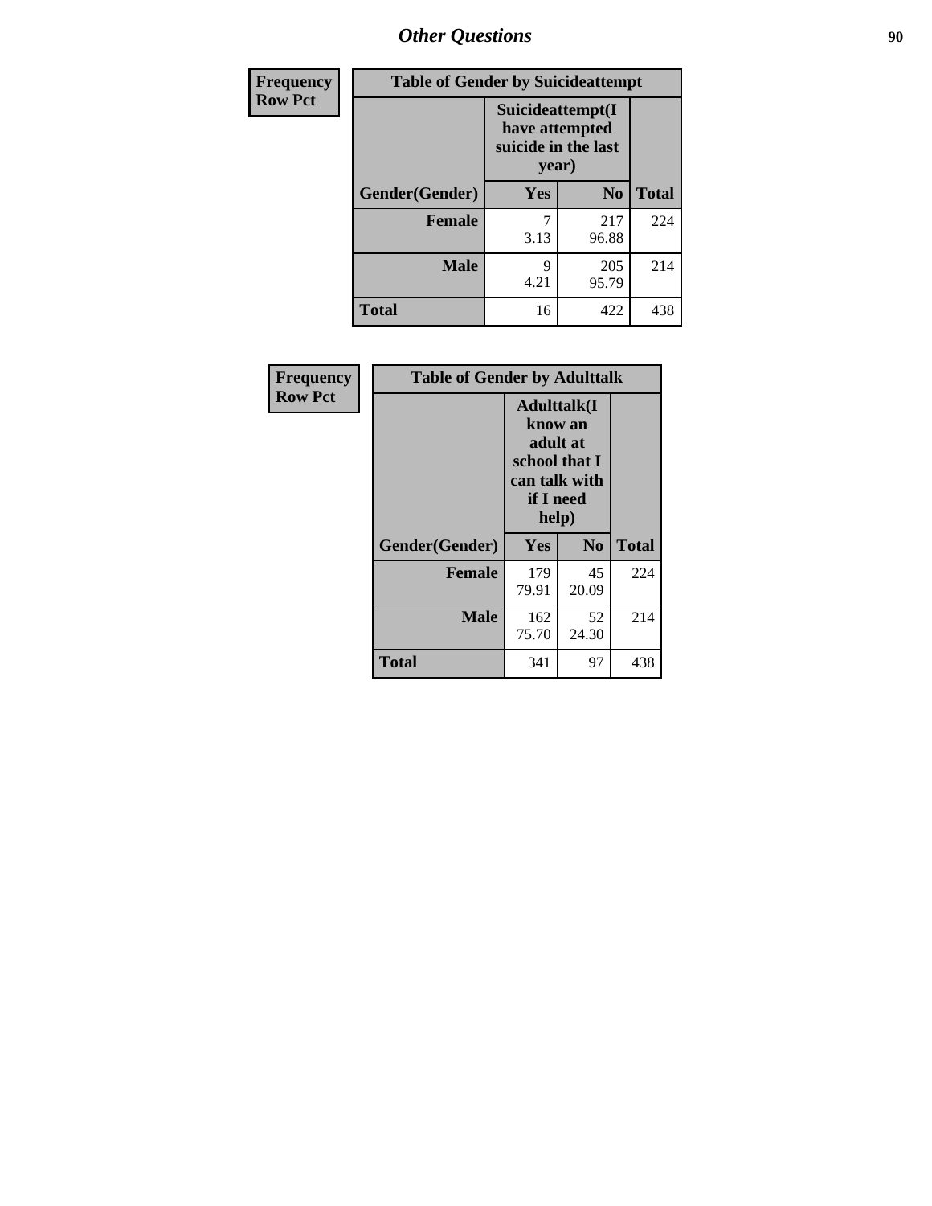# Other Questions

| Frequency<br>Row Pct | Table of Gender by Suicideattempt | | |
|---|---|---|---|
| | Suicideattempt(I have attempted suicide in the last year) | | |
| Gender(Gender) | Yes | No | Total |
| Female | 7<br>3.13 | 217<br>96.88 | 224 |
| Male | 9<br>4.21 | 205<br>95.79 | 214 |
| Total | 16 | 422 | 438 |

| Frequency<br>Row Pct | Table of Gender by Adulttalk | | |
|---|---|---|---|
| | Adulttalk(I know an adult at school that I can talk with if I need help) | | |
| Gender(Gender) | Yes | No | Total |
| Female | 179<br>79.91 | 45<br>20.09 | 224 |
| Male | 162<br>75.70 | 52<br>24.30 | 214 |
| Total | 341 | 97 | 438 |